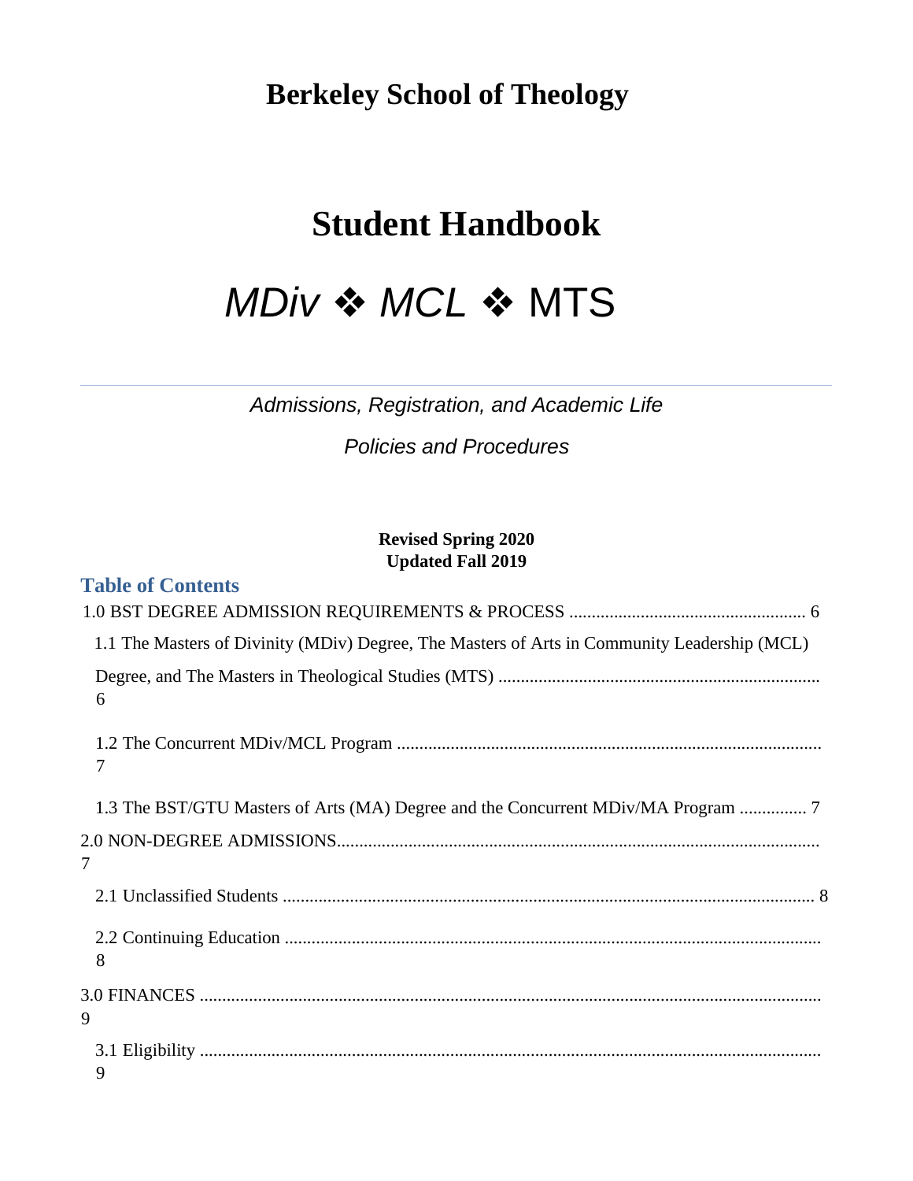# Berkeley School of Theology

# Student Handbook

## *MDiv* ❖ *MCL* ❖ MTS

---

*Admissions, Registration, and Academic Life*

*Policies and Procedures*

**Revised Spring 2020**
**Updated Fall 2019**

## Table of Contents

1.0 BST DEGREE ADMISSION REQUIREMENTS & PROCESS ..................................................... 6

- 1.1 The Masters of Divinity (MDiv) Degree, The Masters of Arts in Community Leadership (MCL) Degree, and The Masters in Theological Studies (MTS) ........................................................................ 6
- 1.2 The Concurrent MDiv/MCL Program ............................................................................................... 7
- 1.3 The BST/GTU Masters of Arts (MA) Degree and the Concurrent MDiv/MA Program ............... 7

2.0 NON-DEGREE ADMISSIONS........................................................................................................... 7

- 2.1 Unclassified Students ....................................................................................................................... 8
- 2.2 Continuing Education ....................................................................................................................... 8

3.0 FINANCES ........................................................................................................................................... 9

- 3.1 Eligibility ........................................................................................................................................... 9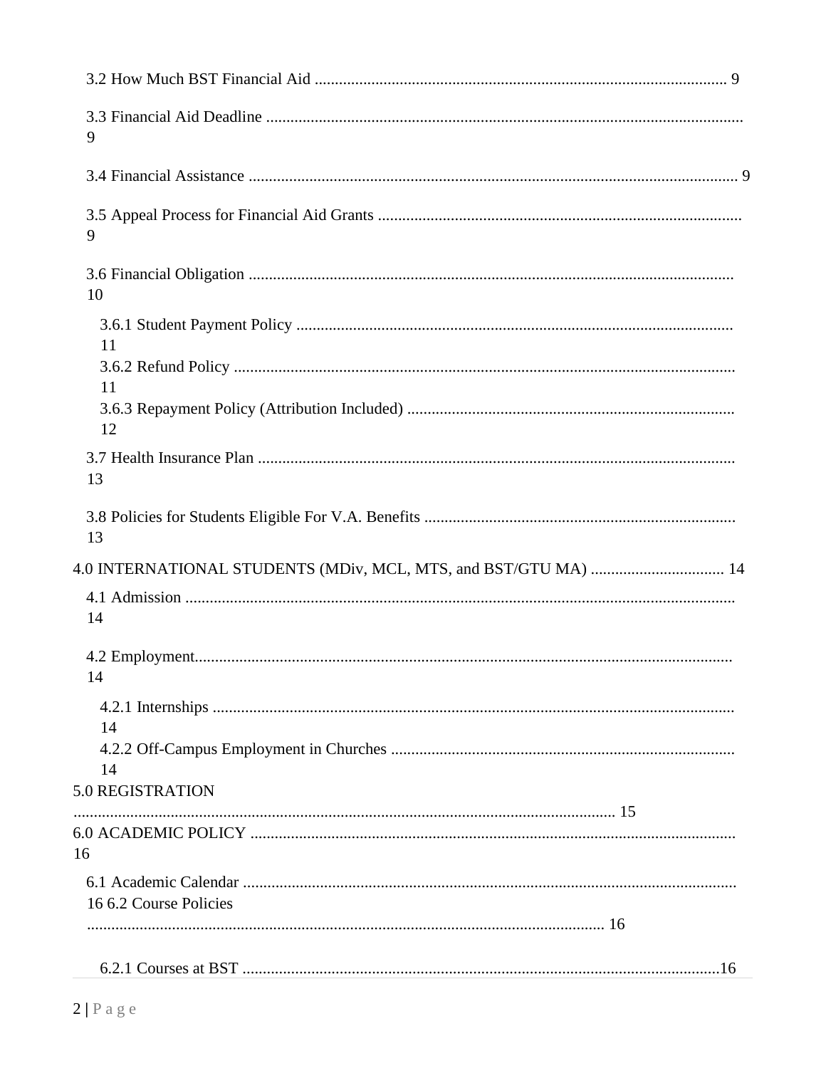3.2 How Much BST Financial Aid ........................................................................................ 9

3.3 Financial Aid Deadline ........................................................................................................ 9

3.4 Financial Assistance ........................................................................................................... 9

3.5 Appeal Process for Financial Aid Grants ........................................................................... 9

3.6 Financial Obligation ........................................................................................................ 10

3.6.1 Student Payment Policy ............................................................................................. 11
3.6.2 Refund Policy ............................................................................................................. 11
3.6.3 Repayment Policy (Attribution Included) .................................................................. 12

3.7 Health Insurance Plan ....................................................................................................... 13

3.8 Policies for Students Eligible For V.A. Benefits .............................................................. 13

4.0 INTERNATIONAL STUDENTS (MDiv, MCL, MTS, and BST/GTU MA) ................................. 14

4.1 Admission ........................................................................................................................ 14

4.2 Employment...................................................................................................................... 14

4.2.1 Internships ................................................................................................................. 14
4.2.2 Off-Campus Employment in Churches ..................................................................... 14

5.0 REGISTRATION ..................................................................................................................... 15

6.0 ACADEMIC POLICY ........................................................................................................... 16

6.1 Academic Calendar ........................................................................................................... 16

6.2 Course Policies ................................................................................................................. 16

6.2.1 Courses at BST ...........................................................................................................16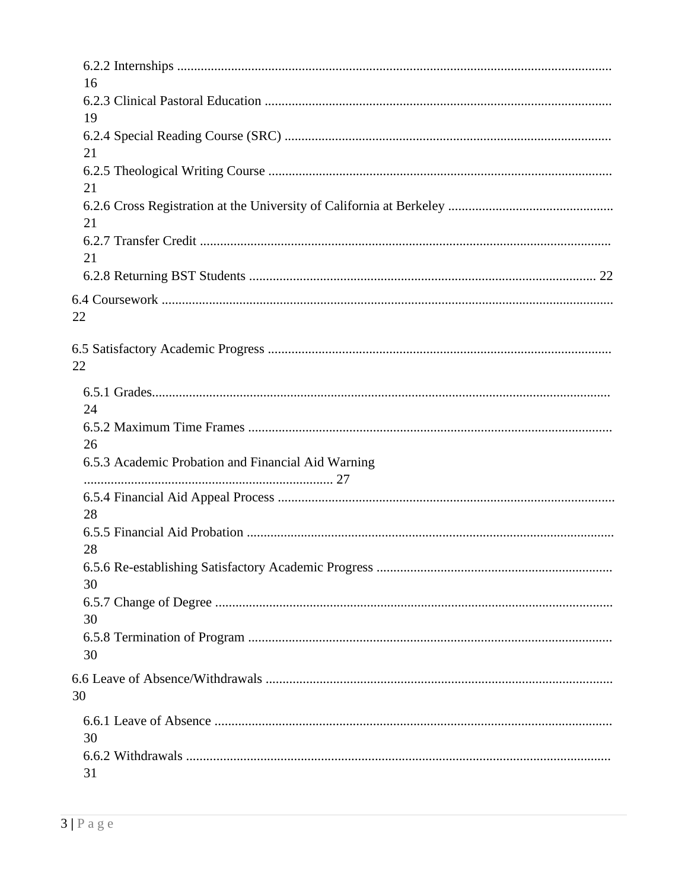6.2.2 Internships ............................................................................................................................ 16

6.2.3 Clinical Pastoral Education ...................................................................................................... 19

6.2.4 Special Reading Course (SRC) ................................................................................................ 21

6.2.5 Theological Writing Course ..................................................................................................... 21

6.2.6 Cross Registration at the University of California at Berkeley ................................................ 21

6.2.7 Transfer Credit ......................................................................................................................... 21

6.2.8 Returning BST Students ....................................................................................................... 22

6.4 Coursework ..................................................................................................................................... 22

6.5 Satisfactory Academic Progress ..................................................................................................... 22

6.5.1 Grades....................................................................................................................................... 24

6.5.2 Maximum Time Frames ........................................................................................................... 26

6.5.3 Academic Probation and Financial Aid Warning .......................................................................... 27

6.5.4 Financial Aid Appeal Process ................................................................................................... 28

6.5.5 Financial Aid Probation ............................................................................................................ 28

6.5.6 Re-establishing Satisfactory Academic Progress ..................................................................... 30

6.5.7 Change of Degree ..................................................................................................................... 30

6.5.8 Termination of Program ........................................................................................................... 30

6.6 Leave of Absence/Withdrawals ...................................................................................................... 30

6.6.1 Leave of Absence ..................................................................................................................... 30

6.6.2 Withdrawals .............................................................................................................................. 31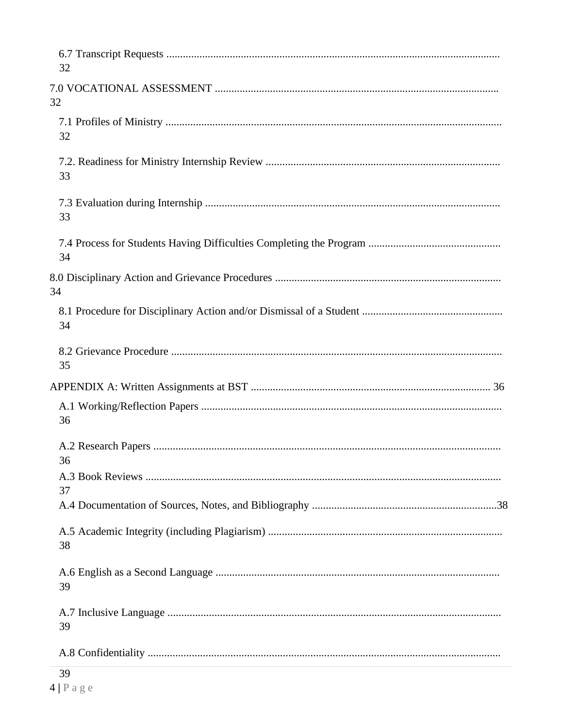6.7 Transcript Requests ........................................................................................................................ 32

7.0 VOCATIONAL ASSESSMENT ...................................................................................................... 32

7.1 Profiles of Ministry ........................................................................................................................ 32

7.2. Readiness for Ministry Internship Review .................................................................................... 33

7.3 Evaluation during Internship .......................................................................................................... 33

7.4 Process for Students Having Difficulties Completing the Program ............................................... 34

8.0 Disciplinary Action and Grievance Procedures ................................................................................. 34

8.1 Procedure for Disciplinary Action and/or Dismissal of a Student .................................................. 34

8.2 Grievance Procedure ....................................................................................................................... 35

APPENDIX A: Written Assignments at BST ...................................................................................... 36

A.1 Working/Reflection Papers ............................................................................................................ 36

A.2 Research Papers .............................................................................................................................. 36

A.3 Book Reviews ................................................................................................................................. 37

A.4 Documentation of Sources, Notes, and Bibliography ...................................................................38

A.5 Academic Integrity (including Plagiarism) .................................................................................... 38

A.6 English as a Second Language ...................................................................................................... 39

A.7 Inclusive Language ......................................................................................................................... 39

A.8 Confidentiality ................................................................................................................................ 39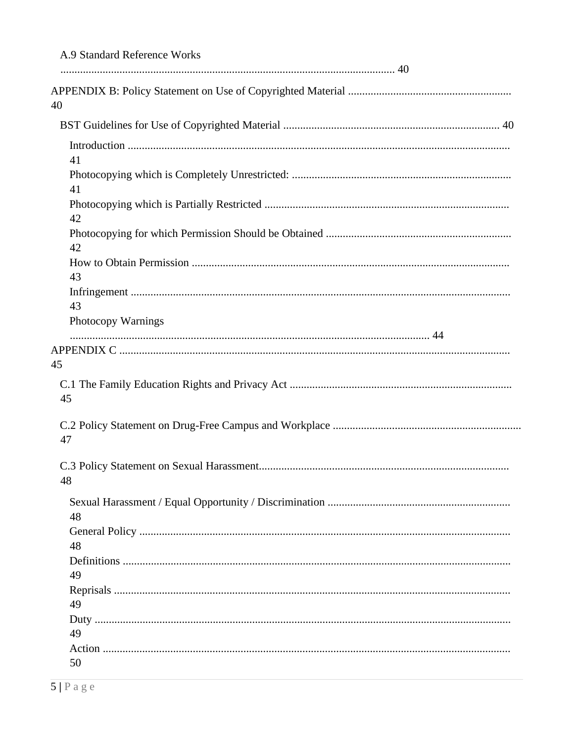A.9 Standard Reference Works ........................................................................................................................ 40

APPENDIX B: Policy Statement on Use of Copyrighted Material ........................................................... 40

BST Guidelines for Use of Copyrighted Material ............................................................................. 40

Introduction ........................................................................................................................................ 41

Photocopying which is Completely Unrestricted: ............................................................................. 41

Photocopying which is Partially Restricted ...................................................................................... 42

Photocopying for which Permission Should be Obtained ................................................................. 42

How to Obtain Permission ................................................................................................................. 43

Infringement ........................................................................................................................................ 43

Photocopy Warnings ................................................................................................................................ 44

APPENDIX C ............................................................................................................................................ 45

C.1 The Family Education Rights and Privacy Act ............................................................................... 45

C.2 Policy Statement on Drug-Free Campus and Workplace .................................................................. 47

C.3 Policy Statement on Sexual Harassment......................................................................................... 48

Sexual Harassment / Equal Opportunity / Discrimination ................................................................. 48

General Policy .................................................................................................................................... 48

Definitions .......................................................................................................................................... 49

Reprisals ............................................................................................................................................. 49

Duty .................................................................................................................................................... 49

Action ................................................................................................................................................. 50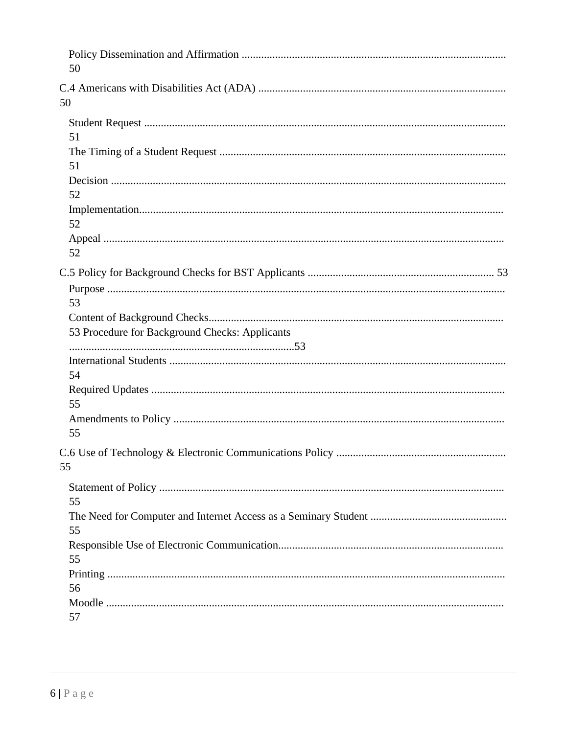Policy Dissemination and Affirmation ............................................................................................. 50

C.4 Americans with Disabilities Act (ADA) ........................................................................................ 50

Student Request ................................................................................................................................ 51
The Timing of a Student Request ..................................................................................................... 51
Decision ............................................................................................................................................ 52
Implementation.................................................................................................................................. 52
Appeal ............................................................................................................................................... 52

C.5 Policy for Background Checks for BST Applicants .................................................................. 53

Purpose ............................................................................................................................................. 53
Content of Background Checks......................................................................................................... 53
Procedure for Background Checks: Applicants ................................................................................53
International Students ....................................................................................................................... 54
Required Updates ............................................................................................................................. 55
Amendments to Policy ...................................................................................................................... 55

C.6 Use of Technology & Electronic Communications Policy ........................................................... 55

Statement of Policy ........................................................................................................................... 55
The Need for Computer and Internet Access as a Seminary Student ............................................... 55
Responsible Use of Electronic Communication................................................................................ 55
Printing ............................................................................................................................................. 56
Moodle .............................................................................................................................................. 57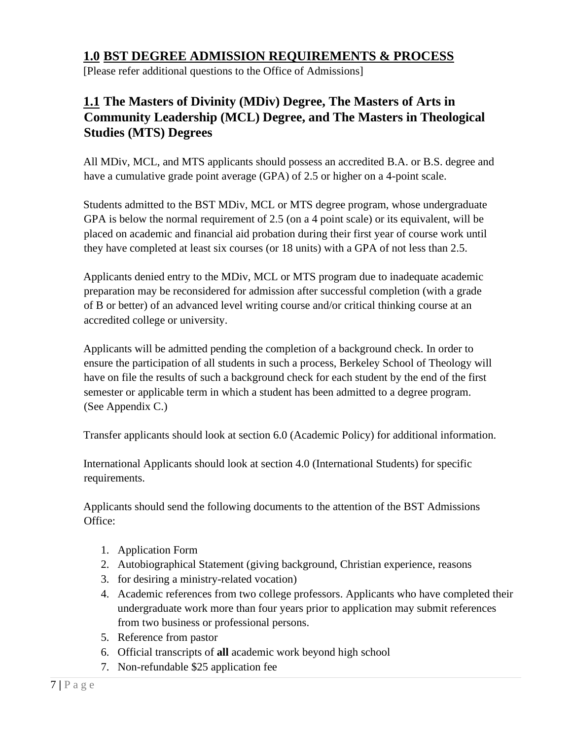## **<u>1.0</u> <u>BST DEGREE ADMISSION REQUIREMENTS & PROCESS</u>**

[Please refer additional questions to the Office of Admissions]

### **<u>1.1</u> The Masters of Divinity (MDiv) Degree, The Masters of Arts in Community Leadership (MCL) Degree, and The Masters in Theological Studies (MTS) Degrees**

All MDiv, MCL, and MTS applicants should possess an accredited B.A. or B.S. degree and have a cumulative grade point average (GPA) of 2.5 or higher on a 4-point scale.

Students admitted to the BST MDiv, MCL or MTS degree program, whose undergraduate GPA is below the normal requirement of 2.5 (on a 4 point scale) or its equivalent, will be placed on academic and financial aid probation during their first year of course work until they have completed at least six courses (or 18 units) with a GPA of not less than 2.5.

Applicants denied entry to the MDiv, MCL or MTS program due to inadequate academic preparation may be reconsidered for admission after successful completion (with a grade of B or better) of an advanced level writing course and/or critical thinking course at an accredited college or university.

Applicants will be admitted pending the completion of a background check. In order to ensure the participation of all students in such a process, Berkeley School of Theology will have on file the results of such a background check for each student by the end of the first semester or applicable term in which a student has been admitted to a degree program. (See Appendix C.)

Transfer applicants should look at section 6.0 (Academic Policy) for additional information.

International Applicants should look at section 4.0 (International Students) for specific requirements.

Applicants should send the following documents to the attention of the BST Admissions Office:

1. Application Form
2. Autobiographical Statement (giving background, Christian experience, reasons
3. for desiring a ministry-related vocation)
4. Academic references from two college professors. Applicants who have completed their undergraduate work more than four years prior to application may submit references from two business or professional persons.
5. Reference from pastor
6. Official transcripts of **all** academic work beyond high school
7. Non-refundable $25 application fee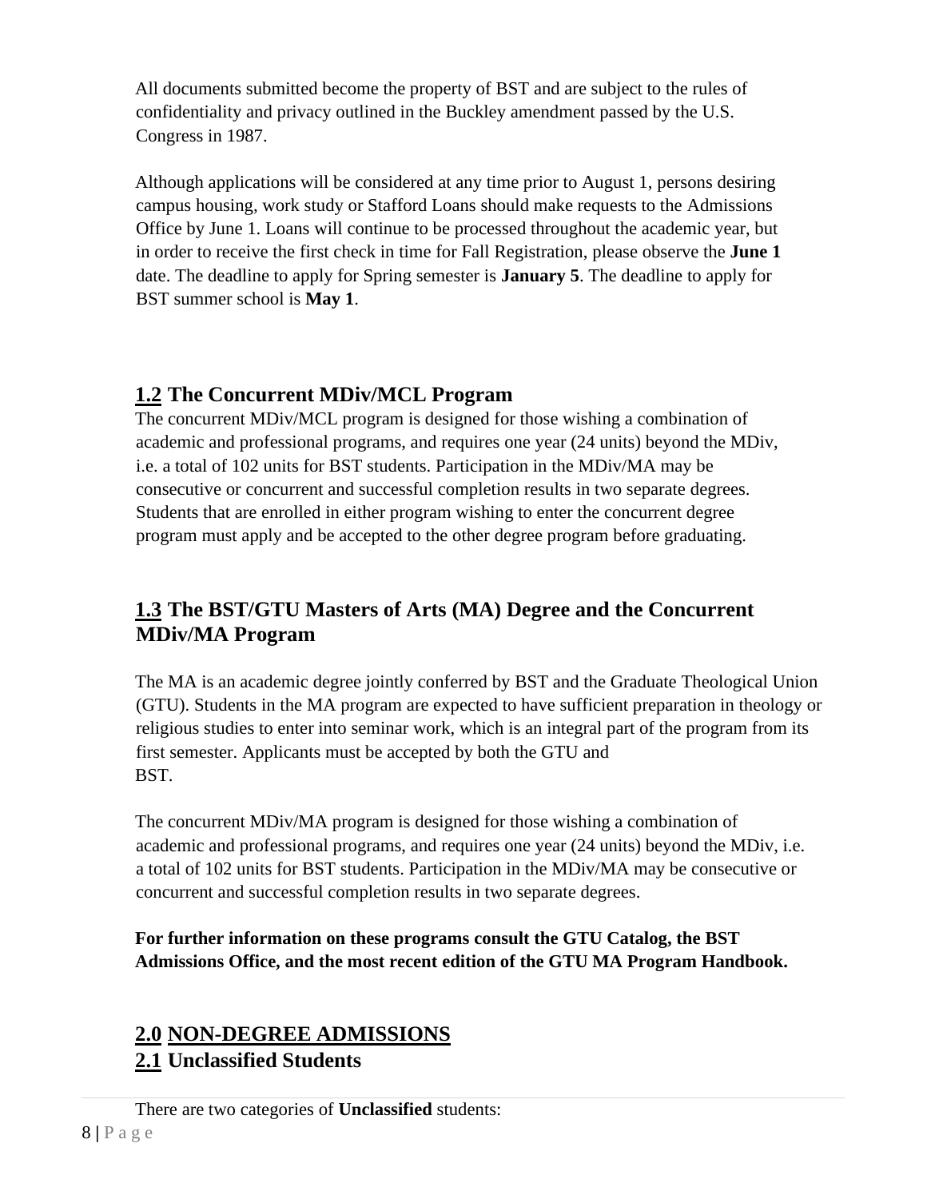All documents submitted become the property of BST and are subject to the rules of confidentiality and privacy outlined in the Buckley amendment passed by the U.S. Congress in 1987.

Although applications will be considered at any time prior to August 1, persons desiring campus housing, work study or Stafford Loans should make requests to the Admissions Office by June 1. Loans will continue to be processed throughout the academic year, but in order to receive the first check in time for Fall Registration, please observe the **June 1** date. The deadline to apply for Spring semester is **January 5**. The deadline to apply for BST summer school is **May 1**.

## 1.2 The Concurrent MDiv/MCL Program

The concurrent MDiv/MCL program is designed for those wishing a combination of academic and professional programs, and requires one year (24 units) beyond the MDiv, i.e. a total of 102 units for BST students. Participation in the MDiv/MA may be consecutive or concurrent and successful completion results in two separate degrees. Students that are enrolled in either program wishing to enter the concurrent degree program must apply and be accepted to the other degree program before graduating.

## 1.3 The BST/GTU Masters of Arts (MA) Degree and the Concurrent MDiv/MA Program

The MA is an academic degree jointly conferred by BST and the Graduate Theological Union (GTU). Students in the MA program are expected to have sufficient preparation in theology or religious studies to enter into seminar work, which is an integral part of the program from its first semester. Applicants must be accepted by both the GTU and BST.

The concurrent MDiv/MA program is designed for those wishing a combination of academic and professional programs, and requires one year (24 units) beyond the MDiv, i.e. a total of 102 units for BST students. Participation in the MDiv/MA may be consecutive or concurrent and successful completion results in two separate degrees.

**For further information on these programs consult the GTU Catalog, the BST Admissions Office, and the most recent edition of the GTU MA Program Handbook.**

# 2.0 NON-DEGREE ADMISSIONS

## 2.1 Unclassified Students

There are two categories of **Unclassified** students: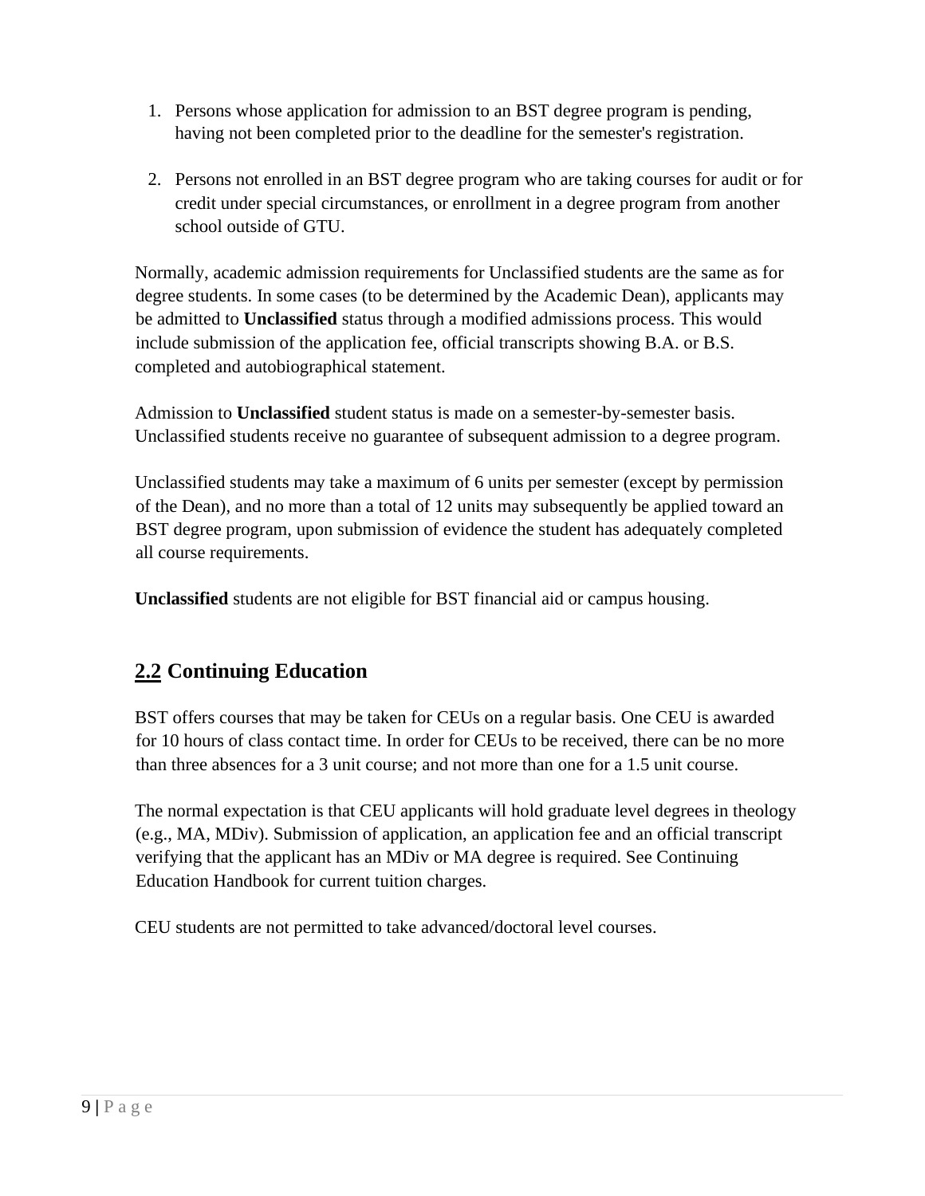1. Persons whose application for admission to an BST degree program is pending, having not been completed prior to the deadline for the semester's registration.

2. Persons not enrolled in an BST degree program who are taking courses for audit or for credit under special circumstances, or enrollment in a degree program from another school outside of GTU.

Normally, academic admission requirements for Unclassified students are the same as for degree students. In some cases (to be determined by the Academic Dean), applicants may be admitted to **Unclassified** status through a modified admissions process. This would include submission of the application fee, official transcripts showing B.A. or B.S. completed and autobiographical statement.

Admission to **Unclassified** student status is made on a semester-by-semester basis. Unclassified students receive no guarantee of subsequent admission to a degree program.

Unclassified students may take a maximum of 6 units per semester (except by permission of the Dean), and no more than a total of 12 units may subsequently be applied toward an BST degree program, upon submission of evidence the student has adequately completed all course requirements.

**Unclassified** students are not eligible for BST financial aid or campus housing.

## 2.2 Continuing Education

BST offers courses that may be taken for CEUs on a regular basis. One CEU is awarded for 10 hours of class contact time. In order for CEUs to be received, there can be no more than three absences for a 3 unit course; and not more than one for a 1.5 unit course.

The normal expectation is that CEU applicants will hold graduate level degrees in theology (e.g., MA, MDiv). Submission of application, an application fee and an official transcript verifying that the applicant has an MDiv or MA degree is required. See Continuing Education Handbook for current tuition charges.

CEU students are not permitted to take advanced/doctoral level courses.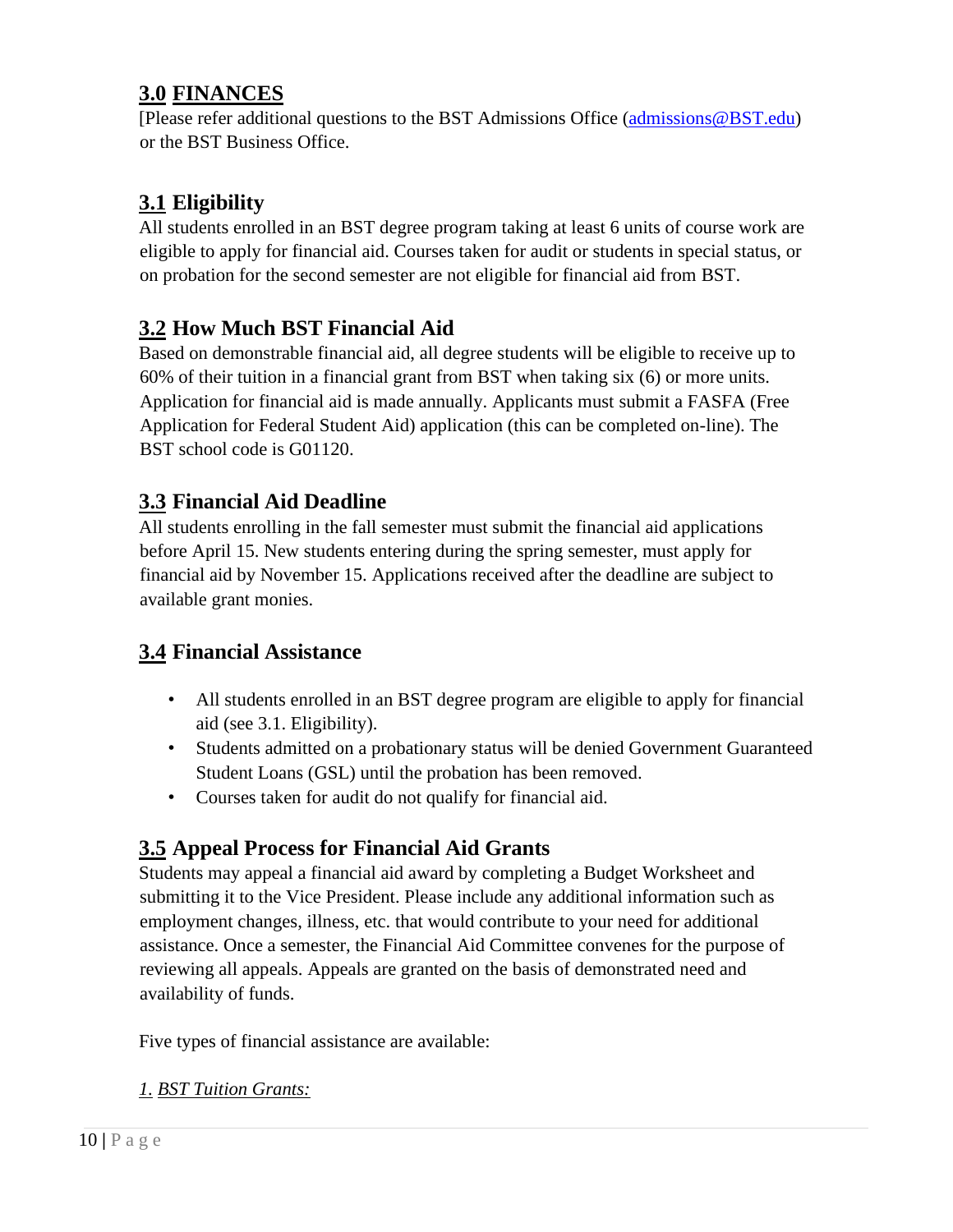## 3.0 FINANCES

[Please refer additional questions to the BST Admissions Office (admissions@BST.edu) or the BST Business Office.

### 3.1 Eligibility

All students enrolled in an BST degree program taking at least 6 units of course work are eligible to apply for financial aid. Courses taken for audit or students in special status, or on probation for the second semester are not eligible for financial aid from BST.

### 3.2 How Much BST Financial Aid

Based on demonstrable financial aid, all degree students will be eligible to receive up to 60% of their tuition in a financial grant from BST when taking six (6) or more units. Application for financial aid is made annually. Applicants must submit a FASFA (Free Application for Federal Student Aid) application (this can be completed on-line). The BST school code is G01120.

### 3.3 Financial Aid Deadline

All students enrolling in the fall semester must submit the financial aid applications before April 15. New students entering during the spring semester, must apply for financial aid by November 15. Applications received after the deadline are subject to available grant monies.

### 3.4 Financial Assistance

- All students enrolled in an BST degree program are eligible to apply for financial aid (see 3.1. Eligibility).
- Students admitted on a probationary status will be denied Government Guaranteed Student Loans (GSL) until the probation has been removed.
- Courses taken for audit do not qualify for financial aid.

### 3.5 Appeal Process for Financial Aid Grants

Students may appeal a financial aid award by completing a Budget Worksheet and submitting it to the Vice President. Please include any additional information such as employment changes, illness, etc. that would contribute to your need for additional assistance. Once a semester, the Financial Aid Committee convenes for the purpose of reviewing all appeals. Appeals are granted on the basis of demonstrated need and availability of funds.

Five types of financial assistance are available:

*1. BST Tuition Grants:*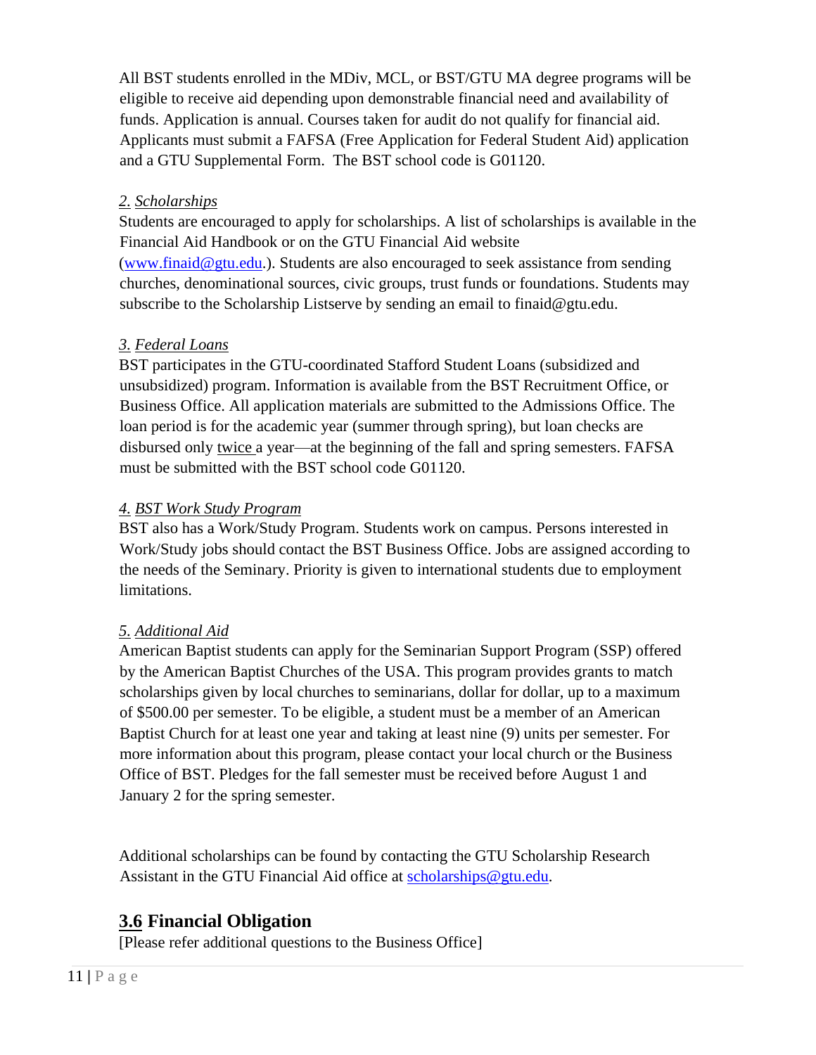All BST students enrolled in the MDiv, MCL, or BST/GTU MA degree programs will be eligible to receive aid depending upon demonstrable financial need and availability of funds. Application is annual. Courses taken for audit do not qualify for financial aid. Applicants must submit a FAFSA (Free Application for Federal Student Aid) application and a GTU Supplemental Form. The BST school code is G01120.

*2. Scholarships*

Students are encouraged to apply for scholarships. A list of scholarships is available in the Financial Aid Handbook or on the GTU Financial Aid website (www.finaid@gtu.edu.). Students are also encouraged to seek assistance from sending churches, denominational sources, civic groups, trust funds or foundations. Students may subscribe to the Scholarship Listserve by sending an email to finaid@gtu.edu.

*3. Federal Loans*

BST participates in the GTU-coordinated Stafford Student Loans (subsidized and unsubsidized) program. Information is available from the BST Recruitment Office, or Business Office. All application materials are submitted to the Admissions Office. The loan period is for the academic year (summer through spring), but loan checks are disbursed only twice a year—at the beginning of the fall and spring semesters. FAFSA must be submitted with the BST school code G01120.

*4. BST Work Study Program*

BST also has a Work/Study Program. Students work on campus. Persons interested in Work/Study jobs should contact the BST Business Office. Jobs are assigned according to the needs of the Seminary. Priority is given to international students due to employment limitations.

*5. Additional Aid*

American Baptist students can apply for the Seminarian Support Program (SSP) offered by the American Baptist Churches of the USA. This program provides grants to match scholarships given by local churches to seminarians, dollar for dollar, up to a maximum of $500.00 per semester. To be eligible, a student must be a member of an American Baptist Church for at least one year and taking at least nine (9) units per semester. For more information about this program, please contact your local church or the Business Office of BST. Pledges for the fall semester must be received before August 1 and January 2 for the spring semester.

Additional scholarships can be found by contacting the GTU Scholarship Research Assistant in the GTU Financial Aid office at scholarships@gtu.edu.

## 3.6 Financial Obligation

[Please refer additional questions to the Business Office]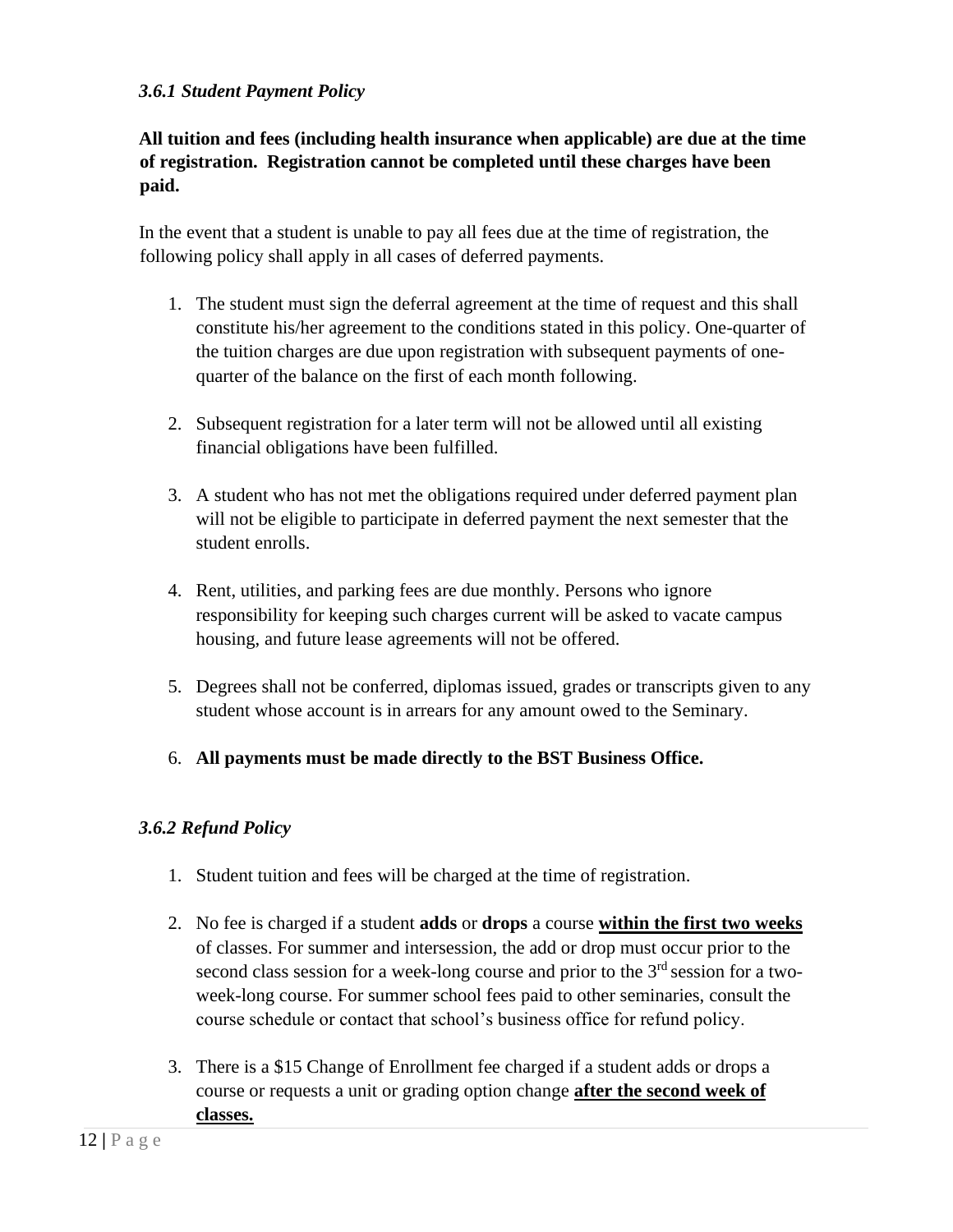### *3.6.1 Student Payment Policy*

**All tuition and fees (including health insurance when applicable) are due at the time of registration. Registration cannot be completed until these charges have been paid.**

In the event that a student is unable to pay all fees due at the time of registration, the following policy shall apply in all cases of deferred payments.

1. The student must sign the deferral agreement at the time of request and this shall constitute his/her agreement to the conditions stated in this policy. One-quarter of the tuition charges are due upon registration with subsequent payments of one-quarter of the balance on the first of each month following.

2. Subsequent registration for a later term will not be allowed until all existing financial obligations have been fulfilled.

3. A student who has not met the obligations required under deferred payment plan will not be eligible to participate in deferred payment the next semester that the student enrolls.

4. Rent, utilities, and parking fees are due monthly. Persons who ignore responsibility for keeping such charges current will be asked to vacate campus housing, and future lease agreements will not be offered.

5. Degrees shall not be conferred, diplomas issued, grades or transcripts given to any student whose account is in arrears for any amount owed to the Seminary.

6. **All payments must be made directly to the BST Business Office.**

### *3.6.2 Refund Policy*

1. Student tuition and fees will be charged at the time of registration.

2. No fee is charged if a student **adds** or **drops** a course <u>**within the first two weeks**</u> of classes. For summer and intersession, the add or drop must occur prior to the second class session for a week-long course and prior to the 3rd session for a two-week-long course. For summer school fees paid to other seminaries, consult the course schedule or contact that school's business office for refund policy.

3. There is a $15 Change of Enrollment fee charged if a student adds or drops a course or requests a unit or grading option change <u>**after the second week of classes.**</u>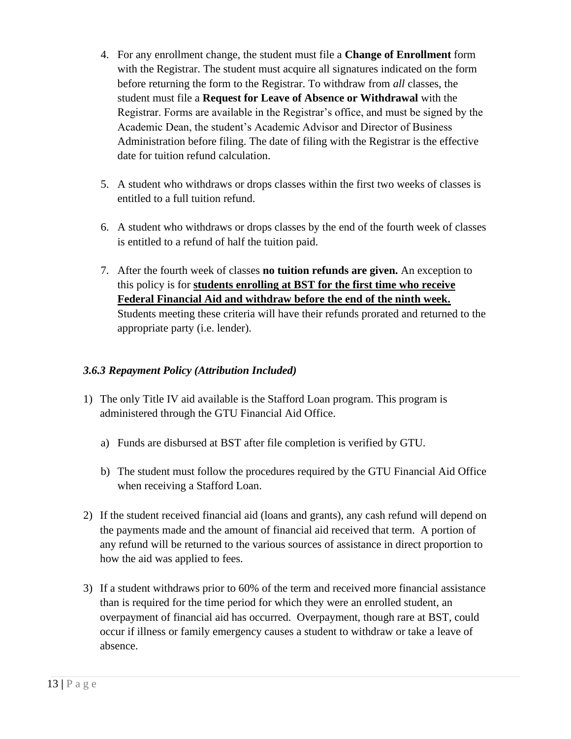4. For any enrollment change, the student must file a **Change of Enrollment** form with the Registrar. The student must acquire all signatures indicated on the form before returning the form to the Registrar. To withdraw from *all* classes, the student must file a **Request for Leave of Absence or Withdrawal** with the Registrar. Forms are available in the Registrar's office, and must be signed by the Academic Dean, the student's Academic Advisor and Director of Business Administration before filing. The date of filing with the Registrar is the effective date for tuition refund calculation.

5. A student who withdraws or drops classes within the first two weeks of classes is entitled to a full tuition refund.

6. A student who withdraws or drops classes by the end of the fourth week of classes is entitled to a refund of half the tuition paid.

7. After the fourth week of classes **no tuition refunds are given.** An exception to this policy is for **<u>students enrolling at BST for the first time who receive Federal Financial Aid and withdraw before the end of the ninth week.</u>** Students meeting these criteria will have their refunds prorated and returned to the appropriate party (i.e. lender).

### *3.6.3 Repayment Policy (Attribution Included)*

1) The only Title IV aid available is the Stafford Loan program. This program is administered through the GTU Financial Aid Office.

   a) Funds are disbursed at BST after file completion is verified by GTU.

   b) The student must follow the procedures required by the GTU Financial Aid Office when receiving a Stafford Loan.

2) If the student received financial aid (loans and grants), any cash refund will depend on the payments made and the amount of financial aid received that term. A portion of any refund will be returned to the various sources of assistance in direct proportion to how the aid was applied to fees.

3) If a student withdraws prior to 60% of the term and received more financial assistance than is required for the time period for which they were an enrolled student, an overpayment of financial aid has occurred. Overpayment, though rare at BST, could occur if illness or family emergency causes a student to withdraw or take a leave of absence.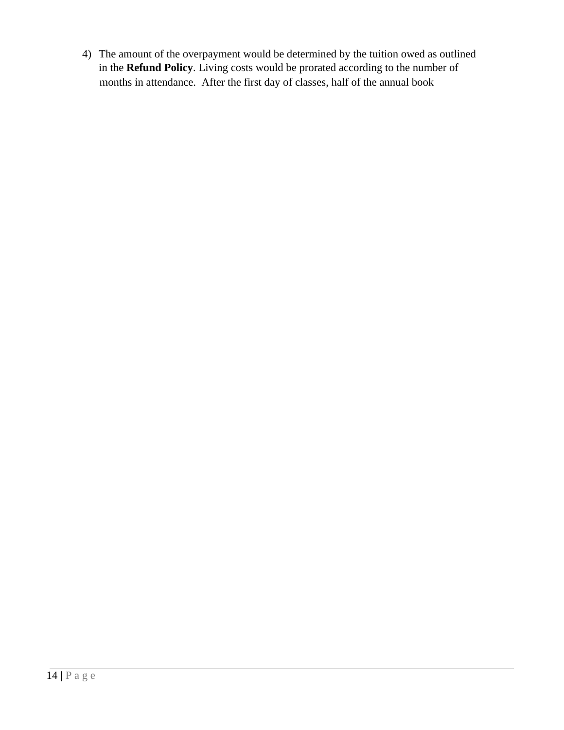4) The amount of the overpayment would be determined by the tuition owed as outlined in the **Refund Policy**. Living costs would be prorated according to the number of months in attendance. After the first day of classes, half of the annual book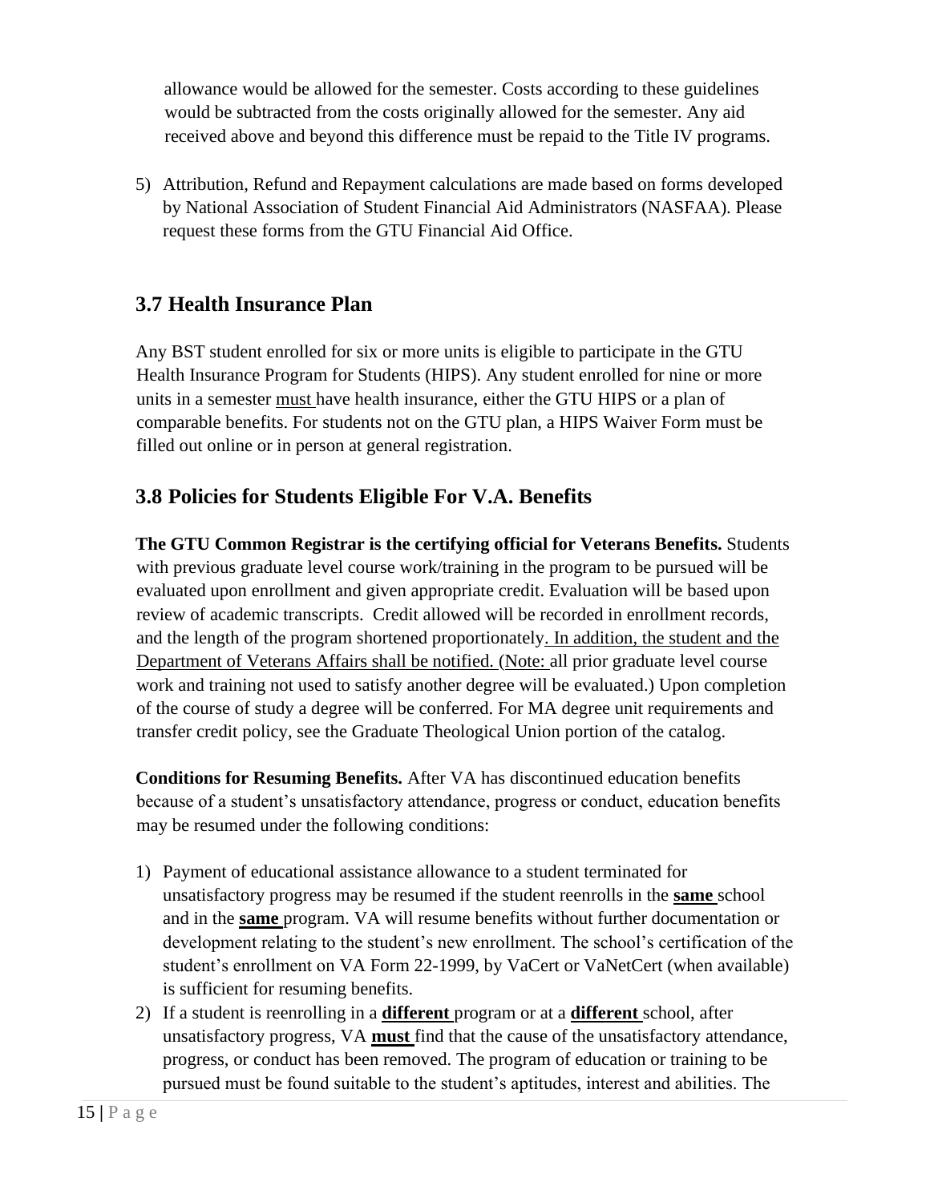allowance would be allowed for the semester. Costs according to these guidelines would be subtracted from the costs originally allowed for the semester. Any aid received above and beyond this difference must be repaid to the Title IV programs.

5) Attribution, Refund and Repayment calculations are made based on forms developed by National Association of Student Financial Aid Administrators (NASFAA). Please request these forms from the GTU Financial Aid Office.

## 3.7 Health Insurance Plan

Any BST student enrolled for six or more units is eligible to participate in the GTU Health Insurance Program for Students (HIPS). Any student enrolled for nine or more units in a semester must have health insurance, either the GTU HIPS or a plan of comparable benefits. For students not on the GTU plan, a HIPS Waiver Form must be filled out online or in person at general registration.

## 3.8 Policies for Students Eligible For V.A. Benefits

**The GTU Common Registrar is the certifying official for Veterans Benefits.** Students with previous graduate level course work/training in the program to be pursued will be evaluated upon enrollment and given appropriate credit. Evaluation will be based upon review of academic transcripts. Credit allowed will be recorded in enrollment records, and the length of the program shortened proportionately. In addition, the student and the Department of Veterans Affairs shall be notified. (Note: all prior graduate level course work and training not used to satisfy another degree will be evaluated.) Upon completion of the course of study a degree will be conferred. For MA degree unit requirements and transfer credit policy, see the Graduate Theological Union portion of the catalog.

**Conditions for Resuming Benefits.** After VA has discontinued education benefits because of a student's unsatisfactory attendance, progress or conduct, education benefits may be resumed under the following conditions:

1) Payment of educational assistance allowance to a student terminated for unsatisfactory progress may be resumed if the student reenrolls in the **same** school and in the **same** program. VA will resume benefits without further documentation or development relating to the student's new enrollment. The school's certification of the student's enrollment on VA Form 22-1999, by VaCert or VaNetCert (when available) is sufficient for resuming benefits.
2) If a student is reenrolling in a **different** program or at a **different** school, after unsatisfactory progress, VA **must** find that the cause of the unsatisfactory attendance, progress, or conduct has been removed. The program of education or training to be pursued must be found suitable to the student's aptitudes, interest and abilities. The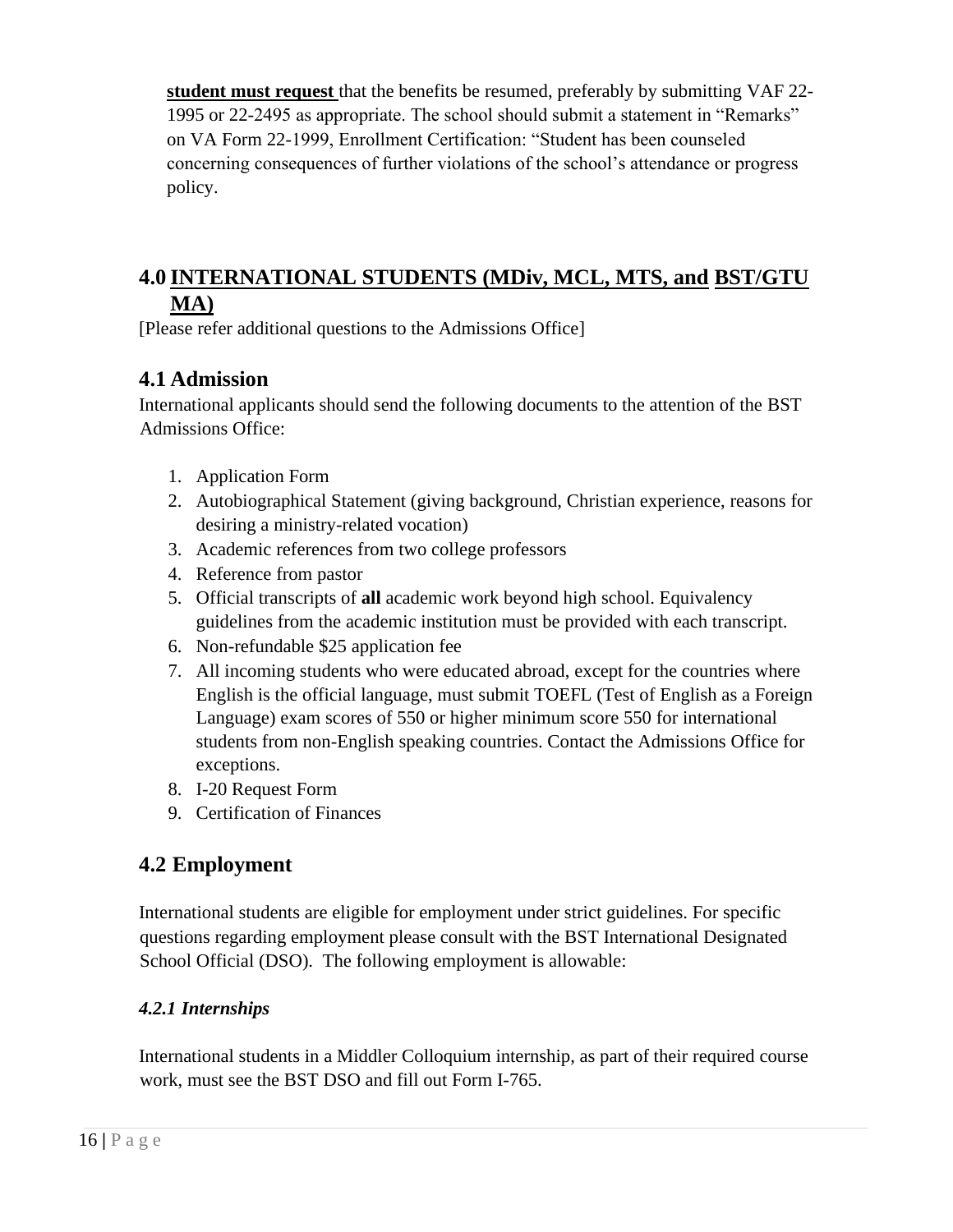**student must request** that the benefits be resumed, preferably by submitting VAF 22-1995 or 22-2495 as appropriate. The school should submit a statement in "Remarks" on VA Form 22-1999, Enrollment Certification: "Student has been counseled concerning consequences of further violations of the school's attendance or progress policy.

## 4.0 INTERNATIONAL STUDENTS (MDiv, MCL, MTS, and BST/GTU MA)

[Please refer additional questions to the Admissions Office]

### 4.1 Admission

International applicants should send the following documents to the attention of the BST Admissions Office:

1. Application Form
2. Autobiographical Statement (giving background, Christian experience, reasons for desiring a ministry-related vocation)
3. Academic references from two college professors
4. Reference from pastor
5. Official transcripts of **all** academic work beyond high school. Equivalency guidelines from the academic institution must be provided with each transcript.
6. Non-refundable $25 application fee
7. All incoming students who were educated abroad, except for the countries where English is the official language, must submit TOEFL (Test of English as a Foreign Language) exam scores of 550 or higher minimum score 550 for international students from non-English speaking countries. Contact the Admissions Office for exceptions.
8. I-20 Request Form
9. Certification of Finances

### 4.2 Employment

International students are eligible for employment under strict guidelines. For specific questions regarding employment please consult with the BST International Designated School Official (DSO). The following employment is allowable:

#### *4.2.1 Internships*

International students in a Middler Colloquium internship, as part of their required course work, must see the BST DSO and fill out Form I-765.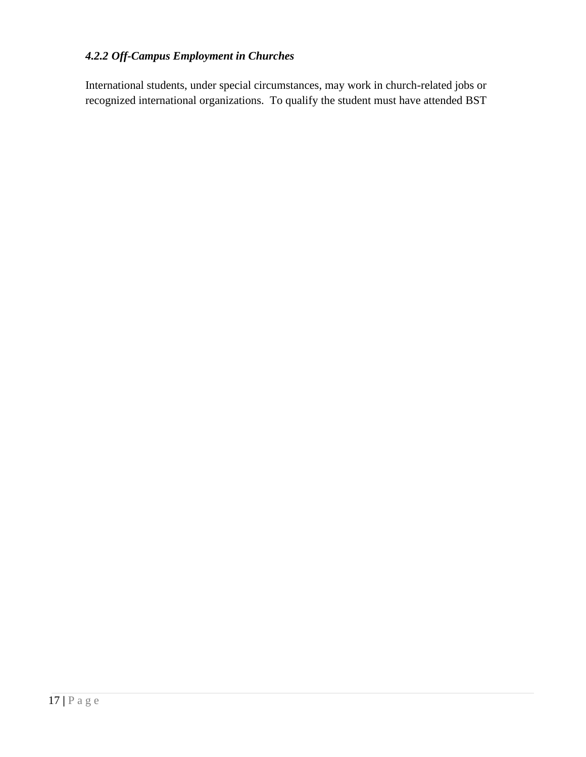#### *4.2.2 Off-Campus Employment in Churches*

International students, under special circumstances, may work in church-related jobs or recognized international organizations. To qualify the student must have attended BST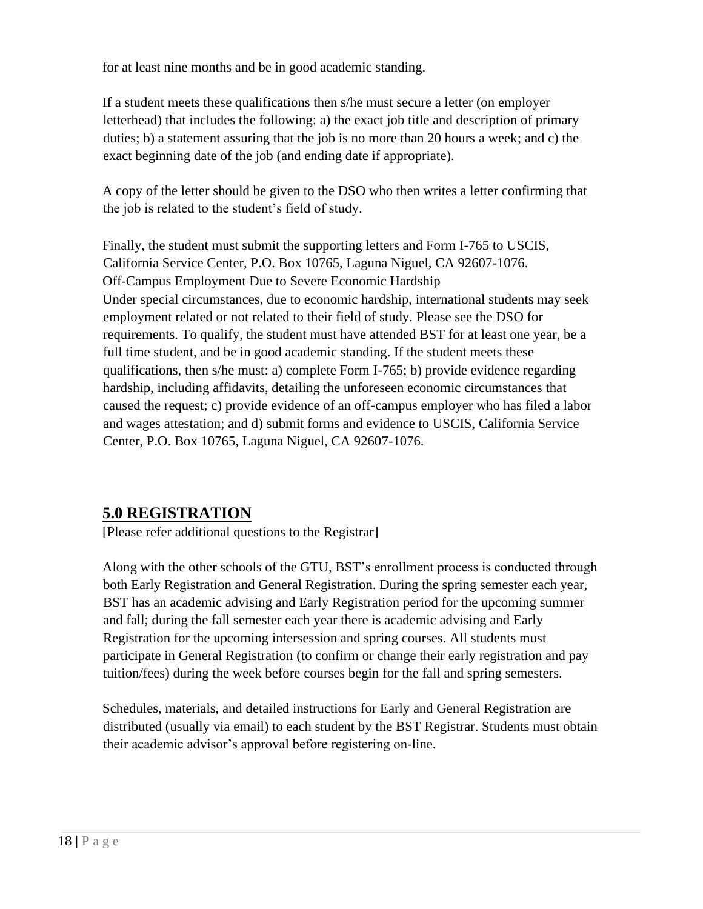for at least nine months and be in good academic standing.

If a student meets these qualifications then s/he must secure a letter (on employer letterhead) that includes the following: a) the exact job title and description of primary duties; b) a statement assuring that the job is no more than 20 hours a week; and c) the exact beginning date of the job (and ending date if appropriate).

A copy of the letter should be given to the DSO who then writes a letter confirming that the job is related to the student's field of study.

Finally, the student must submit the supporting letters and Form I-765 to USCIS, California Service Center, P.O. Box 10765, Laguna Niguel, CA 92607-1076.

Off-Campus Employment Due to Severe Economic Hardship

Under special circumstances, due to economic hardship, international students may seek employment related or not related to their field of study. Please see the DSO for requirements. To qualify, the student must have attended BST for at least one year, be a full time student, and be in good academic standing. If the student meets these qualifications, then s/he must: a) complete Form I-765; b) provide evidence regarding hardship, including affidavits, detailing the unforeseen economic circumstances that caused the request; c) provide evidence of an off-campus employer who has filed a labor and wages attestation; and d) submit forms and evidence to USCIS, California Service Center, P.O. Box 10765, Laguna Niguel, CA 92607-1076.

## 5.0 REGISTRATION

[Please refer additional questions to the Registrar]

Along with the other schools of the GTU, BST's enrollment process is conducted through both Early Registration and General Registration. During the spring semester each year, BST has an academic advising and Early Registration period for the upcoming summer and fall; during the fall semester each year there is academic advising and Early Registration for the upcoming intersession and spring courses. All students must participate in General Registration (to confirm or change their early registration and pay tuition/fees) during the week before courses begin for the fall and spring semesters.

Schedules, materials, and detailed instructions for Early and General Registration are distributed (usually via email) to each student by the BST Registrar. Students must obtain their academic advisor's approval before registering on-line.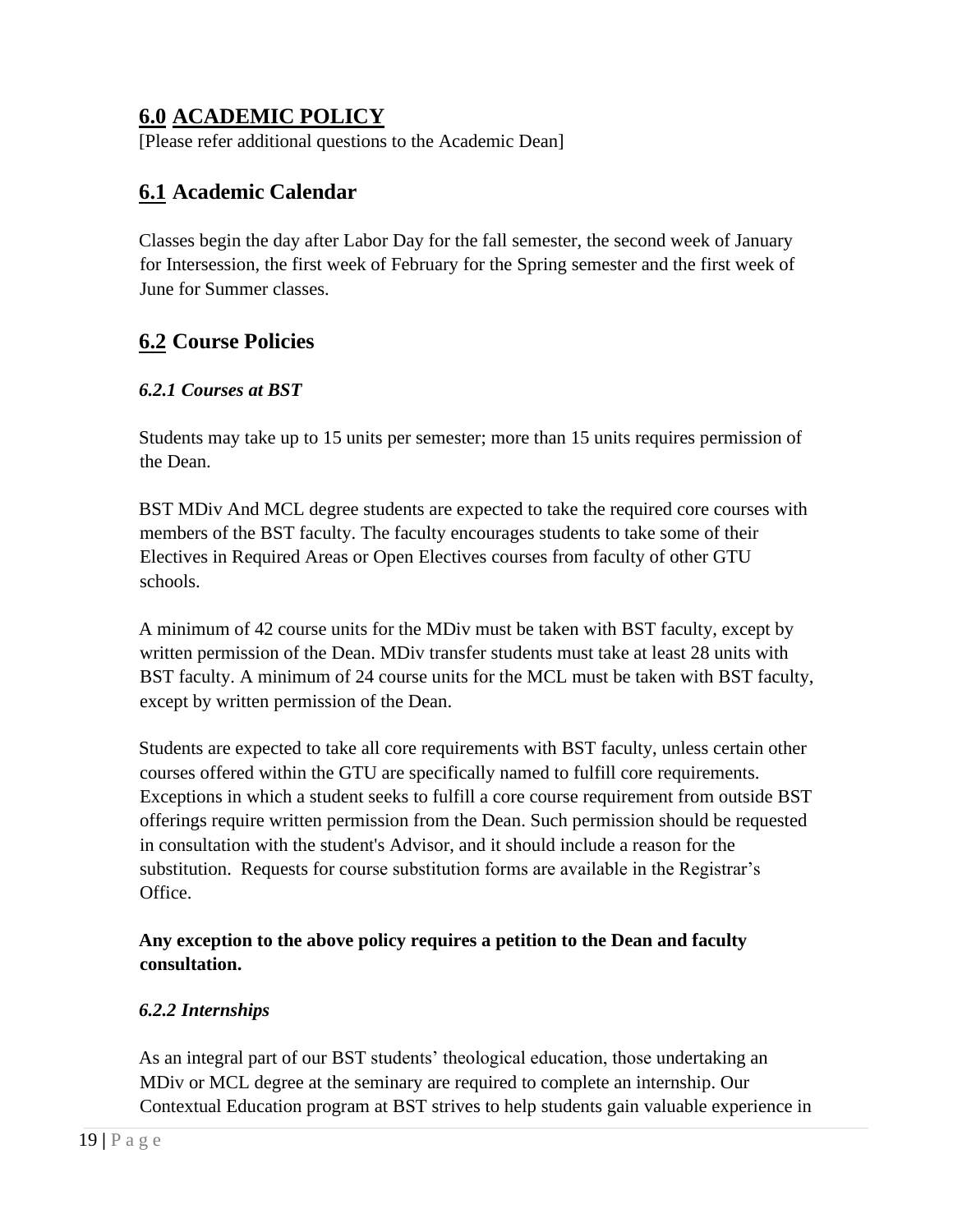## **6.0 ACADEMIC POLICY**

[Please refer additional questions to the Academic Dean]

### **6.1 Academic Calendar**

Classes begin the day after Labor Day for the fall semester, the second week of January for Intersession, the first week of February for the Spring semester and the first week of June for Summer classes.

### **6.2 Course Policies**

#### *6.2.1 Courses at BST*

Students may take up to 15 units per semester; more than 15 units requires permission of the Dean.

BST MDiv And MCL degree students are expected to take the required core courses with members of the BST faculty. The faculty encourages students to take some of their Electives in Required Areas or Open Electives courses from faculty of other GTU schools.

A minimum of 42 course units for the MDiv must be taken with BST faculty, except by written permission of the Dean. MDiv transfer students must take at least 28 units with BST faculty. A minimum of 24 course units for the MCL must be taken with BST faculty, except by written permission of the Dean.

Students are expected to take all core requirements with BST faculty, unless certain other courses offered within the GTU are specifically named to fulfill core requirements. Exceptions in which a student seeks to fulfill a core course requirement from outside BST offerings require written permission from the Dean. Such permission should be requested in consultation with the student's Advisor, and it should include a reason for the substitution. Requests for course substitution forms are available in the Registrar's Office.

**Any exception to the above policy requires a petition to the Dean and faculty consultation.**

#### *6.2.2 Internships*

As an integral part of our BST students' theological education, those undertaking an MDiv or MCL degree at the seminary are required to complete an internship. Our Contextual Education program at BST strives to help students gain valuable experience in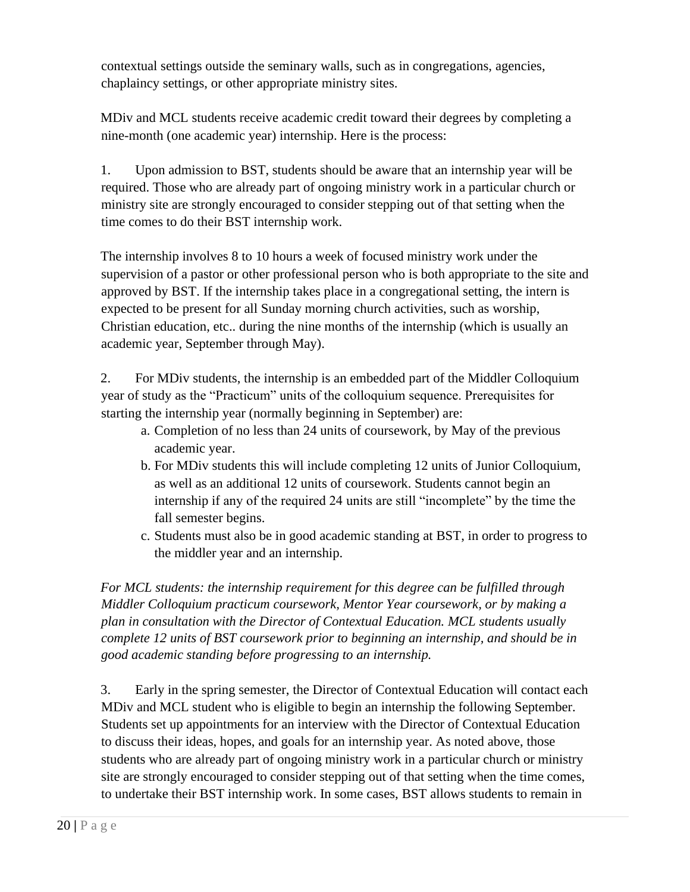contextual settings outside the seminary walls, such as in congregations, agencies, chaplaincy settings, or other appropriate ministry sites.

MDiv and MCL students receive academic credit toward their degrees by completing a nine-month (one academic year) internship. Here is the process:

1. Upon admission to BST, students should be aware that an internship year will be required. Those who are already part of ongoing ministry work in a particular church or ministry site are strongly encouraged to consider stepping out of that setting when the time comes to do their BST internship work.

The internship involves 8 to 10 hours a week of focused ministry work under the supervision of a pastor or other professional person who is both appropriate to the site and approved by BST. If the internship takes place in a congregational setting, the intern is expected to be present for all Sunday morning church activities, such as worship, Christian education, etc.. during the nine months of the internship (which is usually an academic year, September through May).

2. For MDiv students, the internship is an embedded part of the Middler Colloquium year of study as the "Practicum" units of the colloquium sequence. Prerequisites for starting the internship year (normally beginning in September) are:
   a. Completion of no less than 24 units of coursework, by May of the previous academic year.
   b. For MDiv students this will include completing 12 units of Junior Colloquium, as well as an additional 12 units of coursework. Students cannot begin an internship if any of the required 24 units are still "incomplete" by the time the fall semester begins.
   c. Students must also be in good academic standing at BST, in order to progress to the middler year and an internship.

*For MCL students: the internship requirement for this degree can be fulfilled through Middler Colloquium practicum coursework, Mentor Year coursework, or by making a plan in consultation with the Director of Contextual Education. MCL students usually complete 12 units of BST coursework prior to beginning an internship, and should be in good academic standing before progressing to an internship.*

3. Early in the spring semester, the Director of Contextual Education will contact each MDiv and MCL student who is eligible to begin an internship the following September. Students set up appointments for an interview with the Director of Contextual Education to discuss their ideas, hopes, and goals for an internship year. As noted above, those students who are already part of ongoing ministry work in a particular church or ministry site are strongly encouraged to consider stepping out of that setting when the time comes, to undertake their BST internship work. In some cases, BST allows students to remain in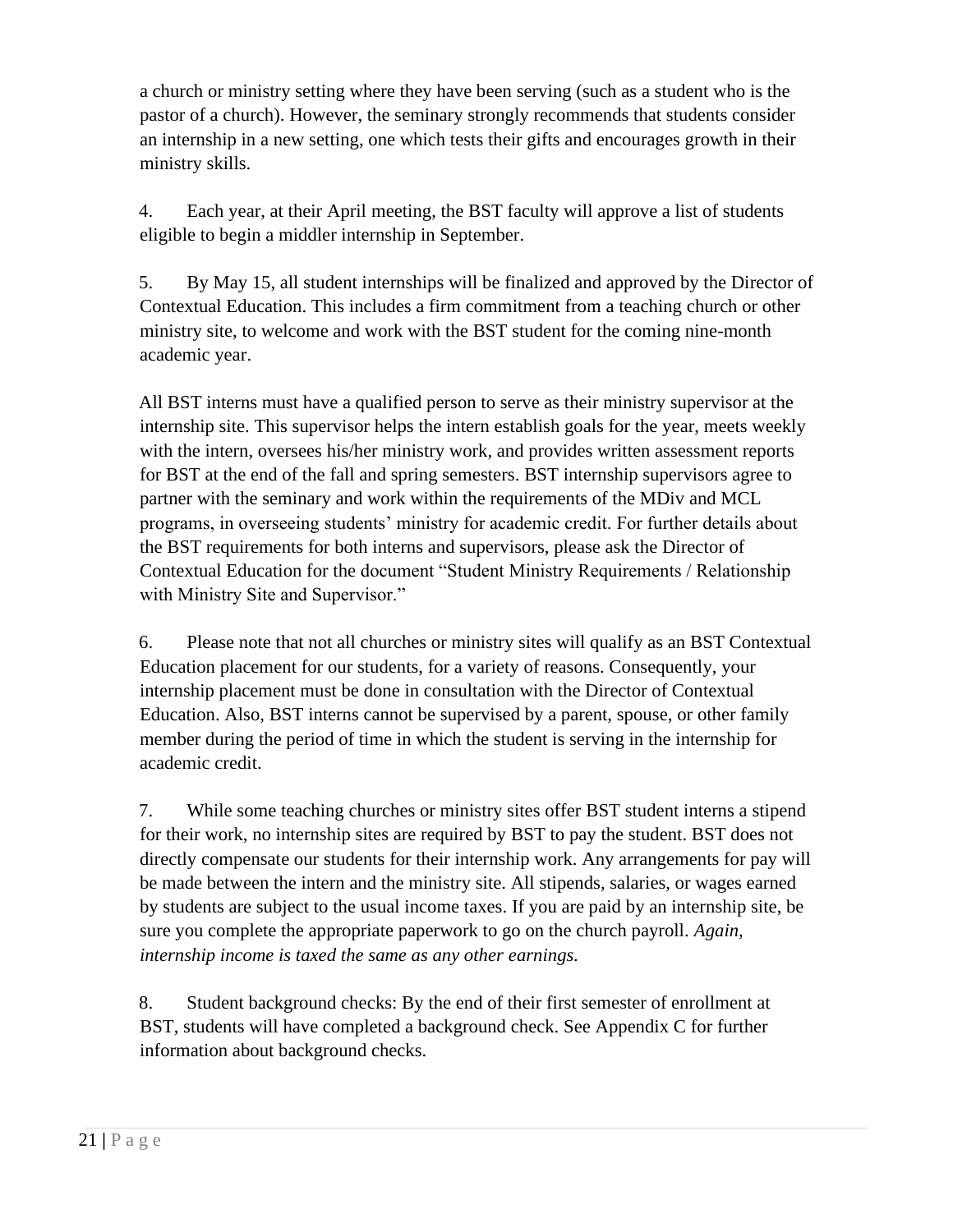a church or ministry setting where they have been serving (such as a student who is the pastor of a church). However, the seminary strongly recommends that students consider an internship in a new setting, one which tests their gifts and encourages growth in their ministry skills.

4. Each year, at their April meeting, the BST faculty will approve a list of students eligible to begin a middler internship in September.

5. By May 15, all student internships will be finalized and approved by the Director of Contextual Education. This includes a firm commitment from a teaching church or other ministry site, to welcome and work with the BST student for the coming nine-month academic year.

All BST interns must have a qualified person to serve as their ministry supervisor at the internship site. This supervisor helps the intern establish goals for the year, meets weekly with the intern, oversees his/her ministry work, and provides written assessment reports for BST at the end of the fall and spring semesters. BST internship supervisors agree to partner with the seminary and work within the requirements of the MDiv and MCL programs, in overseeing students' ministry for academic credit. For further details about the BST requirements for both interns and supervisors, please ask the Director of Contextual Education for the document "Student Ministry Requirements / Relationship with Ministry Site and Supervisor."

6. Please note that not all churches or ministry sites will qualify as an BST Contextual Education placement for our students, for a variety of reasons. Consequently, your internship placement must be done in consultation with the Director of Contextual Education. Also, BST interns cannot be supervised by a parent, spouse, or other family member during the period of time in which the student is serving in the internship for academic credit.

7. While some teaching churches or ministry sites offer BST student interns a stipend for their work, no internship sites are required by BST to pay the student. BST does not directly compensate our students for their internship work. Any arrangements for pay will be made between the intern and the ministry site. All stipends, salaries, or wages earned by students are subject to the usual income taxes. If you are paid by an internship site, be sure you complete the appropriate paperwork to go on the church payroll. *Again, internship income is taxed the same as any other earnings.*

8. Student background checks: By the end of their first semester of enrollment at BST, students will have completed a background check. See Appendix C for further information about background checks.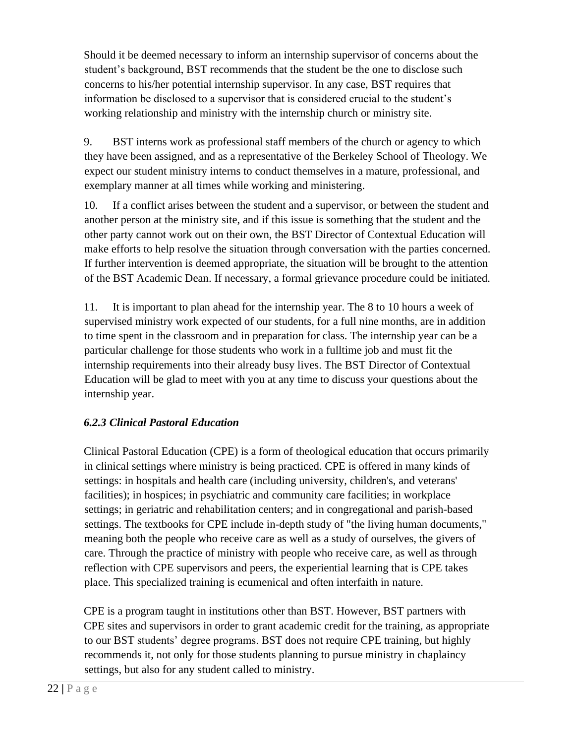Should it be deemed necessary to inform an internship supervisor of concerns about the student's background, BST recommends that the student be the one to disclose such concerns to his/her potential internship supervisor. In any case, BST requires that information be disclosed to a supervisor that is considered crucial to the student's working relationship and ministry with the internship church or ministry site.

9. BST interns work as professional staff members of the church or agency to which they have been assigned, and as a representative of the Berkeley School of Theology. We expect our student ministry interns to conduct themselves in a mature, professional, and exemplary manner at all times while working and ministering.

10. If a conflict arises between the student and a supervisor, or between the student and another person at the ministry site, and if this issue is something that the student and the other party cannot work out on their own, the BST Director of Contextual Education will make efforts to help resolve the situation through conversation with the parties concerned. If further intervention is deemed appropriate, the situation will be brought to the attention of the BST Academic Dean. If necessary, a formal grievance procedure could be initiated.

11. It is important to plan ahead for the internship year. The 8 to 10 hours a week of supervised ministry work expected of our students, for a full nine months, are in addition to time spent in the classroom and in preparation for class. The internship year can be a particular challenge for those students who work in a fulltime job and must fit the internship requirements into their already busy lives. The BST Director of Contextual Education will be glad to meet with you at any time to discuss your questions about the internship year.

### *6.2.3 Clinical Pastoral Education*

Clinical Pastoral Education (CPE) is a form of theological education that occurs primarily in clinical settings where ministry is being practiced. CPE is offered in many kinds of settings: in hospitals and health care (including university, children's, and veterans' facilities); in hospices; in psychiatric and community care facilities; in workplace settings; in geriatric and rehabilitation centers; and in congregational and parish-based settings. The textbooks for CPE include in-depth study of "the living human documents," meaning both the people who receive care as well as a study of ourselves, the givers of care. Through the practice of ministry with people who receive care, as well as through reflection with CPE supervisors and peers, the experiential learning that is CPE takes place. This specialized training is ecumenical and often interfaith in nature.

CPE is a program taught in institutions other than BST. However, BST partners with CPE sites and supervisors in order to grant academic credit for the training, as appropriate to our BST students' degree programs. BST does not require CPE training, but highly recommends it, not only for those students planning to pursue ministry in chaplaincy settings, but also for any student called to ministry.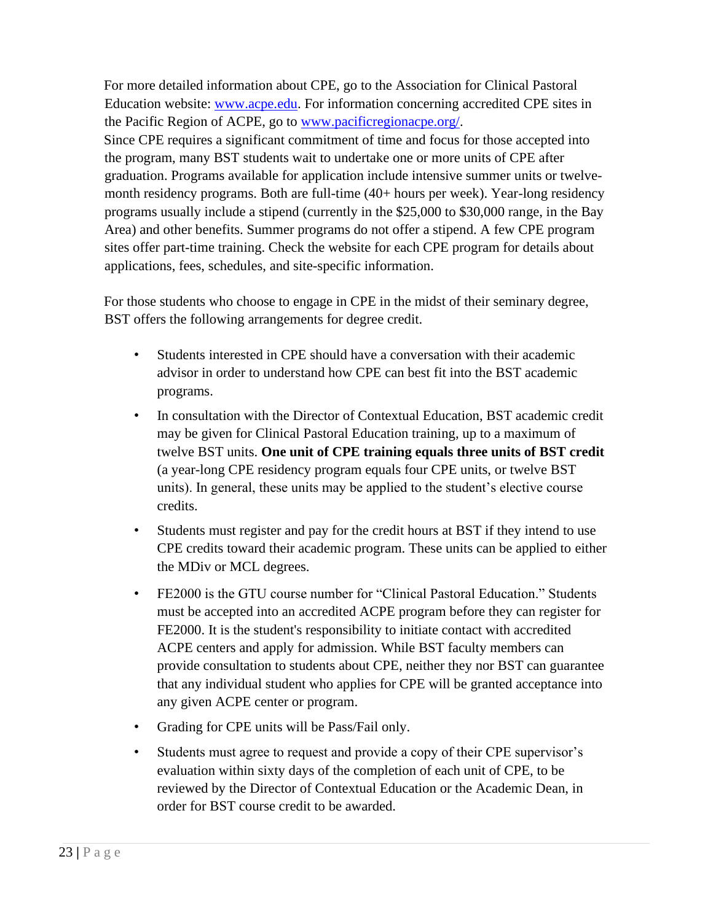For more detailed information about CPE, go to the Association for Clinical Pastoral Education website: [www.acpe.edu](http://www.acpe.edu). For information concerning accredited CPE sites in the Pacific Region of ACPE, go to [www.pacificregionacpe.org/](http://www.pacificregionacpe.org/).

Since CPE requires a significant commitment of time and focus for those accepted into the program, many BST students wait to undertake one or more units of CPE after graduation. Programs available for application include intensive summer units or twelve-month residency programs. Both are full-time (40+ hours per week). Year-long residency programs usually include a stipend (currently in the $25,000 to $30,000 range, in the Bay Area) and other benefits. Summer programs do not offer a stipend. A few CPE program sites offer part-time training. Check the website for each CPE program for details about applications, fees, schedules, and site-specific information.

For those students who choose to engage in CPE in the midst of their seminary degree, BST offers the following arrangements for degree credit.

- Students interested in CPE should have a conversation with their academic advisor in order to understand how CPE can best fit into the BST academic programs.
- In consultation with the Director of Contextual Education, BST academic credit may be given for Clinical Pastoral Education training, up to a maximum of twelve BST units. **One unit of CPE training equals three units of BST credit** (a year-long CPE residency program equals four CPE units, or twelve BST units). In general, these units may be applied to the student's elective course credits.
- Students must register and pay for the credit hours at BST if they intend to use CPE credits toward their academic program. These units can be applied to either the MDiv or MCL degrees.
- FE2000 is the GTU course number for "Clinical Pastoral Education." Students must be accepted into an accredited ACPE program before they can register for FE2000. It is the student's responsibility to initiate contact with accredited ACPE centers and apply for admission. While BST faculty members can provide consultation to students about CPE, neither they nor BST can guarantee that any individual student who applies for CPE will be granted acceptance into any given ACPE center or program.
- Grading for CPE units will be Pass/Fail only.
- Students must agree to request and provide a copy of their CPE supervisor's evaluation within sixty days of the completion of each unit of CPE, to be reviewed by the Director of Contextual Education or the Academic Dean, in order for BST course credit to be awarded.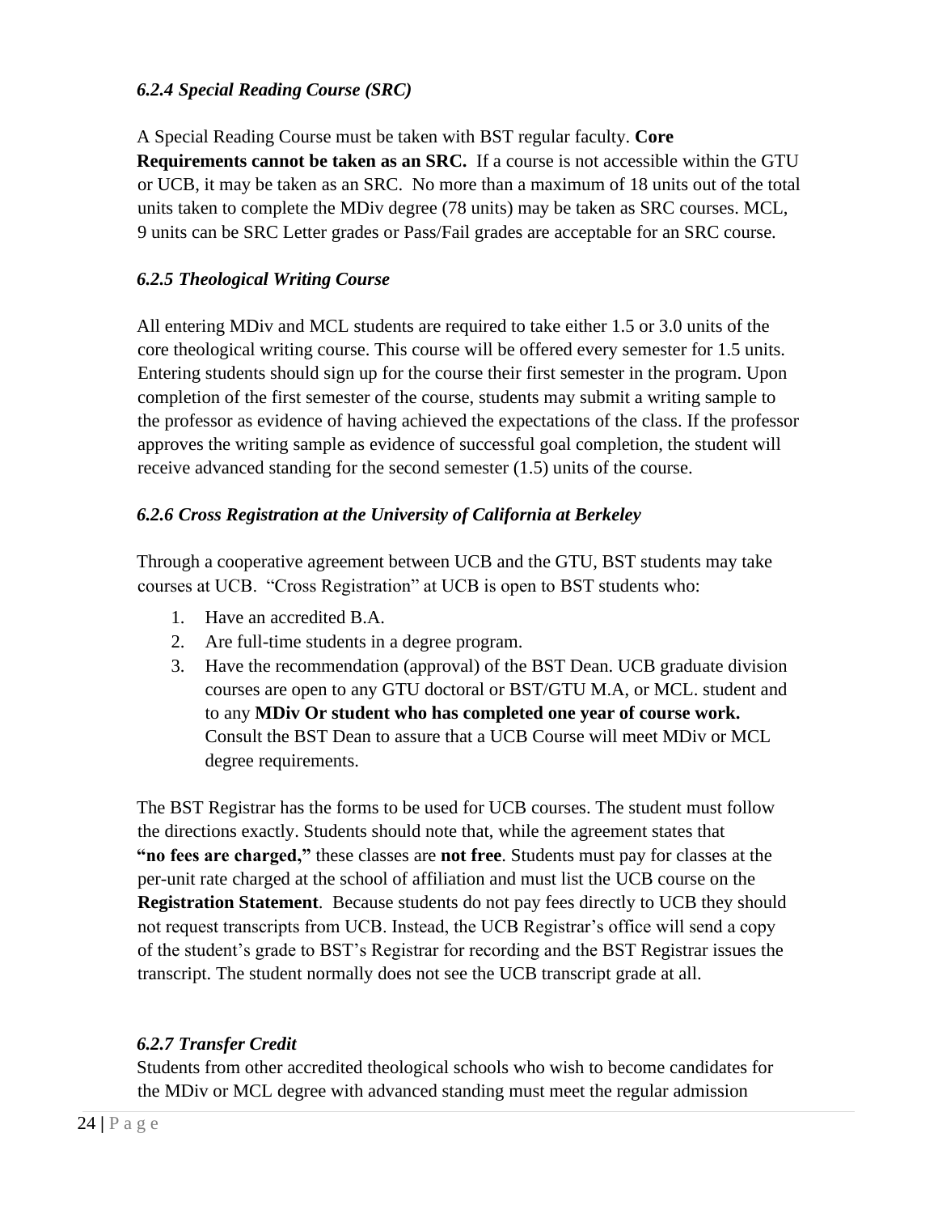#### *6.2.4 Special Reading Course (SRC)*

A Special Reading Course must be taken with BST regular faculty. **Core Requirements cannot be taken as an SRC.** If a course is not accessible within the GTU or UCB, it may be taken as an SRC. No more than a maximum of 18 units out of the total units taken to complete the MDiv degree (78 units) may be taken as SRC courses. MCL, 9 units can be SRC Letter grades or Pass/Fail grades are acceptable for an SRC course.

#### *6.2.5 Theological Writing Course*

All entering MDiv and MCL students are required to take either 1.5 or 3.0 units of the core theological writing course. This course will be offered every semester for 1.5 units. Entering students should sign up for the course their first semester in the program. Upon completion of the first semester of the course, students may submit a writing sample to the professor as evidence of having achieved the expectations of the class. If the professor approves the writing sample as evidence of successful goal completion, the student will receive advanced standing for the second semester (1.5) units of the course.

#### *6.2.6 Cross Registration at the University of California at Berkeley*

Through a cooperative agreement between UCB and the GTU, BST students may take courses at UCB. "Cross Registration" at UCB is open to BST students who:

1. Have an accredited B.A.
2. Are full-time students in a degree program.
3. Have the recommendation (approval) of the BST Dean. UCB graduate division courses are open to any GTU doctoral or BST/GTU M.A, or MCL. student and to any **MDiv Or student who has completed one year of course work.** Consult the BST Dean to assure that a UCB Course will meet MDiv or MCL degree requirements.

The BST Registrar has the forms to be used for UCB courses. The student must follow the directions exactly. Students should note that, while the agreement states that **"no fees are charged,"** these classes are **not free**. Students must pay for classes at the per-unit rate charged at the school of affiliation and must list the UCB course on the **Registration Statement**. Because students do not pay fees directly to UCB they should not request transcripts from UCB. Instead, the UCB Registrar's office will send a copy of the student's grade to BST's Registrar for recording and the BST Registrar issues the transcript. The student normally does not see the UCB transcript grade at all.

#### *6.2.7 Transfer Credit*

Students from other accredited theological schools who wish to become candidates for the MDiv or MCL degree with advanced standing must meet the regular admission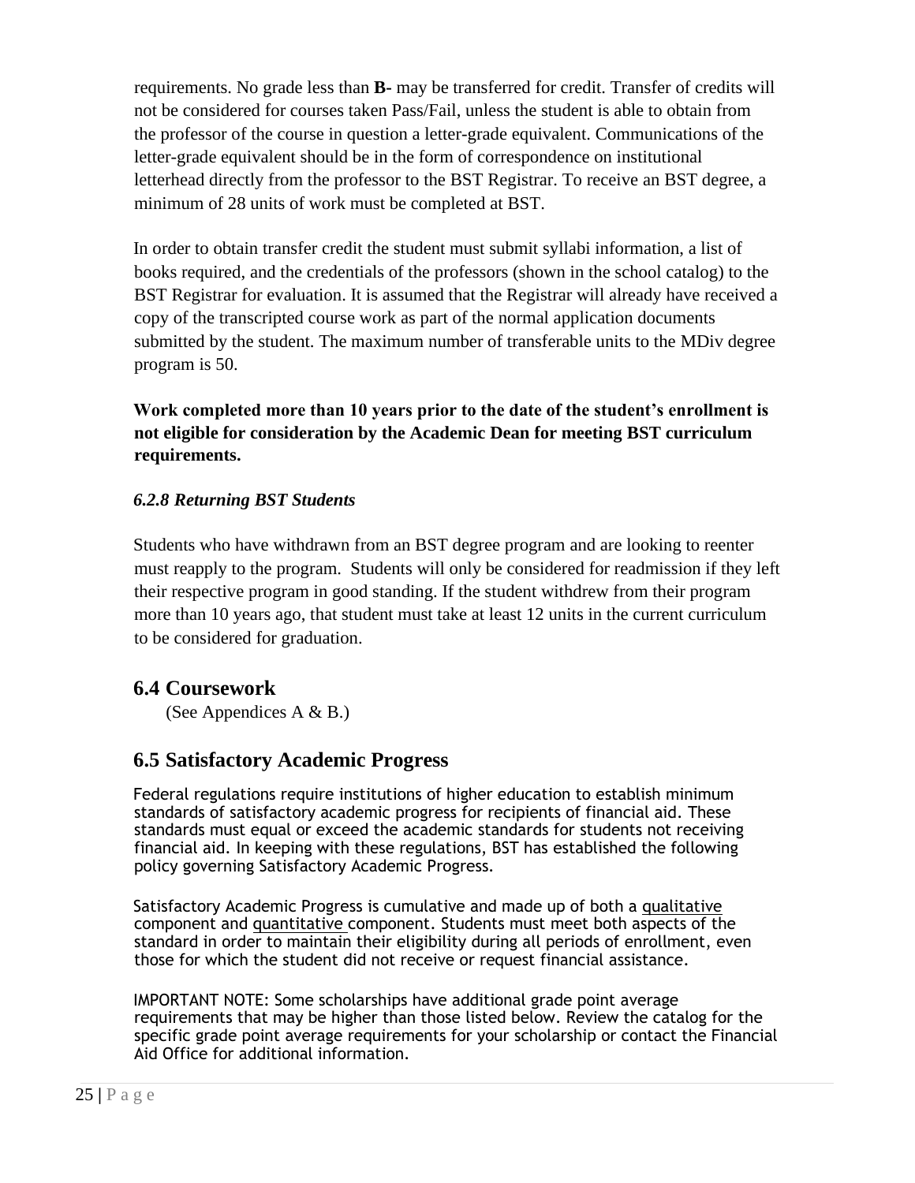requirements. No grade less than **B-** may be transferred for credit. Transfer of credits will not be considered for courses taken Pass/Fail, unless the student is able to obtain from the professor of the course in question a letter-grade equivalent. Communications of the letter-grade equivalent should be in the form of correspondence on institutional letterhead directly from the professor to the BST Registrar. To receive an BST degree, a minimum of 28 units of work must be completed at BST.

In order to obtain transfer credit the student must submit syllabi information, a list of books required, and the credentials of the professors (shown in the school catalog) to the BST Registrar for evaluation. It is assumed that the Registrar will already have received a copy of the transcripted course work as part of the normal application documents submitted by the student. The maximum number of transferable units to the MDiv degree program is 50.

**Work completed more than 10 years prior to the date of the student's enrollment is not eligible for consideration by the Academic Dean for meeting BST curriculum requirements.**

### *6.2.8 Returning BST Students*

Students who have withdrawn from an BST degree program and are looking to reenter must reapply to the program. Students will only be considered for readmission if they left their respective program in good standing. If the student withdrew from their program more than 10 years ago, that student must take at least 12 units in the current curriculum to be considered for graduation.

## 6.4 Coursework

(See Appendices A & B.)

## 6.5 Satisfactory Academic Progress

Federal regulations require institutions of higher education to establish minimum standards of satisfactory academic progress for recipients of financial aid. These standards must equal or exceed the academic standards for students not receiving financial aid. In keeping with these regulations, BST has established the following policy governing Satisfactory Academic Progress.

Satisfactory Academic Progress is cumulative and made up of both a qualitative component and quantitative component. Students must meet both aspects of the standard in order to maintain their eligibility during all periods of enrollment, even those for which the student did not receive or request financial assistance.

IMPORTANT NOTE: Some scholarships have additional grade point average requirements that may be higher than those listed below. Review the catalog for the specific grade point average requirements for your scholarship or contact the Financial Aid Office for additional information.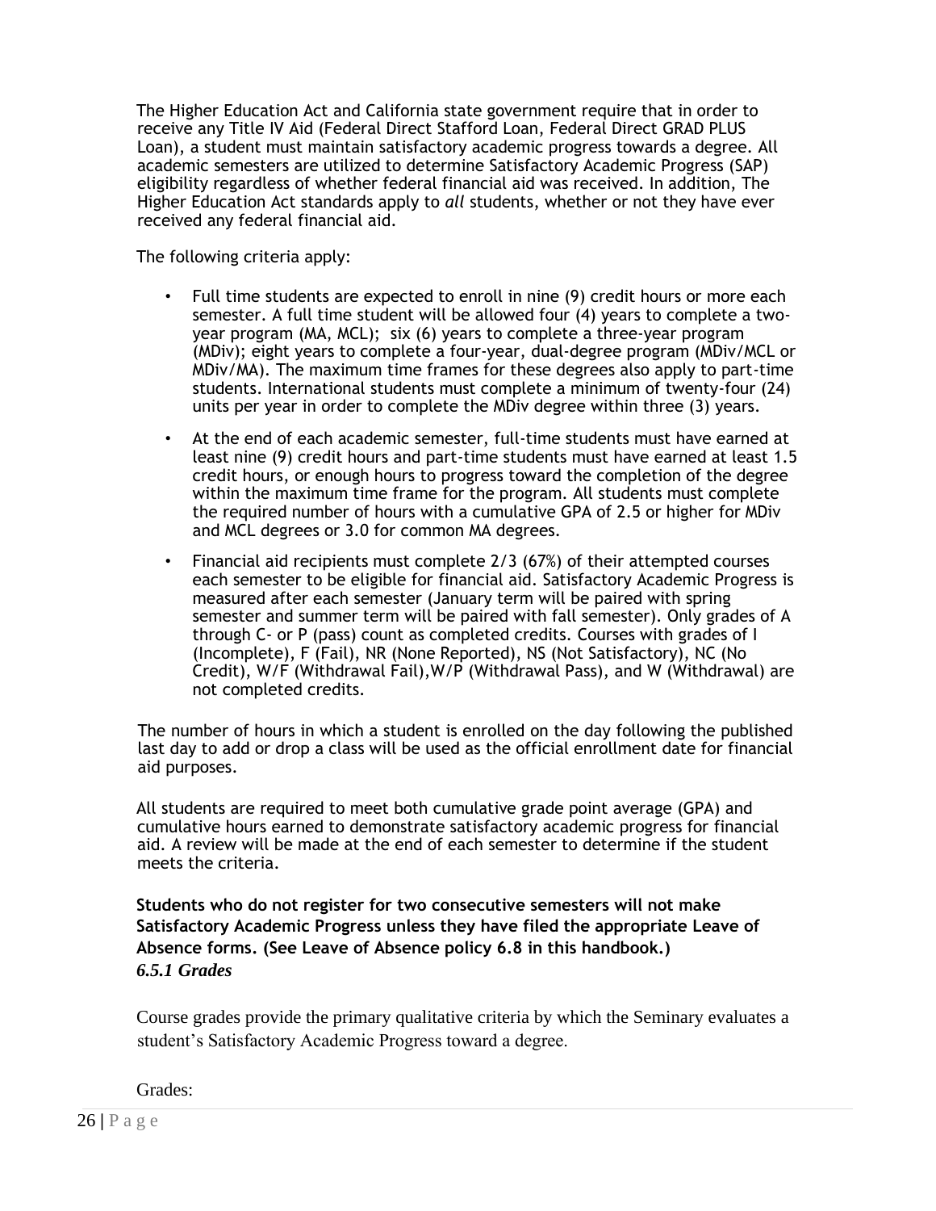The Higher Education Act and California state government require that in order to receive any Title IV Aid (Federal Direct Stafford Loan, Federal Direct GRAD PLUS Loan), a student must maintain satisfactory academic progress towards a degree. All academic semesters are utilized to determine Satisfactory Academic Progress (SAP) eligibility regardless of whether federal financial aid was received. In addition, The Higher Education Act standards apply to *all* students, whether or not they have ever received any federal financial aid.

The following criteria apply:

- Full time students are expected to enroll in nine (9) credit hours or more each semester. A full time student will be allowed four (4) years to complete a two-year program (MA, MCL); six (6) years to complete a three-year program (MDiv); eight years to complete a four-year, dual-degree program (MDiv/MCL or MDiv/MA). The maximum time frames for these degrees also apply to part-time students. International students must complete a minimum of twenty-four (24) units per year in order to complete the MDiv degree within three (3) years.
- At the end of each academic semester, full-time students must have earned at least nine (9) credit hours and part-time students must have earned at least 1.5 credit hours, or enough hours to progress toward the completion of the degree within the maximum time frame for the program. All students must complete the required number of hours with a cumulative GPA of 2.5 or higher for MDiv and MCL degrees or 3.0 for common MA degrees.
- Financial aid recipients must complete 2/3 (67%) of their attempted courses each semester to be eligible for financial aid. Satisfactory Academic Progress is measured after each semester (January term will be paired with spring semester and summer term will be paired with fall semester). Only grades of A through C- or P (pass) count as completed credits. Courses with grades of I (Incomplete), F (Fail), NR (None Reported), NS (Not Satisfactory), NC (No Credit), W/F (Withdrawal Fail),W/P (Withdrawal Pass), and W (Withdrawal) are not completed credits.

The number of hours in which a student is enrolled on the day following the published last day to add or drop a class will be used as the official enrollment date for financial aid purposes.

All students are required to meet both cumulative grade point average (GPA) and cumulative hours earned to demonstrate satisfactory academic progress for financial aid. A review will be made at the end of each semester to determine if the student meets the criteria.

**Students who do not register for two consecutive semesters will not make Satisfactory Academic Progress unless they have filed the appropriate Leave of Absence forms. (See Leave of Absence policy 6.8 in this handbook.)**

### *6.5.1 Grades*

Course grades provide the primary qualitative criteria by which the Seminary evaluates a student's Satisfactory Academic Progress toward a degree.

Grades: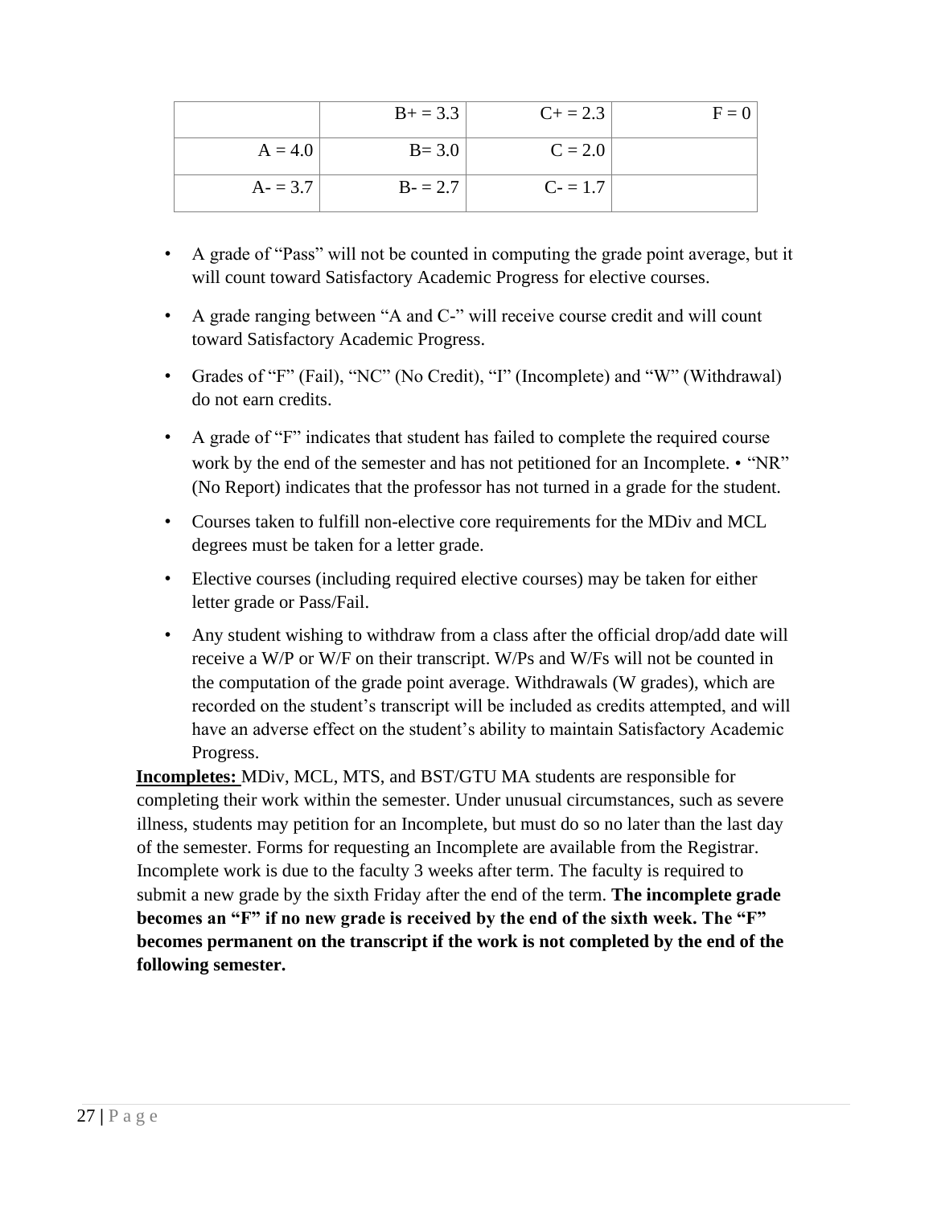| | | | |
|---|---|---|---|
| | B+ = 3.3 | C+ = 2.3 | F = 0 |
| A = 4.0 | B= 3.0 | C = 2.0 | |
| A- = 3.7 | B- = 2.7 | C- = 1.7 | |

- A grade of "Pass" will not be counted in computing the grade point average, but it will count toward Satisfactory Academic Progress for elective courses.
- A grade ranging between "A and C-" will receive course credit and will count toward Satisfactory Academic Progress.
- Grades of "F" (Fail), "NC" (No Credit), "I" (Incomplete) and "W" (Withdrawal) do not earn credits.
- A grade of "F" indicates that student has failed to complete the required course work by the end of the semester and has not petitioned for an Incomplete. • "NR" (No Report) indicates that the professor has not turned in a grade for the student.
- Courses taken to fulfill non-elective core requirements for the MDiv and MCL degrees must be taken for a letter grade.
- Elective courses (including required elective courses) may be taken for either letter grade or Pass/Fail.
- Any student wishing to withdraw from a class after the official drop/add date will receive a W/P or W/F on their transcript. W/Ps and W/Fs will not be counted in the computation of the grade point average. Withdrawals (W grades), which are recorded on the student's transcript will be included as credits attempted, and will have an adverse effect on the student's ability to maintain Satisfactory Academic Progress.

**Incompletes:** MDiv, MCL, MTS, and BST/GTU MA students are responsible for completing their work within the semester. Under unusual circumstances, such as severe illness, students may petition for an Incomplete, but must do so no later than the last day of the semester. Forms for requesting an Incomplete are available from the Registrar. Incomplete work is due to the faculty 3 weeks after term. The faculty is required to submit a new grade by the sixth Friday after the end of the term. **The incomplete grade becomes an "F" if no new grade is received by the end of the sixth week. The "F" becomes permanent on the transcript if the work is not completed by the end of the following semester.**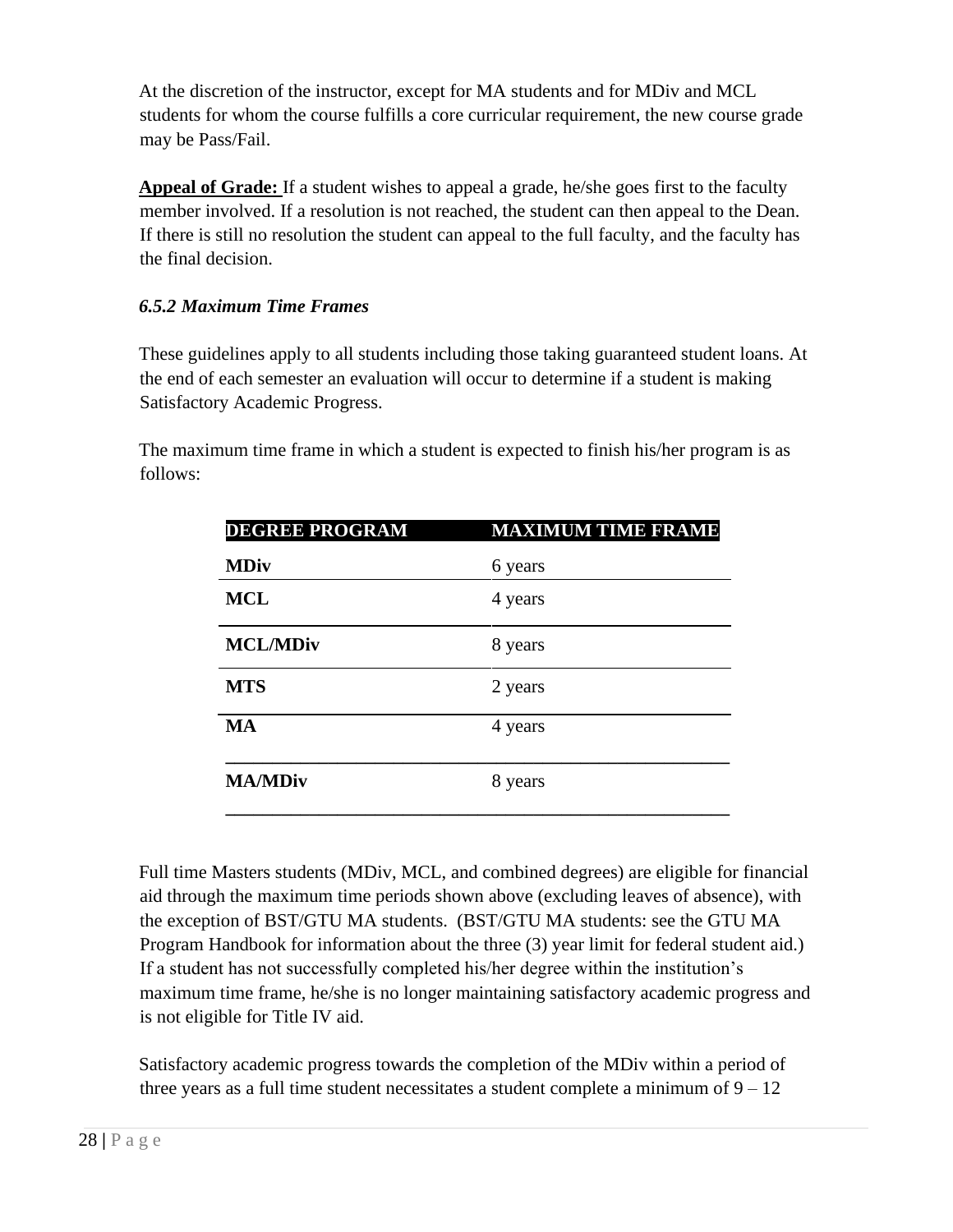At the discretion of the instructor, except for MA students and for MDiv and MCL students for whom the course fulfills a core curricular requirement, the new course grade may be Pass/Fail.

**Appeal of Grade:** If a student wishes to appeal a grade, he/she goes first to the faculty member involved. If a resolution is not reached, the student can then appeal to the Dean. If there is still no resolution the student can appeal to the full faculty, and the faculty has the final decision.

### *6.5.2 Maximum Time Frames*

These guidelines apply to all students including those taking guaranteed student loans. At the end of each semester an evaluation will occur to determine if a student is making Satisfactory Academic Progress.

The maximum time frame in which a student is expected to finish his/her program is as follows:

| DEGREE PROGRAM | MAXIMUM TIME FRAME |
| --- | --- |
| **MDiv** | 6 years |
| **MCL** | 4 years |
| **MCL/MDiv** | 8 years |
| **MTS** | 2 years |
| **MA** | 4 years |
| **MA/MDiv** | 8 years |

Full time Masters students (MDiv, MCL, and combined degrees) are eligible for financial aid through the maximum time periods shown above (excluding leaves of absence), with the exception of BST/GTU MA students. (BST/GTU MA students: see the GTU MA Program Handbook for information about the three (3) year limit for federal student aid.) If a student has not successfully completed his/her degree within the institution's maximum time frame, he/she is no longer maintaining satisfactory academic progress and is not eligible for Title IV aid.

Satisfactory academic progress towards the completion of the MDiv within a period of three years as a full time student necessitates a student complete a minimum of 9 – 12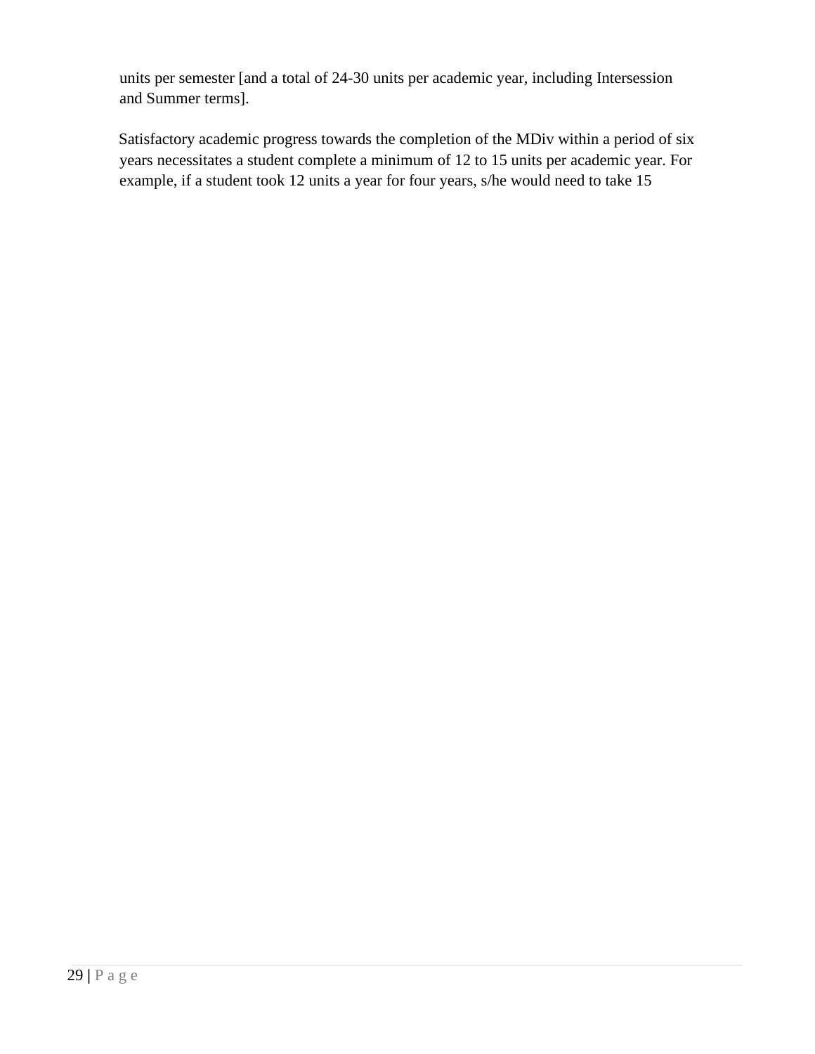units per semester [and a total of 24-30 units per academic year, including Intersession and Summer terms].

Satisfactory academic progress towards the completion of the MDiv within a period of six years necessitates a student complete a minimum of 12 to 15 units per academic year. For example, if a student took 12 units a year for four years, s/he would need to take 15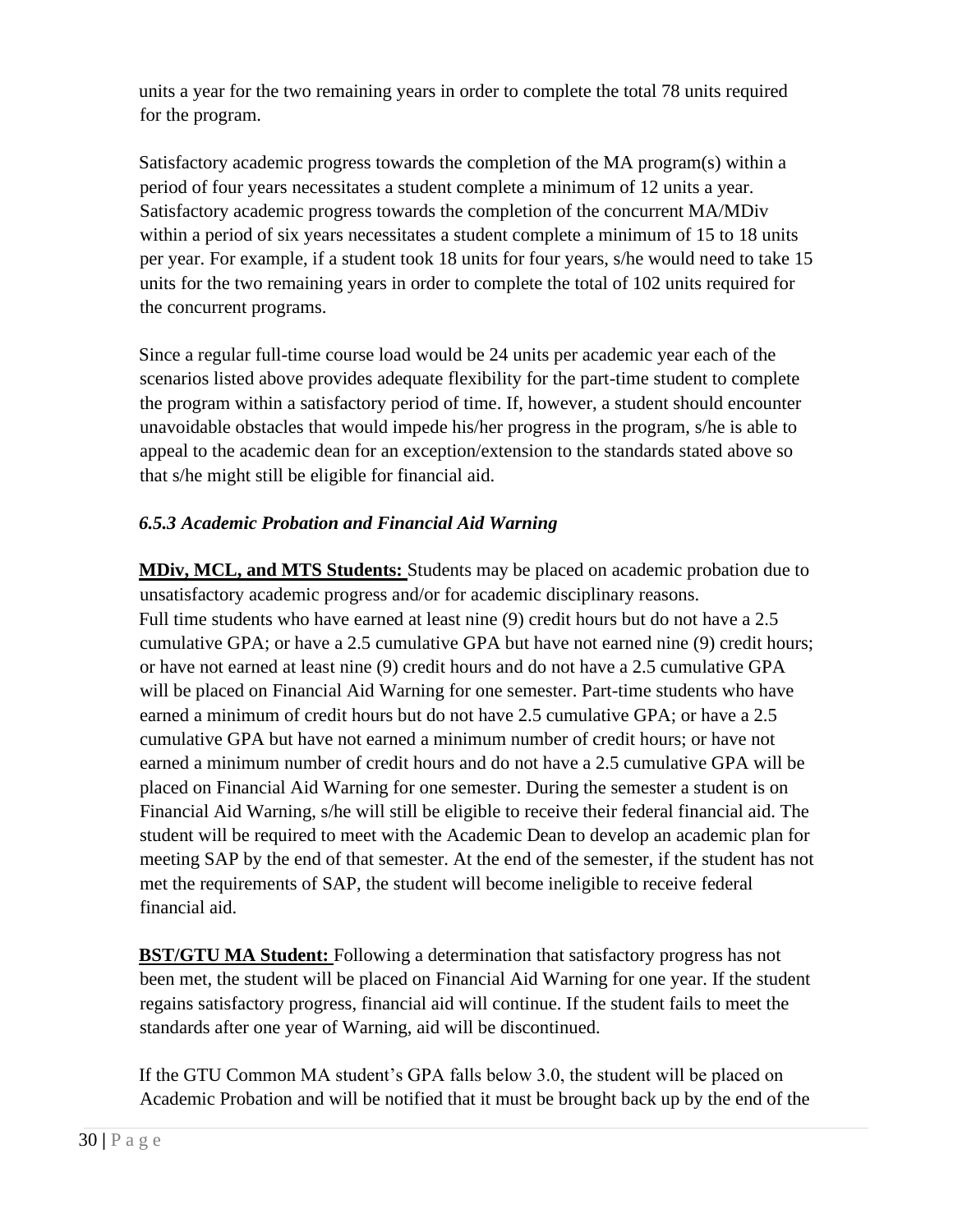units a year for the two remaining years in order to complete the total 78 units required for the program.

Satisfactory academic progress towards the completion of the MA program(s) within a period of four years necessitates a student complete a minimum of 12 units a year. Satisfactory academic progress towards the completion of the concurrent MA/MDiv within a period of six years necessitates a student complete a minimum of 15 to 18 units per year. For example, if a student took 18 units for four years, s/he would need to take 15 units for the two remaining years in order to complete the total of 102 units required for the concurrent programs.

Since a regular full-time course load would be 24 units per academic year each of the scenarios listed above provides adequate flexibility for the part-time student to complete the program within a satisfactory period of time. If, however, a student should encounter unavoidable obstacles that would impede his/her progress in the program, s/he is able to appeal to the academic dean for an exception/extension to the standards stated above so that s/he might still be eligible for financial aid.

### *6.5.3 Academic Probation and Financial Aid Warning*

**MDiv, MCL, and MTS Students:** Students may be placed on academic probation due to unsatisfactory academic progress and/or for academic disciplinary reasons. Full time students who have earned at least nine (9) credit hours but do not have a 2.5 cumulative GPA; or have a 2.5 cumulative GPA but have not earned nine (9) credit hours; or have not earned at least nine (9) credit hours and do not have a 2.5 cumulative GPA will be placed on Financial Aid Warning for one semester. Part-time students who have earned a minimum of credit hours but do not have 2.5 cumulative GPA; or have a 2.5 cumulative GPA but have not earned a minimum number of credit hours; or have not earned a minimum number of credit hours and do not have a 2.5 cumulative GPA will be placed on Financial Aid Warning for one semester. During the semester a student is on Financial Aid Warning, s/he will still be eligible to receive their federal financial aid. The student will be required to meet with the Academic Dean to develop an academic plan for meeting SAP by the end of that semester. At the end of the semester, if the student has not met the requirements of SAP, the student will become ineligible to receive federal financial aid.

**BST/GTU MA Student:** Following a determination that satisfactory progress has not been met, the student will be placed on Financial Aid Warning for one year. If the student regains satisfactory progress, financial aid will continue. If the student fails to meet the standards after one year of Warning, aid will be discontinued.

If the GTU Common MA student's GPA falls below 3.0, the student will be placed on Academic Probation and will be notified that it must be brought back up by the end of the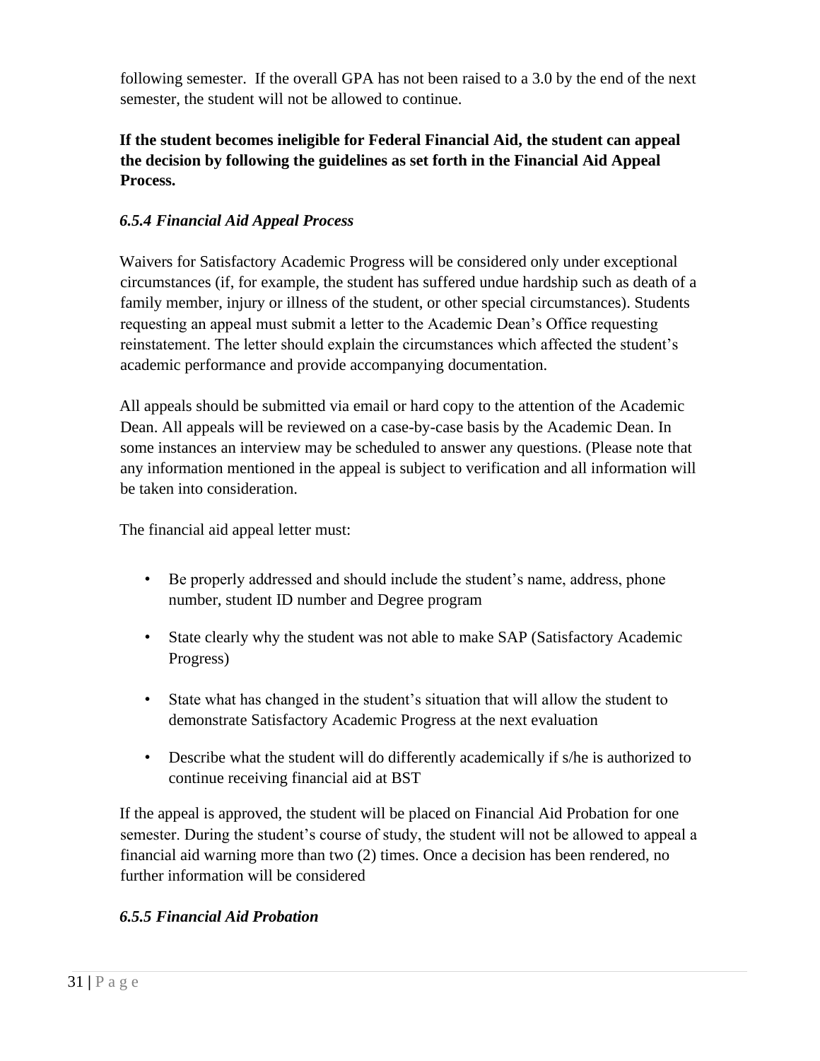following semester. If the overall GPA has not been raised to a 3.0 by the end of the next semester, the student will not be allowed to continue.

**If the student becomes ineligible for Federal Financial Aid, the student can appeal the decision by following the guidelines as set forth in the Financial Aid Appeal Process.**

### *6.5.4 Financial Aid Appeal Process*

Waivers for Satisfactory Academic Progress will be considered only under exceptional circumstances (if, for example, the student has suffered undue hardship such as death of a family member, injury or illness of the student, or other special circumstances). Students requesting an appeal must submit a letter to the Academic Dean's Office requesting reinstatement. The letter should explain the circumstances which affected the student's academic performance and provide accompanying documentation.

All appeals should be submitted via email or hard copy to the attention of the Academic Dean. All appeals will be reviewed on a case-by-case basis by the Academic Dean. In some instances an interview may be scheduled to answer any questions. (Please note that any information mentioned in the appeal is subject to verification and all information will be taken into consideration.

The financial aid appeal letter must:

- Be properly addressed and should include the student's name, address, phone number, student ID number and Degree program
- State clearly why the student was not able to make SAP (Satisfactory Academic Progress)
- State what has changed in the student's situation that will allow the student to demonstrate Satisfactory Academic Progress at the next evaluation
- Describe what the student will do differently academically if s/he is authorized to continue receiving financial aid at BST

If the appeal is approved, the student will be placed on Financial Aid Probation for one semester. During the student's course of study, the student will not be allowed to appeal a financial aid warning more than two (2) times. Once a decision has been rendered, no further information will be considered

### *6.5.5 Financial Aid Probation*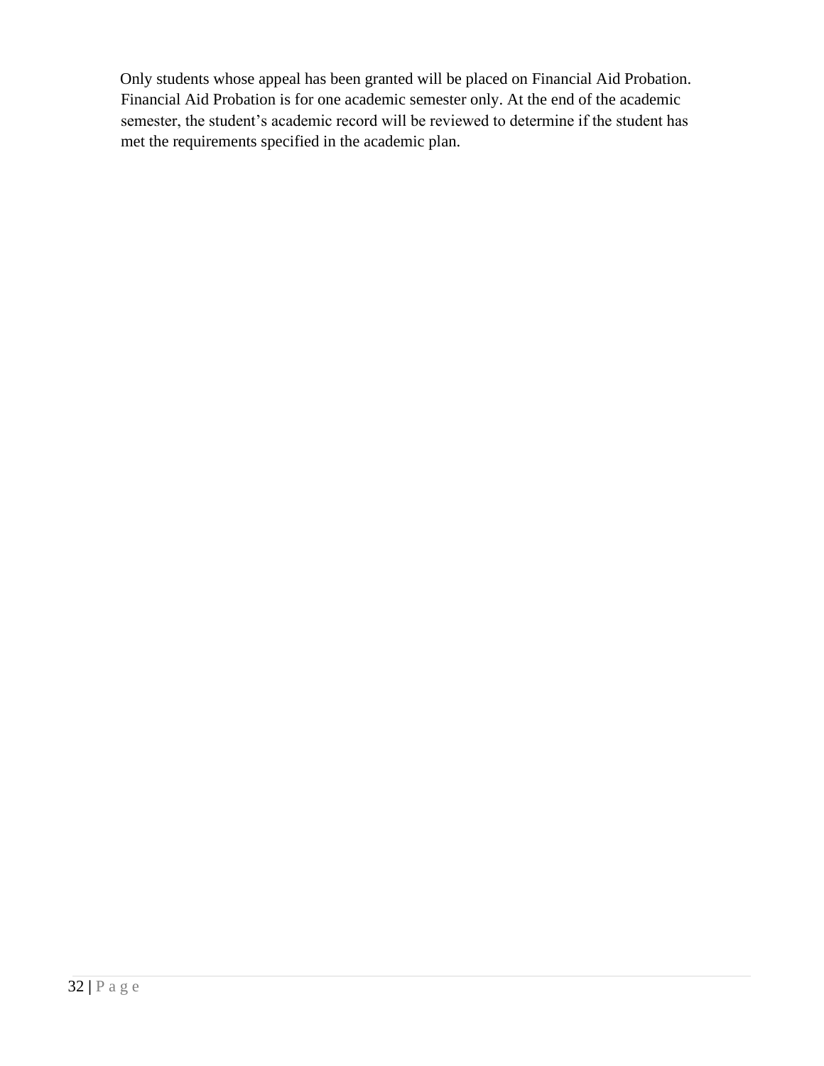Only students whose appeal has been granted will be placed on Financial Aid Probation. Financial Aid Probation is for one academic semester only. At the end of the academic semester, the student's academic record will be reviewed to determine if the student has met the requirements specified in the academic plan.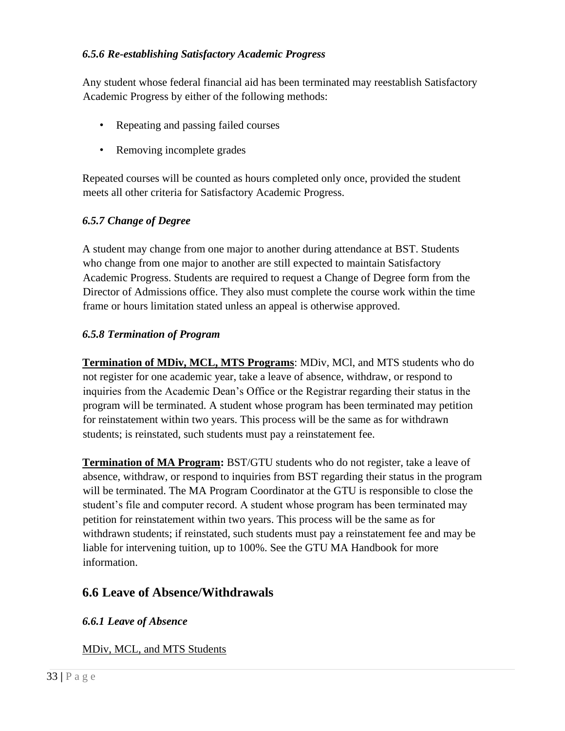#### *6.5.6 Re-establishing Satisfactory Academic Progress*

Any student whose federal financial aid has been terminated may reestablish Satisfactory Academic Progress by either of the following methods:

- Repeating and passing failed courses
- Removing incomplete grades

Repeated courses will be counted as hours completed only once, provided the student meets all other criteria for Satisfactory Academic Progress.

#### *6.5.7 Change of Degree*

A student may change from one major to another during attendance at BST. Students who change from one major to another are still expected to maintain Satisfactory Academic Progress. Students are required to request a Change of Degree form from the Director of Admissions office. They also must complete the course work within the time frame or hours limitation stated unless an appeal is otherwise approved.

#### *6.5.8 Termination of Program*

**Termination of MDiv, MCL, MTS Programs**: MDiv, MCl, and MTS students who do not register for one academic year, take a leave of absence, withdraw, or respond to inquiries from the Academic Dean's Office or the Registrar regarding their status in the program will be terminated. A student whose program has been terminated may petition for reinstatement within two years. This process will be the same as for withdrawn students; is reinstated, such students must pay a reinstatement fee.

**Termination of MA Program:** BST/GTU students who do not register, take a leave of absence, withdraw, or respond to inquiries from BST regarding their status in the program will be terminated. The MA Program Coordinator at the GTU is responsible to close the student's file and computer record. A student whose program has been terminated may petition for reinstatement within two years. This process will be the same as for withdrawn students; if reinstated, such students must pay a reinstatement fee and may be liable for intervening tuition, up to 100%. See the GTU MA Handbook for more information.

## 6.6 Leave of Absence/Withdrawals

#### *6.6.1 Leave of Absence*

MDiv, MCL, and MTS Students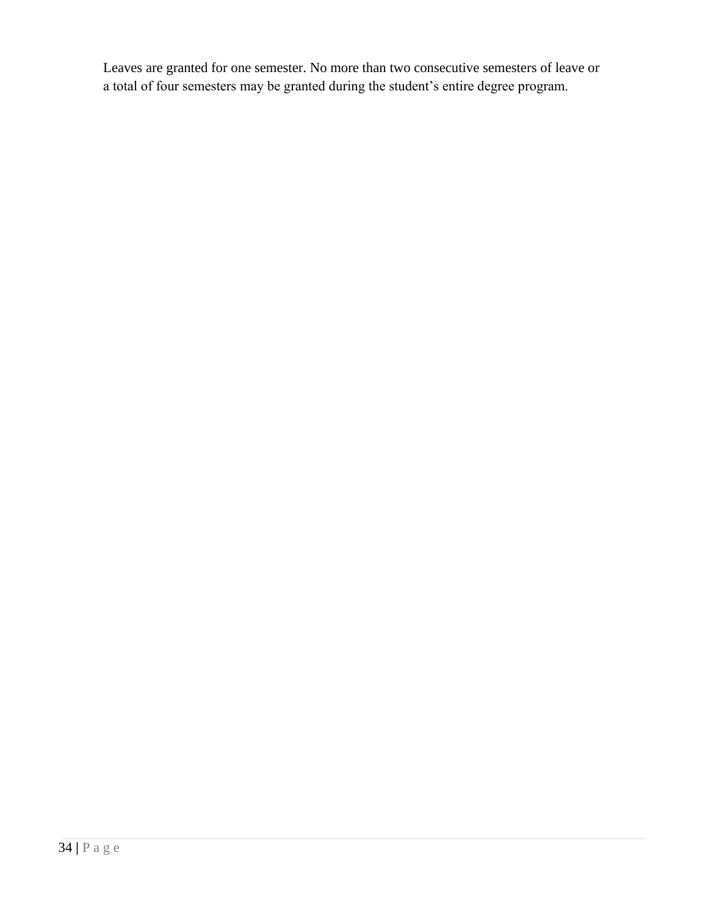Leaves are granted for one semester. No more than two consecutive semesters of leave or a total of four semesters may be granted during the student's entire degree program.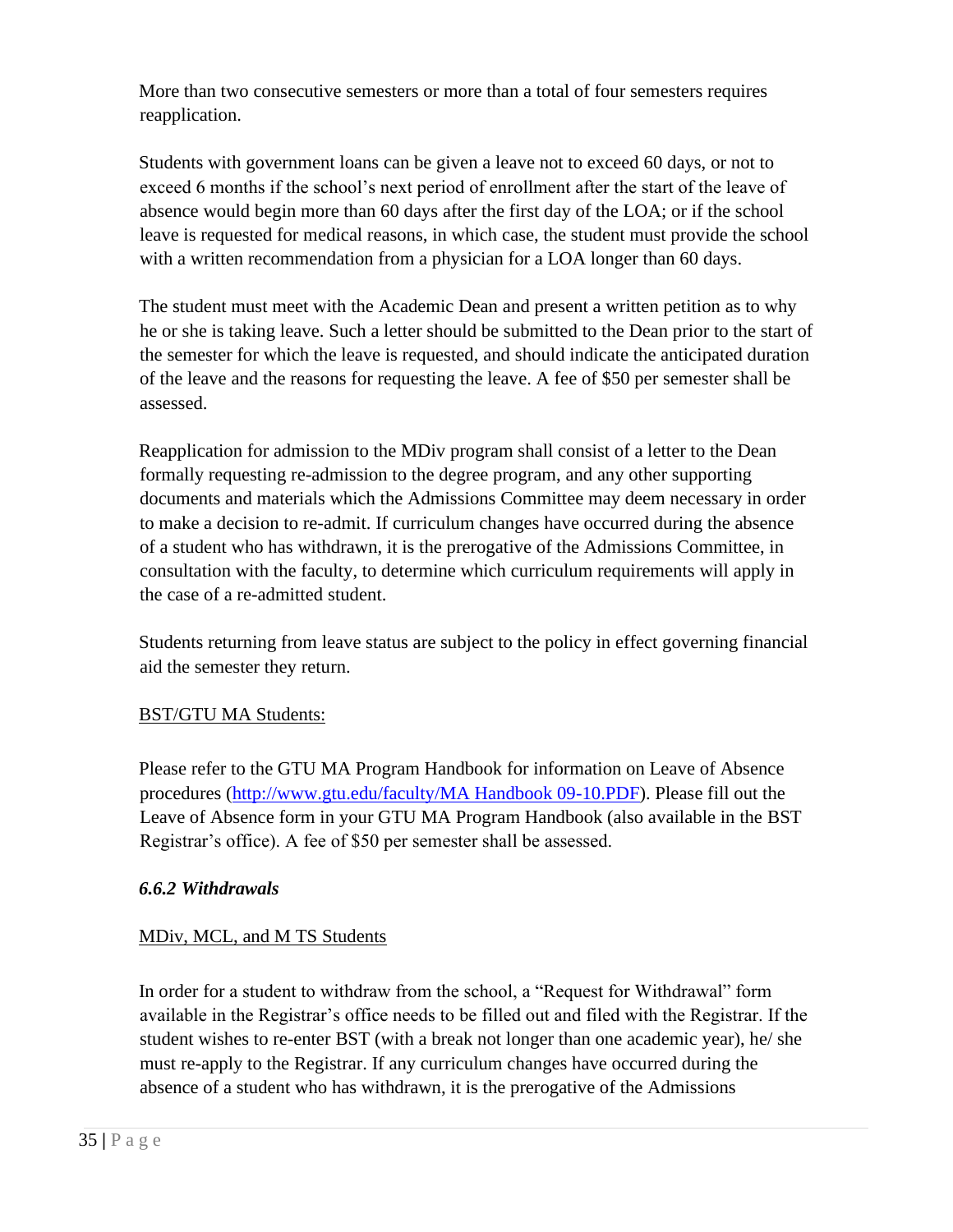More than two consecutive semesters or more than a total of four semesters requires reapplication.

Students with government loans can be given a leave not to exceed 60 days, or not to exceed 6 months if the school's next period of enrollment after the start of the leave of absence would begin more than 60 days after the first day of the LOA; or if the school leave is requested for medical reasons, in which case, the student must provide the school with a written recommendation from a physician for a LOA longer than 60 days.

The student must meet with the Academic Dean and present a written petition as to why he or she is taking leave. Such a letter should be submitted to the Dean prior to the start of the semester for which the leave is requested, and should indicate the anticipated duration of the leave and the reasons for requesting the leave. A fee of $50 per semester shall be assessed.

Reapplication for admission to the MDiv program shall consist of a letter to the Dean formally requesting re-admission to the degree program, and any other supporting documents and materials which the Admissions Committee may deem necessary in order to make a decision to re-admit. If curriculum changes have occurred during the absence of a student who has withdrawn, it is the prerogative of the Admissions Committee, in consultation with the faculty, to determine which curriculum requirements will apply in the case of a re-admitted student.

Students returning from leave status are subject to the policy in effect governing financial aid the semester they return.

BST/GTU MA Students:

Please refer to the GTU MA Program Handbook for information on Leave of Absence procedures ([http://www.gtu.edu/faculty/MA Handbook 09-10.PDF](http://www.gtu.edu/faculty/MA Handbook 09-10.PDF)). Please fill out the Leave of Absence form in your GTU MA Program Handbook (also available in the BST Registrar's office). A fee of $50 per semester shall be assessed.

### *6.6.2 Withdrawals*

MDiv, MCL, and M TS Students

In order for a student to withdraw from the school, a "Request for Withdrawal" form available in the Registrar's office needs to be filled out and filed with the Registrar. If the student wishes to re-enter BST (with a break not longer than one academic year), he/ she must re-apply to the Registrar. If any curriculum changes have occurred during the absence of a student who has withdrawn, it is the prerogative of the Admissions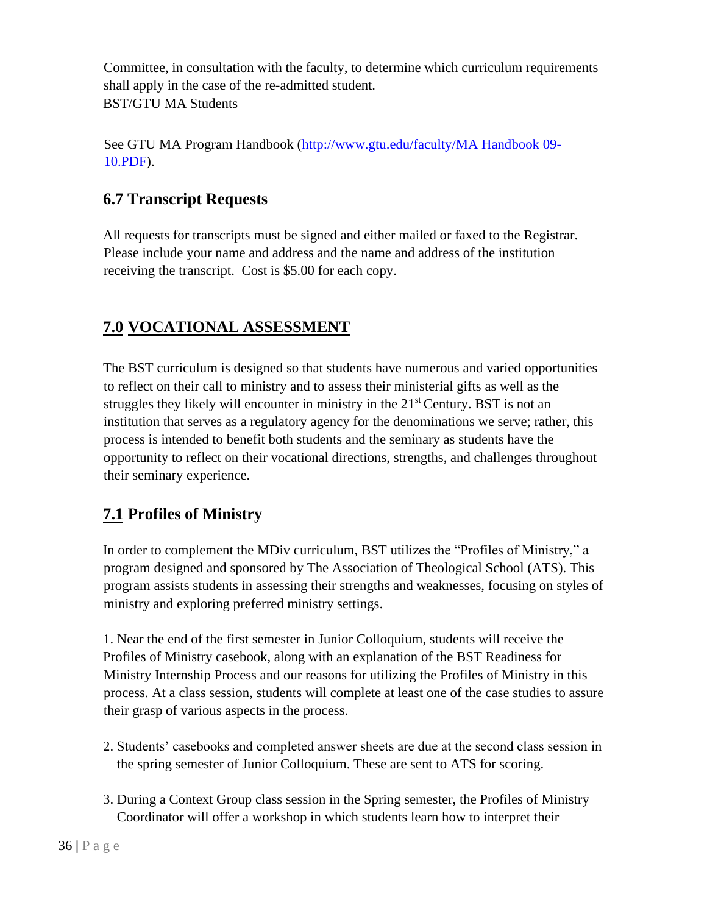Committee, in consultation with the faculty, to determine which curriculum requirements shall apply in the case of the re-admitted student.

BST/GTU MA Students

See GTU MA Program Handbook (http://www.gtu.edu/faculty/MA Handbook 09-10.PDF).

## 6.7 Transcript Requests

All requests for transcripts must be signed and either mailed or faxed to the Registrar. Please include your name and address and the name and address of the institution receiving the transcript. Cost is $5.00 for each copy.

## 7.0 VOCATIONAL ASSESSMENT

The BST curriculum is designed so that students have numerous and varied opportunities to reflect on their call to ministry and to assess their ministerial gifts as well as the struggles they likely will encounter in ministry in the 21st Century. BST is not an institution that serves as a regulatory agency for the denominations we serve; rather, this process is intended to benefit both students and the seminary as students have the opportunity to reflect on their vocational directions, strengths, and challenges throughout their seminary experience.

## 7.1 Profiles of Ministry

In order to complement the MDiv curriculum, BST utilizes the "Profiles of Ministry," a program designed and sponsored by The Association of Theological School (ATS). This program assists students in assessing their strengths and weaknesses, focusing on styles of ministry and exploring preferred ministry settings.

1. Near the end of the first semester in Junior Colloquium, students will receive the Profiles of Ministry casebook, along with an explanation of the BST Readiness for Ministry Internship Process and our reasons for utilizing the Profiles of Ministry in this process. At a class session, students will complete at least one of the case studies to assure their grasp of various aspects in the process.

2. Students' casebooks and completed answer sheets are due at the second class session in the spring semester of Junior Colloquium. These are sent to ATS for scoring.

3. During a Context Group class session in the Spring semester, the Profiles of Ministry Coordinator will offer a workshop in which students learn how to interpret their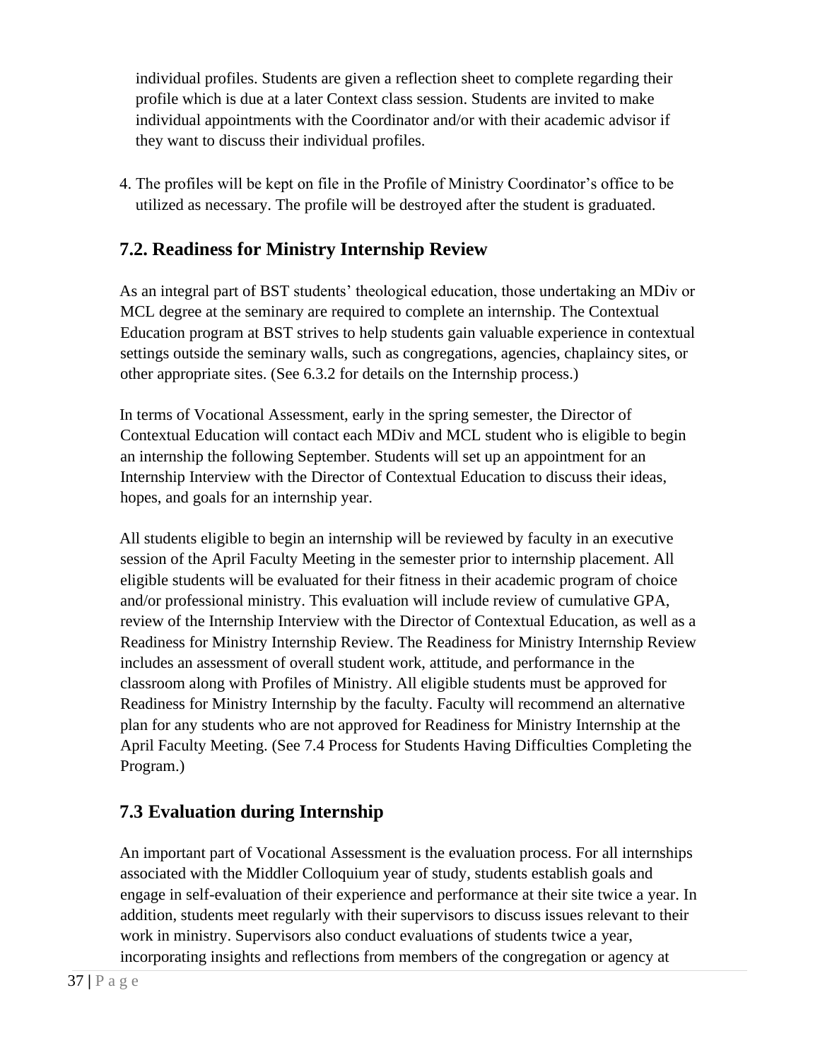individual profiles. Students are given a reflection sheet to complete regarding their profile which is due at a later Context class session. Students are invited to make individual appointments with the Coordinator and/or with their academic advisor if they want to discuss their individual profiles.

4. The profiles will be kept on file in the Profile of Ministry Coordinator's office to be utilized as necessary. The profile will be destroyed after the student is graduated.

## 7.2. Readiness for Ministry Internship Review

As an integral part of BST students' theological education, those undertaking an MDiv or MCL degree at the seminary are required to complete an internship. The Contextual Education program at BST strives to help students gain valuable experience in contextual settings outside the seminary walls, such as congregations, agencies, chaplaincy sites, or other appropriate sites. (See 6.3.2 for details on the Internship process.)

In terms of Vocational Assessment, early in the spring semester, the Director of Contextual Education will contact each MDiv and MCL student who is eligible to begin an internship the following September. Students will set up an appointment for an Internship Interview with the Director of Contextual Education to discuss their ideas, hopes, and goals for an internship year.

All students eligible to begin an internship will be reviewed by faculty in an executive session of the April Faculty Meeting in the semester prior to internship placement. All eligible students will be evaluated for their fitness in their academic program of choice and/or professional ministry. This evaluation will include review of cumulative GPA, review of the Internship Interview with the Director of Contextual Education, as well as a Readiness for Ministry Internship Review. The Readiness for Ministry Internship Review includes an assessment of overall student work, attitude, and performance in the classroom along with Profiles of Ministry. All eligible students must be approved for Readiness for Ministry Internship by the faculty. Faculty will recommend an alternative plan for any students who are not approved for Readiness for Ministry Internship at the April Faculty Meeting. (See 7.4 Process for Students Having Difficulties Completing the Program.)

## 7.3 Evaluation during Internship

An important part of Vocational Assessment is the evaluation process. For all internships associated with the Middler Colloquium year of study, students establish goals and engage in self-evaluation of their experience and performance at their site twice a year. In addition, students meet regularly with their supervisors to discuss issues relevant to their work in ministry. Supervisors also conduct evaluations of students twice a year, incorporating insights and reflections from members of the congregation or agency at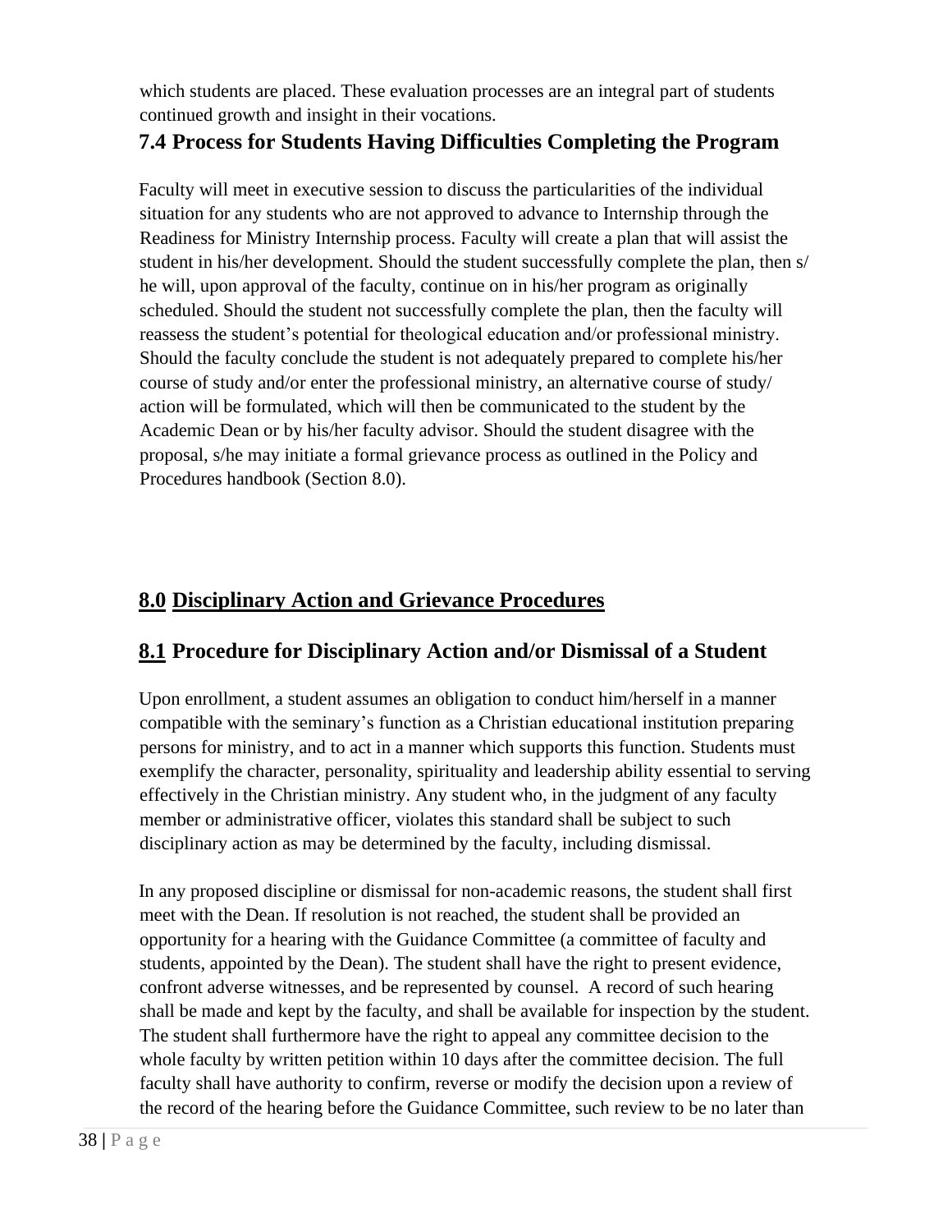which students are placed. These evaluation processes are an integral part of students continued growth and insight in their vocations.

## 7.4 Process for Students Having Difficulties Completing the Program

Faculty will meet in executive session to discuss the particularities of the individual situation for any students who are not approved to advance to Internship through the Readiness for Ministry Internship process. Faculty will create a plan that will assist the student in his/her development. Should the student successfully complete the plan, then s/he will, upon approval of the faculty, continue on in his/her program as originally scheduled. Should the student not successfully complete the plan, then the faculty will reassess the student's potential for theological education and/or professional ministry. Should the faculty conclude the student is not adequately prepared to complete his/her course of study and/or enter the professional ministry, an alternative course of study/action will be formulated, which will then be communicated to the student by the Academic Dean or by his/her faculty advisor. Should the student disagree with the proposal, s/he may initiate a formal grievance process as outlined in the Policy and Procedures handbook (Section 8.0).

# 8.0 Disciplinary Action and Grievance Procedures

## 8.1 Procedure for Disciplinary Action and/or Dismissal of a Student

Upon enrollment, a student assumes an obligation to conduct him/herself in a manner compatible with the seminary's function as a Christian educational institution preparing persons for ministry, and to act in a manner which supports this function. Students must exemplify the character, personality, spirituality and leadership ability essential to serving effectively in the Christian ministry. Any student who, in the judgment of any faculty member or administrative officer, violates this standard shall be subject to such disciplinary action as may be determined by the faculty, including dismissal.

In any proposed discipline or dismissal for non-academic reasons, the student shall first meet with the Dean. If resolution is not reached, the student shall be provided an opportunity for a hearing with the Guidance Committee (a committee of faculty and students, appointed by the Dean). The student shall have the right to present evidence, confront adverse witnesses, and be represented by counsel. A record of such hearing shall be made and kept by the faculty, and shall be available for inspection by the student. The student shall furthermore have the right to appeal any committee decision to the whole faculty by written petition within 10 days after the committee decision. The full faculty shall have authority to confirm, reverse or modify the decision upon a review of the record of the hearing before the Guidance Committee, such review to be no later than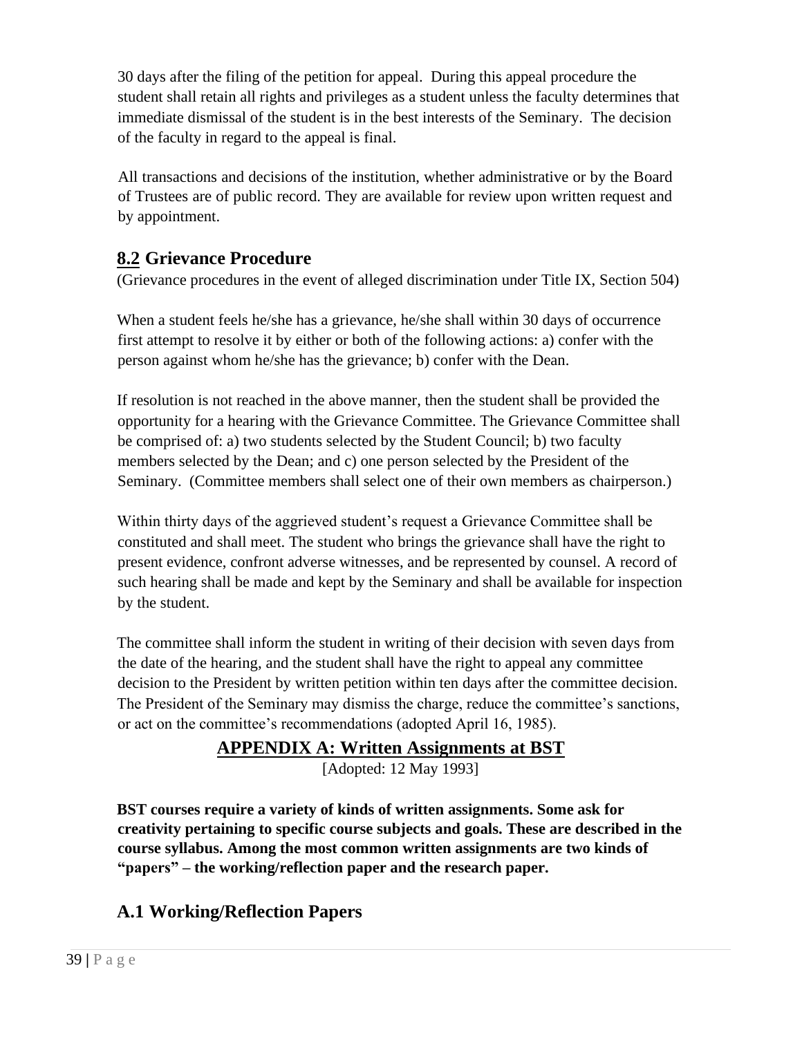30 days after the filing of the petition for appeal. During this appeal procedure the student shall retain all rights and privileges as a student unless the faculty determines that immediate dismissal of the student is in the best interests of the Seminary. The decision of the faculty in regard to the appeal is final.

All transactions and decisions of the institution, whether administrative or by the Board of Trustees are of public record. They are available for review upon written request and by appointment.

## 8.2 Grievance Procedure

(Grievance procedures in the event of alleged discrimination under Title IX, Section 504)

When a student feels he/she has a grievance, he/she shall within 30 days of occurrence first attempt to resolve it by either or both of the following actions: a) confer with the person against whom he/she has the grievance; b) confer with the Dean.

If resolution is not reached in the above manner, then the student shall be provided the opportunity for a hearing with the Grievance Committee. The Grievance Committee shall be comprised of: a) two students selected by the Student Council; b) two faculty members selected by the Dean; and c) one person selected by the President of the Seminary. (Committee members shall select one of their own members as chairperson.)

Within thirty days of the aggrieved student's request a Grievance Committee shall be constituted and shall meet. The student who brings the grievance shall have the right to present evidence, confront adverse witnesses, and be represented by counsel. A record of such hearing shall be made and kept by the Seminary and shall be available for inspection by the student.

The committee shall inform the student in writing of their decision with seven days from the date of the hearing, and the student shall have the right to appeal any committee decision to the President by written petition within ten days after the committee decision. The President of the Seminary may dismiss the charge, reduce the committee's sanctions, or act on the committee's recommendations (adopted April 16, 1985).

# APPENDIX A: Written Assignments at BST

[Adopted: 12 May 1993]

**BST courses require a variety of kinds of written assignments. Some ask for creativity pertaining to specific course subjects and goals. These are described in the course syllabus. Among the most common written assignments are two kinds of "papers" – the working/reflection paper and the research paper.**

## A.1 Working/Reflection Papers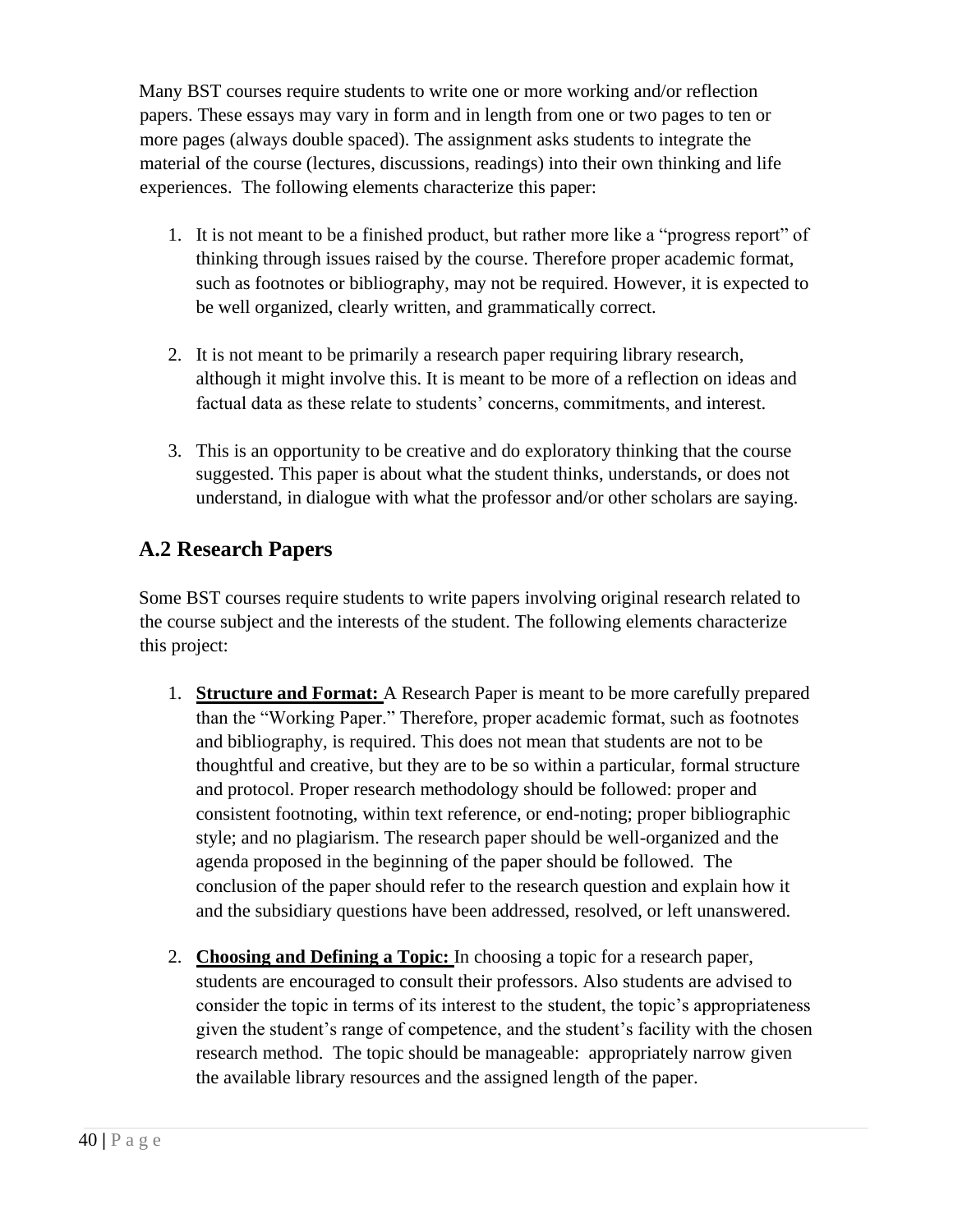Many BST courses require students to write one or more working and/or reflection papers. These essays may vary in form and in length from one or two pages to ten or more pages (always double spaced). The assignment asks students to integrate the material of the course (lectures, discussions, readings) into their own thinking and life experiences. The following elements characterize this paper:

1. It is not meant to be a finished product, but rather more like a "progress report" of thinking through issues raised by the course. Therefore proper academic format, such as footnotes or bibliography, may not be required. However, it is expected to be well organized, clearly written, and grammatically correct.

2. It is not meant to be primarily a research paper requiring library research, although it might involve this. It is meant to be more of a reflection on ideas and factual data as these relate to students' concerns, commitments, and interest.

3. This is an opportunity to be creative and do exploratory thinking that the course suggested. This paper is about what the student thinks, understands, or does not understand, in dialogue with what the professor and/or other scholars are saying.

## A.2 Research Papers

Some BST courses require students to write papers involving original research related to the course subject and the interests of the student. The following elements characterize this project:

1. **Structure and Format:** A Research Paper is meant to be more carefully prepared than the "Working Paper." Therefore, proper academic format, such as footnotes and bibliography, is required. This does not mean that students are not to be thoughtful and creative, but they are to be so within a particular, formal structure and protocol. Proper research methodology should be followed: proper and consistent footnoting, within text reference, or end-noting; proper bibliographic style; and no plagiarism. The research paper should be well-organized and the agenda proposed in the beginning of the paper should be followed. The conclusion of the paper should refer to the research question and explain how it and the subsidiary questions have been addressed, resolved, or left unanswered.

2. **Choosing and Defining a Topic:** In choosing a topic for a research paper, students are encouraged to consult their professors. Also students are advised to consider the topic in terms of its interest to the student, the topic's appropriateness given the student's range of competence, and the student's facility with the chosen research method. The topic should be manageable: appropriately narrow given the available library resources and the assigned length of the paper.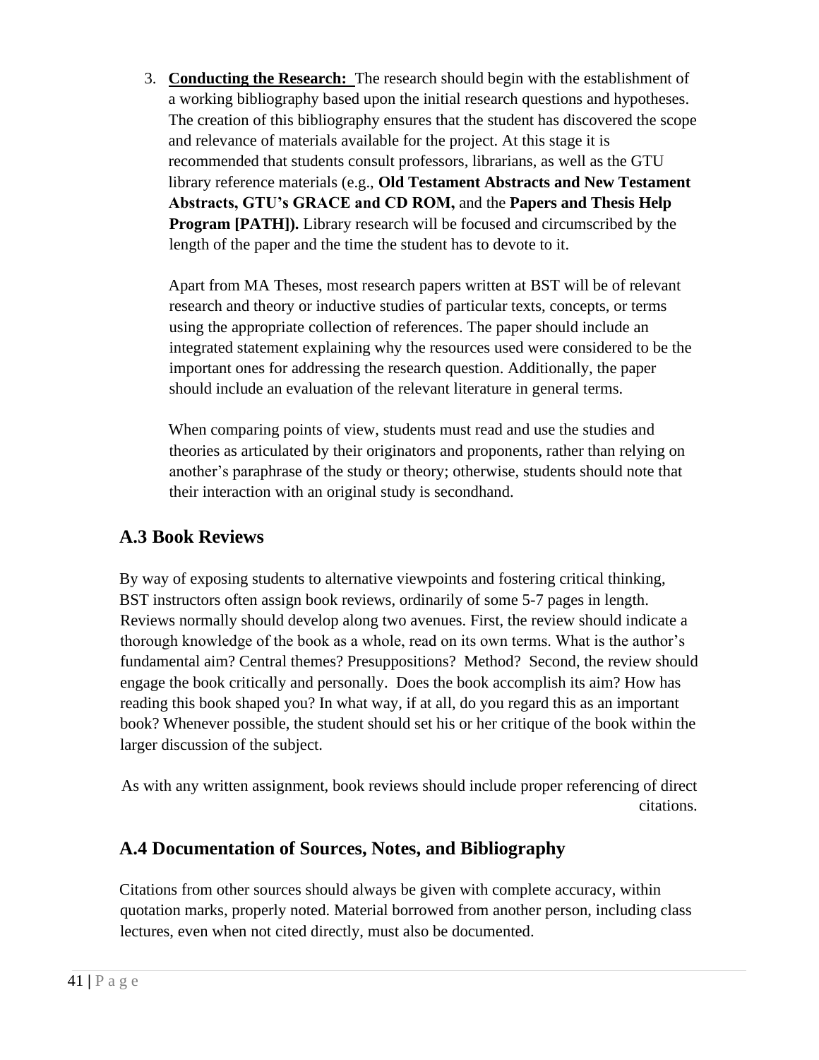3. **Conducting the Research:** The research should begin with the establishment of a working bibliography based upon the initial research questions and hypotheses. The creation of this bibliography ensures that the student has discovered the scope and relevance of materials available for the project. At this stage it is recommended that students consult professors, librarians, as well as the GTU library reference materials (e.g., **Old Testament Abstracts and New Testament Abstracts, GTU's GRACE and CD ROM,** and the **Papers and Thesis Help Program [PATH]).** Library research will be focused and circumscribed by the length of the paper and the time the student has to devote to it.

   Apart from MA Theses, most research papers written at BST will be of relevant research and theory or inductive studies of particular texts, concepts, or terms using the appropriate collection of references. The paper should include an integrated statement explaining why the resources used were considered to be the important ones for addressing the research question. Additionally, the paper should include an evaluation of the relevant literature in general terms.

   When comparing points of view, students must read and use the studies and theories as articulated by their originators and proponents, rather than relying on another's paraphrase of the study or theory; otherwise, students should note that their interaction with an original study is secondhand.

## A.3 Book Reviews

By way of exposing students to alternative viewpoints and fostering critical thinking, BST instructors often assign book reviews, ordinarily of some 5-7 pages in length. Reviews normally should develop along two avenues. First, the review should indicate a thorough knowledge of the book as a whole, read on its own terms. What is the author's fundamental aim? Central themes? Presuppositions? Method? Second, the review should engage the book critically and personally. Does the book accomplish its aim? How has reading this book shaped you? In what way, if at all, do you regard this as an important book? Whenever possible, the student should set his or her critique of the book within the larger discussion of the subject.

As with any written assignment, book reviews should include proper referencing of direct citations.

## A.4 Documentation of Sources, Notes, and Bibliography

Citations from other sources should always be given with complete accuracy, within quotation marks, properly noted. Material borrowed from another person, including class lectures, even when not cited directly, must also be documented.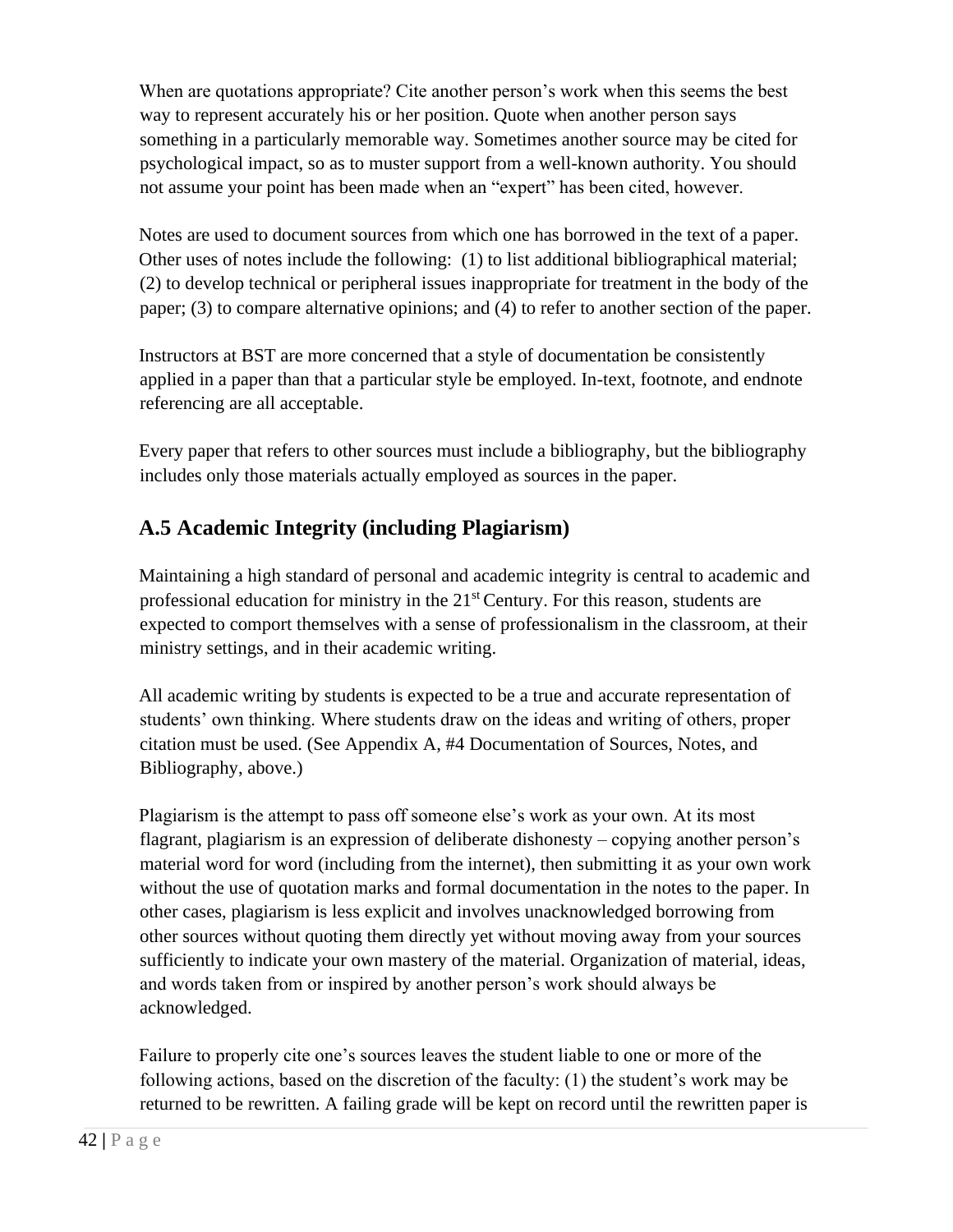When are quotations appropriate? Cite another person's work when this seems the best way to represent accurately his or her position. Quote when another person says something in a particularly memorable way. Sometimes another source may be cited for psychological impact, so as to muster support from a well-known authority. You should not assume your point has been made when an "expert" has been cited, however.

Notes are used to document sources from which one has borrowed in the text of a paper. Other uses of notes include the following: (1) to list additional bibliographical material; (2) to develop technical or peripheral issues inappropriate for treatment in the body of the paper; (3) to compare alternative opinions; and (4) to refer to another section of the paper.

Instructors at BST are more concerned that a style of documentation be consistently applied in a paper than that a particular style be employed. In-text, footnote, and endnote referencing are all acceptable.

Every paper that refers to other sources must include a bibliography, but the bibliography includes only those materials actually employed as sources in the paper.

## A.5 Academic Integrity (including Plagiarism)

Maintaining a high standard of personal and academic integrity is central to academic and professional education for ministry in the 21st Century. For this reason, students are expected to comport themselves with a sense of professionalism in the classroom, at their ministry settings, and in their academic writing.

All academic writing by students is expected to be a true and accurate representation of students' own thinking. Where students draw on the ideas and writing of others, proper citation must be used. (See Appendix A, #4 Documentation of Sources, Notes, and Bibliography, above.)

Plagiarism is the attempt to pass off someone else's work as your own. At its most flagrant, plagiarism is an expression of deliberate dishonesty – copying another person's material word for word (including from the internet), then submitting it as your own work without the use of quotation marks and formal documentation in the notes to the paper. In other cases, plagiarism is less explicit and involves unacknowledged borrowing from other sources without quoting them directly yet without moving away from your sources sufficiently to indicate your own mastery of the material. Organization of material, ideas, and words taken from or inspired by another person's work should always be acknowledged.

Failure to properly cite one's sources leaves the student liable to one or more of the following actions, based on the discretion of the faculty: (1) the student's work may be returned to be rewritten. A failing grade will be kept on record until the rewritten paper is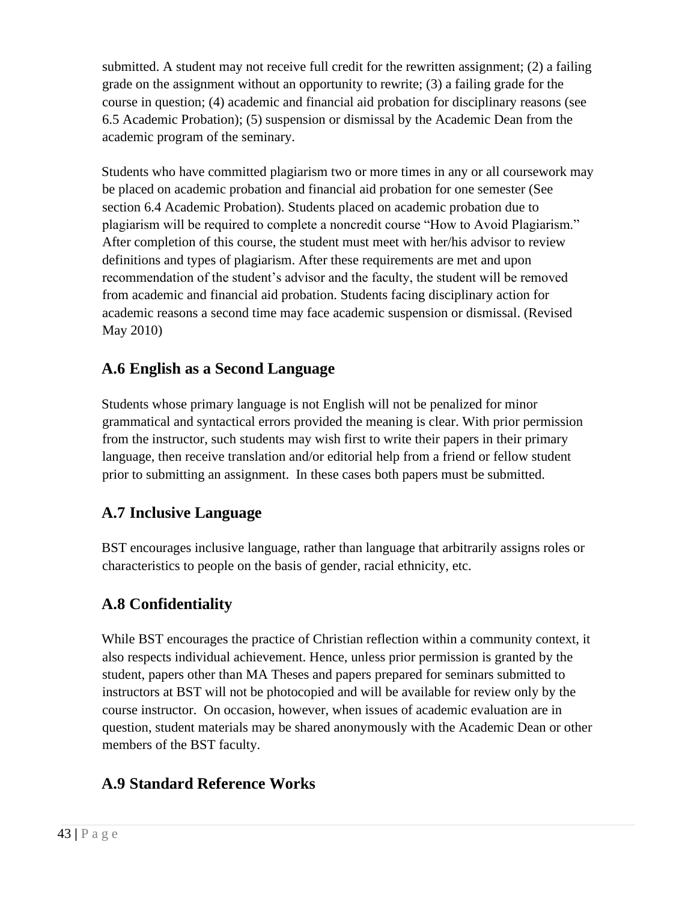submitted. A student may not receive full credit for the rewritten assignment; (2) a failing grade on the assignment without an opportunity to rewrite; (3) a failing grade for the course in question; (4) academic and financial aid probation for disciplinary reasons (see 6.5 Academic Probation); (5) suspension or dismissal by the Academic Dean from the academic program of the seminary.

Students who have committed plagiarism two or more times in any or all coursework may be placed on academic probation and financial aid probation for one semester (See section 6.4 Academic Probation). Students placed on academic probation due to plagiarism will be required to complete a noncredit course "How to Avoid Plagiarism." After completion of this course, the student must meet with her/his advisor to review definitions and types of plagiarism. After these requirements are met and upon recommendation of the student's advisor and the faculty, the student will be removed from academic and financial aid probation. Students facing disciplinary action for academic reasons a second time may face academic suspension or dismissal. (Revised May 2010)

## A.6 English as a Second Language

Students whose primary language is not English will not be penalized for minor grammatical and syntactical errors provided the meaning is clear. With prior permission from the instructor, such students may wish first to write their papers in their primary language, then receive translation and/or editorial help from a friend or fellow student prior to submitting an assignment. In these cases both papers must be submitted.

## A.7 Inclusive Language

BST encourages inclusive language, rather than language that arbitrarily assigns roles or characteristics to people on the basis of gender, racial ethnicity, etc.

## A.8 Confidentiality

While BST encourages the practice of Christian reflection within a community context, it also respects individual achievement. Hence, unless prior permission is granted by the student, papers other than MA Theses and papers prepared for seminars submitted to instructors at BST will not be photocopied and will be available for review only by the course instructor. On occasion, however, when issues of academic evaluation are in question, student materials may be shared anonymously with the Academic Dean or other members of the BST faculty.

## A.9 Standard Reference Works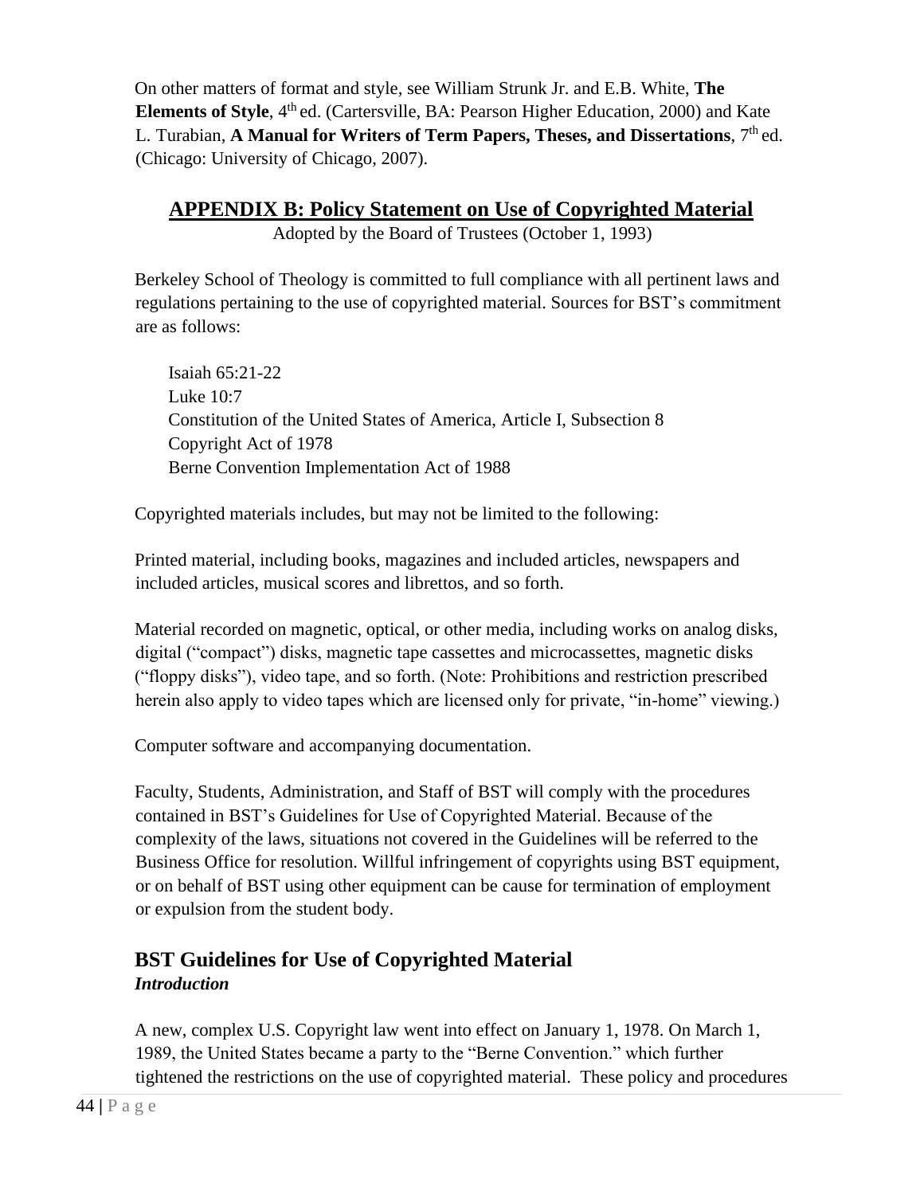On other matters of format and style, see William Strunk Jr. and E.B. White, **The Elements of Style**, 4th ed. (Cartersville, BA: Pearson Higher Education, 2000) and Kate L. Turabian, **A Manual for Writers of Term Papers, Theses, and Dissertations**, 7th ed. (Chicago: University of Chicago, 2007).

## APPENDIX B: Policy Statement on Use of Copyrighted Material

Adopted by the Board of Trustees (October 1, 1993)

Berkeley School of Theology is committed to full compliance with all pertinent laws and regulations pertaining to the use of copyrighted material. Sources for BST's commitment are as follows:

Isaiah 65:21-22
Luke 10:7
Constitution of the United States of America, Article I, Subsection 8
Copyright Act of 1978
Berne Convention Implementation Act of 1988

Copyrighted materials includes, but may not be limited to the following:

Printed material, including books, magazines and included articles, newspapers and included articles, musical scores and librettos, and so forth.

Material recorded on magnetic, optical, or other media, including works on analog disks, digital ("compact") disks, magnetic tape cassettes and microcassettes, magnetic disks ("floppy disks"), video tape, and so forth. (Note: Prohibitions and restriction prescribed herein also apply to video tapes which are licensed only for private, "in-home" viewing.)

Computer software and accompanying documentation.

Faculty, Students, Administration, and Staff of BST will comply with the procedures contained in BST's Guidelines for Use of Copyrighted Material. Because of the complexity of the laws, situations not covered in the Guidelines will be referred to the Business Office for resolution. Willful infringement of copyrights using BST equipment, or on behalf of BST using other equipment can be cause for termination of employment or expulsion from the student body.

### BST Guidelines for Use of Copyrighted Material

***Introduction***

A new, complex U.S. Copyright law went into effect on January 1, 1978. On March 1, 1989, the United States became a party to the "Berne Convention." which further tightened the restrictions on the use of copyrighted material. These policy and procedures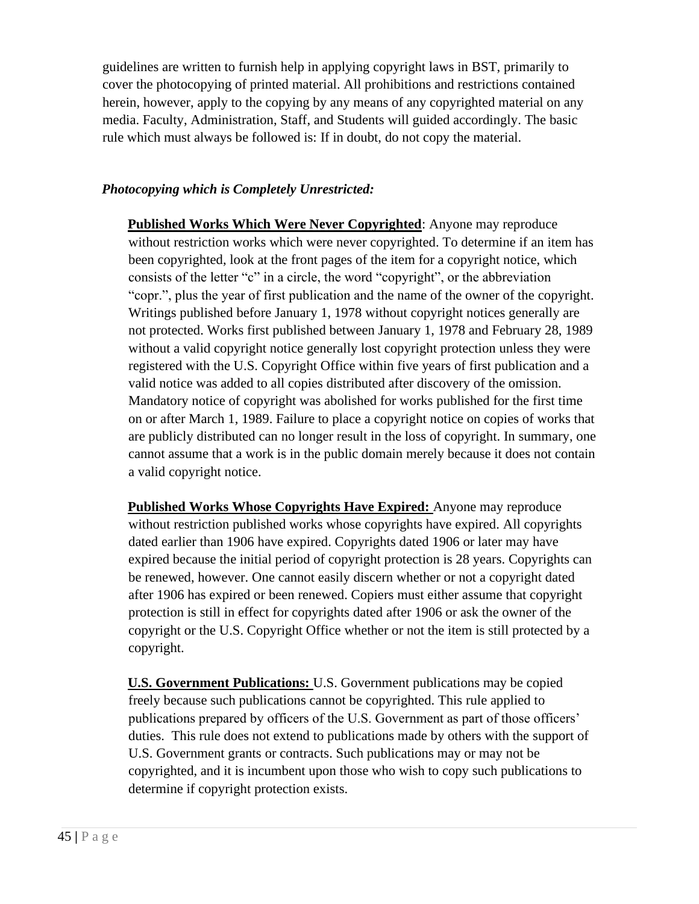guidelines are written to furnish help in applying copyright laws in BST, primarily to cover the photocopying of printed material. All prohibitions and restrictions contained herein, however, apply to the copying by any means of any copyrighted material on any media. Faculty, Administration, Staff, and Students will guided accordingly. The basic rule which must always be followed is: If in doubt, do not copy the material.

***Photocopying which is Completely Unrestricted:***

**Published Works Which Were Never Copyrighted**: Anyone may reproduce without restriction works which were never copyrighted. To determine if an item has been copyrighted, look at the front pages of the item for a copyright notice, which consists of the letter "c" in a circle, the word "copyright", or the abbreviation "copr.", plus the year of first publication and the name of the owner of the copyright. Writings published before January 1, 1978 without copyright notices generally are not protected. Works first published between January 1, 1978 and February 28, 1989 without a valid copyright notice generally lost copyright protection unless they were registered with the U.S. Copyright Office within five years of first publication and a valid notice was added to all copies distributed after discovery of the omission. Mandatory notice of copyright was abolished for works published for the first time on or after March 1, 1989. Failure to place a copyright notice on copies of works that are publicly distributed can no longer result in the loss of copyright. In summary, one cannot assume that a work is in the public domain merely because it does not contain a valid copyright notice.

**Published Works Whose Copyrights Have Expired:** Anyone may reproduce without restriction published works whose copyrights have expired. All copyrights dated earlier than 1906 have expired. Copyrights dated 1906 or later may have expired because the initial period of copyright protection is 28 years. Copyrights can be renewed, however. One cannot easily discern whether or not a copyright dated after 1906 has expired or been renewed. Copiers must either assume that copyright protection is still in effect for copyrights dated after 1906 or ask the owner of the copyright or the U.S. Copyright Office whether or not the item is still protected by a copyright.

**U.S. Government Publications:** U.S. Government publications may be copied freely because such publications cannot be copyrighted. This rule applied to publications prepared by officers of the U.S. Government as part of those officers' duties. This rule does not extend to publications made by others with the support of U.S. Government grants or contracts. Such publications may or may not be copyrighted, and it is incumbent upon those who wish to copy such publications to determine if copyright protection exists.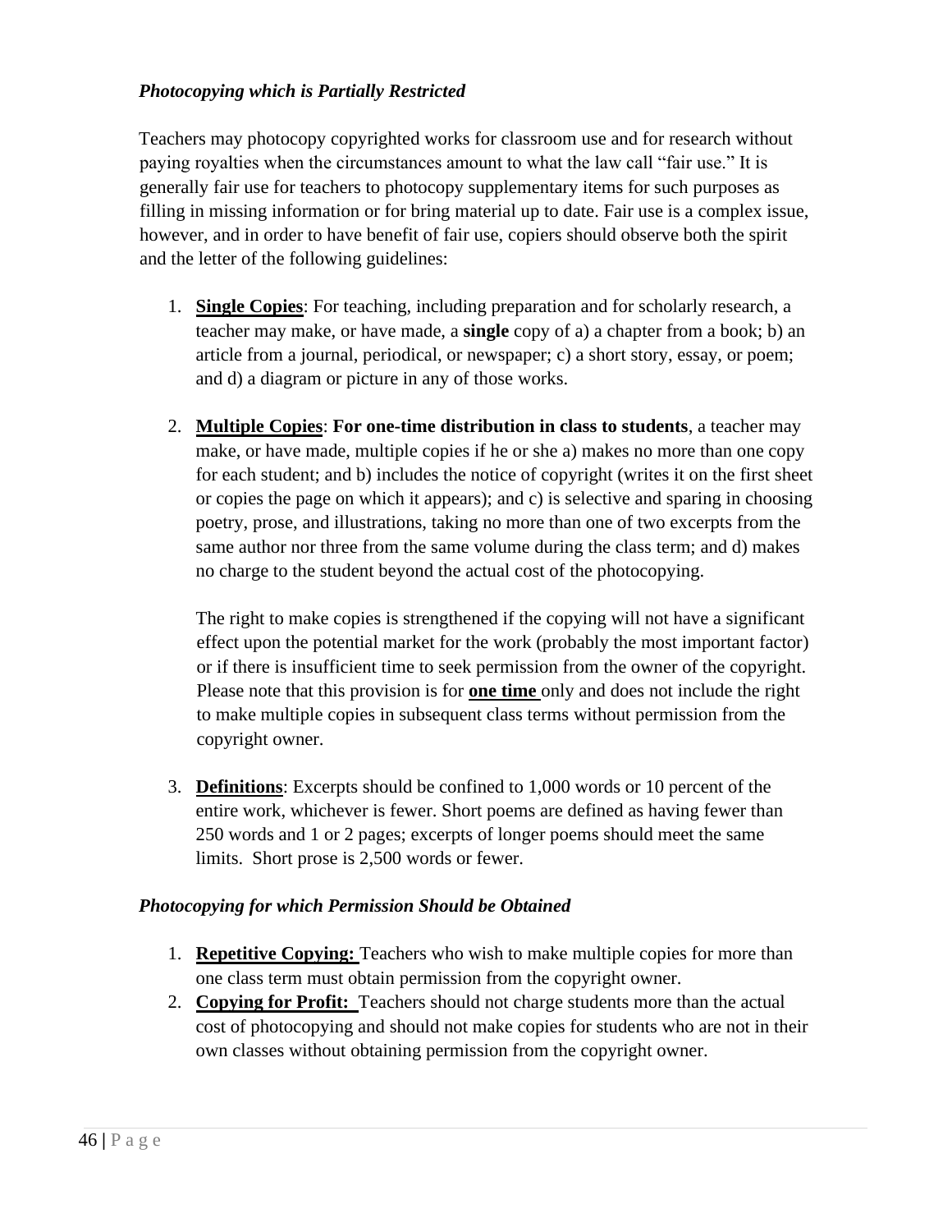### *Photocopying which is Partially Restricted*

Teachers may photocopy copyrighted works for classroom use and for research without paying royalties when the circumstances amount to what the law call "fair use." It is generally fair use for teachers to photocopy supplementary items for such purposes as filling in missing information or for bring material up to date. Fair use is a complex issue, however, and in order to have benefit of fair use, copiers should observe both the spirit and the letter of the following guidelines:

1. **Single Copies**: For teaching, including preparation and for scholarly research, a teacher may make, or have made, a **single** copy of a) a chapter from a book; b) an article from a journal, periodical, or newspaper; c) a short story, essay, or poem; and d) a diagram or picture in any of those works.

2. **Multiple Copies**: **For one-time distribution in class to students**, a teacher may make, or have made, multiple copies if he or she a) makes no more than one copy for each student; and b) includes the notice of copyright (writes it on the first sheet or copies the page on which it appears); and c) is selective and sparing in choosing poetry, prose, and illustrations, taking no more than one of two excerpts from the same author nor three from the same volume during the class term; and d) makes no charge to the student beyond the actual cost of the photocopying.

   The right to make copies is strengthened if the copying will not have a significant effect upon the potential market for the work (probably the most important factor) or if there is insufficient time to seek permission from the owner of the copyright. Please note that this provision is for **one time** only and does not include the right to make multiple copies in subsequent class terms without permission from the copyright owner.

3. **Definitions**: Excerpts should be confined to 1,000 words or 10 percent of the entire work, whichever is fewer. Short poems are defined as having fewer than 250 words and 1 or 2 pages; excerpts of longer poems should meet the same limits. Short prose is 2,500 words or fewer.

### *Photocopying for which Permission Should be Obtained*

1. **Repetitive Copying:** Teachers who wish to make multiple copies for more than one class term must obtain permission from the copyright owner.
2. **Copying for Profit:** Teachers should not charge students more than the actual cost of photocopying and should not make copies for students who are not in their own classes without obtaining permission from the copyright owner.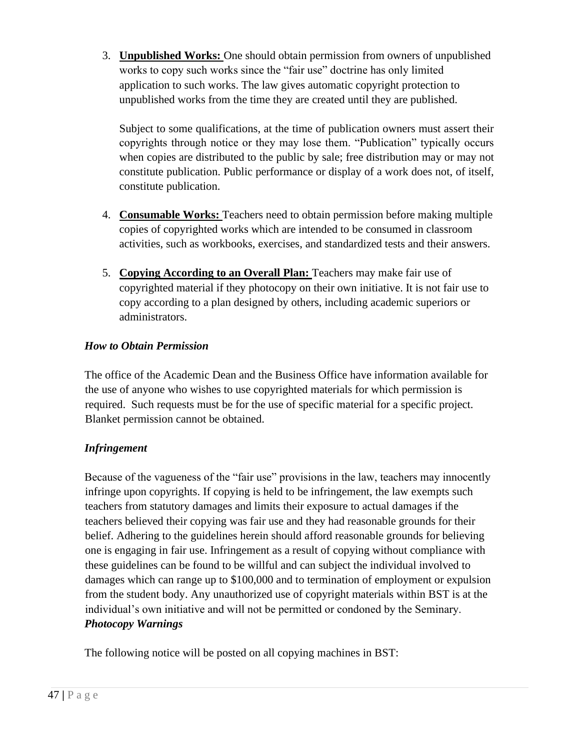3. **Unpublished Works:** One should obtain permission from owners of unpublished works to copy such works since the "fair use" doctrine has only limited application to such works. The law gives automatic copyright protection to unpublished works from the time they are created until they are published.

   Subject to some qualifications, at the time of publication owners must assert their copyrights through notice or they may lose them. "Publication" typically occurs when copies are distributed to the public by sale; free distribution may or may not constitute publication. Public performance or display of a work does not, of itself, constitute publication.

4. **Consumable Works:** Teachers need to obtain permission before making multiple copies of copyrighted works which are intended to be consumed in classroom activities, such as workbooks, exercises, and standardized tests and their answers.

5. **Copying According to an Overall Plan:** Teachers may make fair use of copyrighted material if they photocopy on their own initiative. It is not fair use to copy according to a plan designed by others, including academic superiors or administrators.

*How to Obtain Permission*

The office of the Academic Dean and the Business Office have information available for the use of anyone who wishes to use copyrighted materials for which permission is required. Such requests must be for the use of specific material for a specific project. Blanket permission cannot be obtained.

*Infringement*

Because of the vagueness of the "fair use" provisions in the law, teachers may innocently infringe upon copyrights. If copying is held to be infringement, the law exempts such teachers from statutory damages and limits their exposure to actual damages if the teachers believed their copying was fair use and they had reasonable grounds for their belief. Adhering to the guidelines herein should afford reasonable grounds for believing one is engaging in fair use. Infringement as a result of copying without compliance with these guidelines can be found to be willful and can subject the individual involved to damages which can range up to $100,000 and to termination of employment or expulsion from the student body. Any unauthorized use of copyright materials within BST is at the individual's own initiative and will not be permitted or condoned by the Seminary.

*Photocopy Warnings*

The following notice will be posted on all copying machines in BST: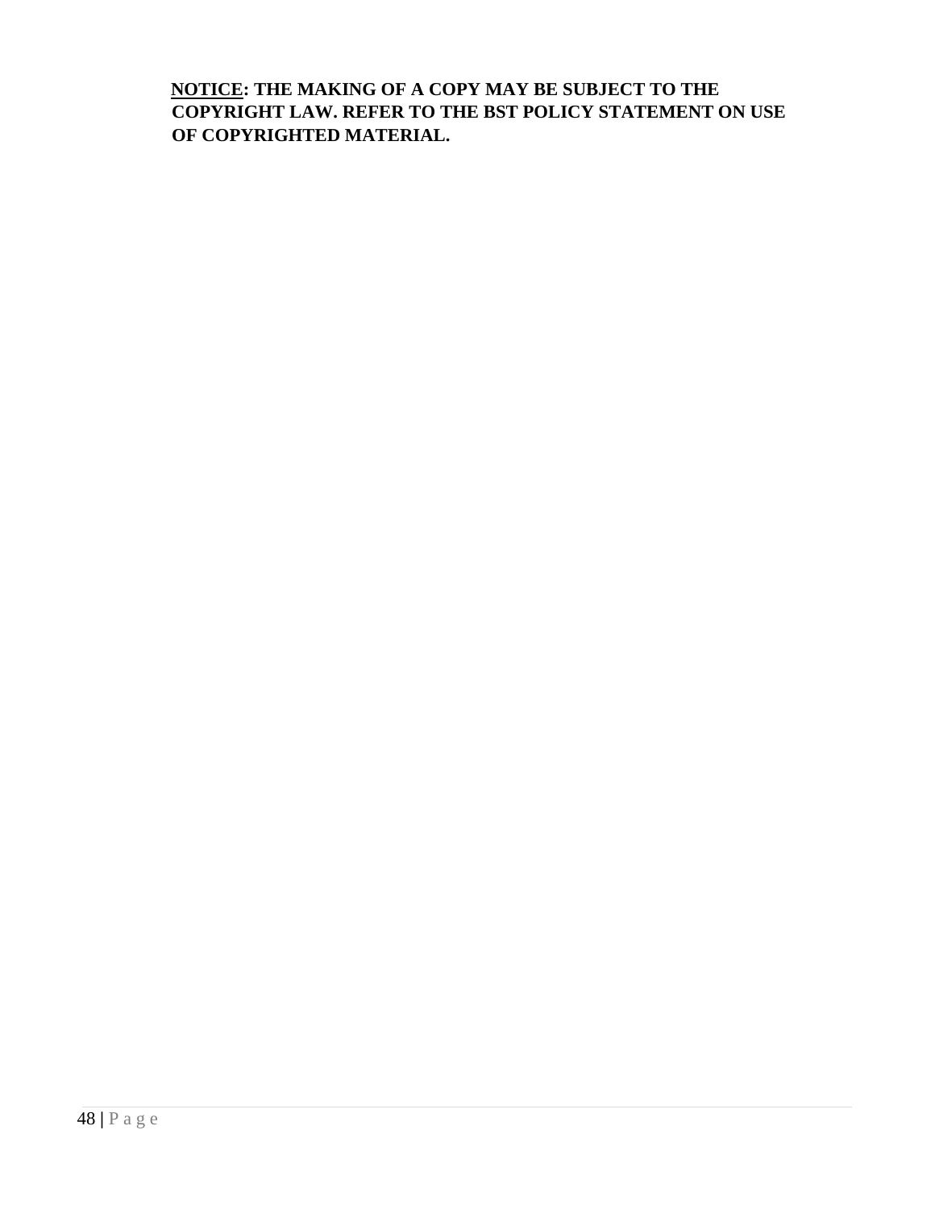**<u>NOTICE</u>: THE MAKING OF A COPY MAY BE SUBJECT TO THE COPYRIGHT LAW. REFER TO THE BST POLICY STATEMENT ON USE OF COPYRIGHTED MATERIAL.**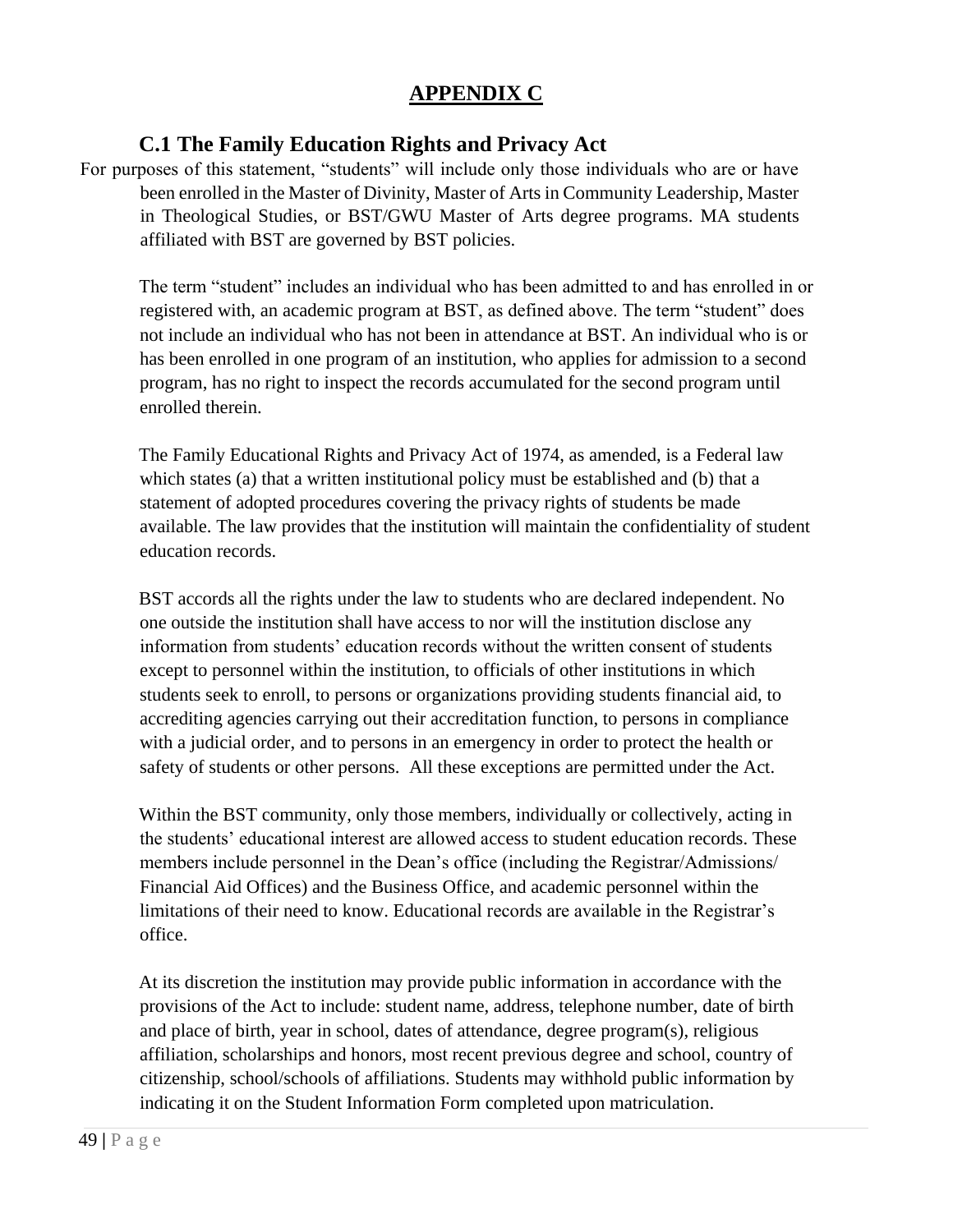# APPENDIX C

## C.1 The Family Education Rights and Privacy Act

For purposes of this statement, "students" will include only those individuals who are or have been enrolled in the Master of Divinity, Master of Arts in Community Leadership, Master in Theological Studies, or BST/GWU Master of Arts degree programs. MA students affiliated with BST are governed by BST policies.

The term "student" includes an individual who has been admitted to and has enrolled in or registered with, an academic program at BST, as defined above. The term "student" does not include an individual who has not been in attendance at BST. An individual who is or has been enrolled in one program of an institution, who applies for admission to a second program, has no right to inspect the records accumulated for the second program until enrolled therein.

The Family Educational Rights and Privacy Act of 1974, as amended, is a Federal law which states (a) that a written institutional policy must be established and (b) that a statement of adopted procedures covering the privacy rights of students be made available. The law provides that the institution will maintain the confidentiality of student education records.

BST accords all the rights under the law to students who are declared independent. No one outside the institution shall have access to nor will the institution disclose any information from students' education records without the written consent of students except to personnel within the institution, to officials of other institutions in which students seek to enroll, to persons or organizations providing students financial aid, to accrediting agencies carrying out their accreditation function, to persons in compliance with a judicial order, and to persons in an emergency in order to protect the health or safety of students or other persons. All these exceptions are permitted under the Act.

Within the BST community, only those members, individually or collectively, acting in the students' educational interest are allowed access to student education records. These members include personnel in the Dean's office (including the Registrar/Admissions/ Financial Aid Offices) and the Business Office, and academic personnel within the limitations of their need to know. Educational records are available in the Registrar's office.

At its discretion the institution may provide public information in accordance with the provisions of the Act to include: student name, address, telephone number, date of birth and place of birth, year in school, dates of attendance, degree program(s), religious affiliation, scholarships and honors, most recent previous degree and school, country of citizenship, school/schools of affiliations. Students may withhold public information by indicating it on the Student Information Form completed upon matriculation.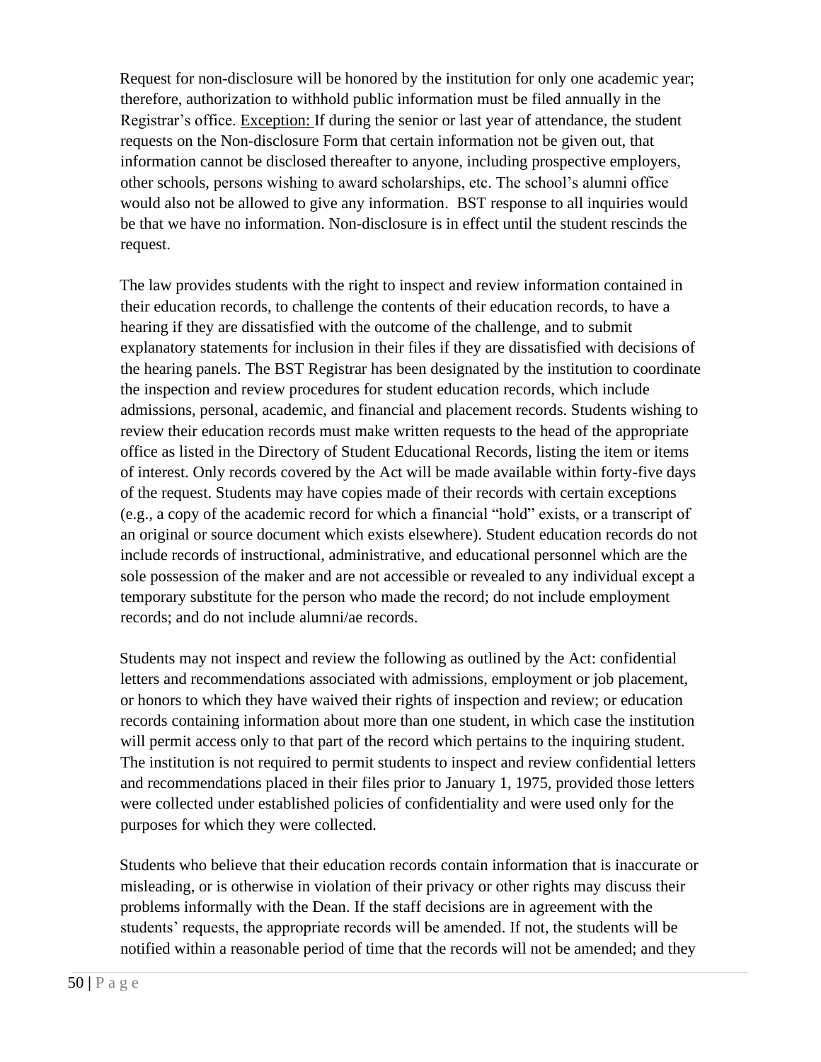Request for non-disclosure will be honored by the institution for only one academic year; therefore, authorization to withhold public information must be filed annually in the Registrar's office. <u>Exception:</u> If during the senior or last year of attendance, the student requests on the Non-disclosure Form that certain information not be given out, that information cannot be disclosed thereafter to anyone, including prospective employers, other schools, persons wishing to award scholarships, etc. The school's alumni office would also not be allowed to give any information. BST response to all inquiries would be that we have no information. Non-disclosure is in effect until the student rescinds the request.

The law provides students with the right to inspect and review information contained in their education records, to challenge the contents of their education records, to have a hearing if they are dissatisfied with the outcome of the challenge, and to submit explanatory statements for inclusion in their files if they are dissatisfied with decisions of the hearing panels. The BST Registrar has been designated by the institution to coordinate the inspection and review procedures for student education records, which include admissions, personal, academic, and financial and placement records. Students wishing to review their education records must make written requests to the head of the appropriate office as listed in the Directory of Student Educational Records, listing the item or items of interest. Only records covered by the Act will be made available within forty-five days of the request. Students may have copies made of their records with certain exceptions (e.g., a copy of the academic record for which a financial "hold" exists, or a transcript of an original or source document which exists elsewhere). Student education records do not include records of instructional, administrative, and educational personnel which are the sole possession of the maker and are not accessible or revealed to any individual except a temporary substitute for the person who made the record; do not include employment records; and do not include alumni/ae records.

Students may not inspect and review the following as outlined by the Act: confidential letters and recommendations associated with admissions, employment or job placement, or honors to which they have waived their rights of inspection and review; or education records containing information about more than one student, in which case the institution will permit access only to that part of the record which pertains to the inquiring student. The institution is not required to permit students to inspect and review confidential letters and recommendations placed in their files prior to January 1, 1975, provided those letters were collected under established policies of confidentiality and were used only for the purposes for which they were collected.

Students who believe that their education records contain information that is inaccurate or misleading, or is otherwise in violation of their privacy or other rights may discuss their problems informally with the Dean. If the staff decisions are in agreement with the students' requests, the appropriate records will be amended. If not, the students will be notified within a reasonable period of time that the records will not be amended; and they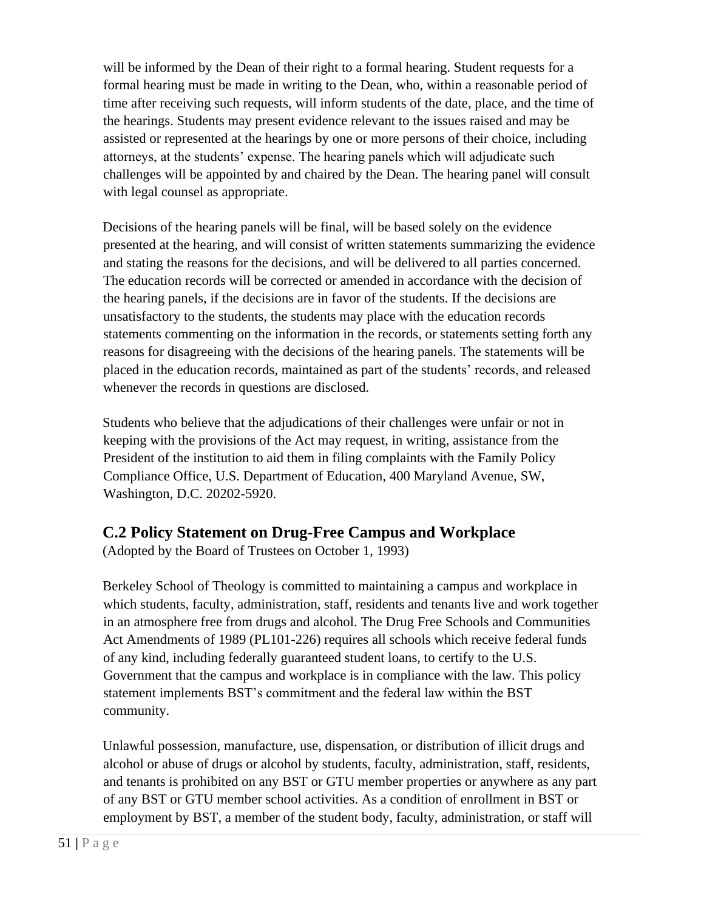will be informed by the Dean of their right to a formal hearing. Student requests for a formal hearing must be made in writing to the Dean, who, within a reasonable period of time after receiving such requests, will inform students of the date, place, and the time of the hearings. Students may present evidence relevant to the issues raised and may be assisted or represented at the hearings by one or more persons of their choice, including attorneys, at the students' expense. The hearing panels which will adjudicate such challenges will be appointed by and chaired by the Dean. The hearing panel will consult with legal counsel as appropriate.

Decisions of the hearing panels will be final, will be based solely on the evidence presented at the hearing, and will consist of written statements summarizing the evidence and stating the reasons for the decisions, and will be delivered to all parties concerned. The education records will be corrected or amended in accordance with the decision of the hearing panels, if the decisions are in favor of the students. If the decisions are unsatisfactory to the students, the students may place with the education records statements commenting on the information in the records, or statements setting forth any reasons for disagreeing with the decisions of the hearing panels. The statements will be placed in the education records, maintained as part of the students' records, and released whenever the records in questions are disclosed.

Students who believe that the adjudications of their challenges were unfair or not in keeping with the provisions of the Act may request, in writing, assistance from the President of the institution to aid them in filing complaints with the Family Policy Compliance Office, U.S. Department of Education, 400 Maryland Avenue, SW, Washington, D.C. 20202-5920.

## C.2 Policy Statement on Drug-Free Campus and Workplace

(Adopted by the Board of Trustees on October 1, 1993)

Berkeley School of Theology is committed to maintaining a campus and workplace in which students, faculty, administration, staff, residents and tenants live and work together in an atmosphere free from drugs and alcohol. The Drug Free Schools and Communities Act Amendments of 1989 (PL101-226) requires all schools which receive federal funds of any kind, including federally guaranteed student loans, to certify to the U.S. Government that the campus and workplace is in compliance with the law. This policy statement implements BST's commitment and the federal law within the BST community.

Unlawful possession, manufacture, use, dispensation, or distribution of illicit drugs and alcohol or abuse of drugs or alcohol by students, faculty, administration, staff, residents, and tenants is prohibited on any BST or GTU member properties or anywhere as any part of any BST or GTU member school activities. As a condition of enrollment in BST or employment by BST, a member of the student body, faculty, administration, or staff will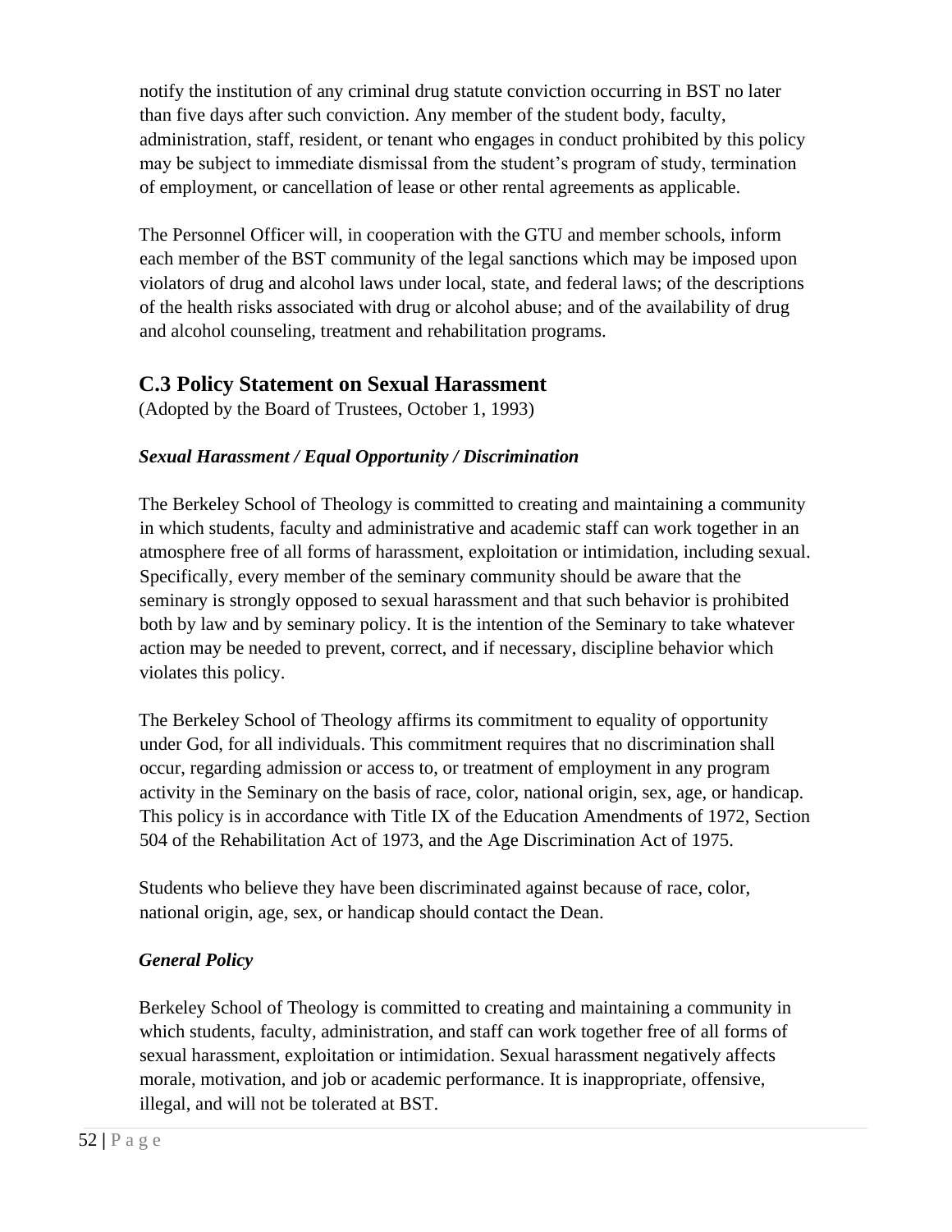notify the institution of any criminal drug statute conviction occurring in BST no later than five days after such conviction. Any member of the student body, faculty, administration, staff, resident, or tenant who engages in conduct prohibited by this policy may be subject to immediate dismissal from the student's program of study, termination of employment, or cancellation of lease or other rental agreements as applicable.

The Personnel Officer will, in cooperation with the GTU and member schools, inform each member of the BST community of the legal sanctions which may be imposed upon violators of drug and alcohol laws under local, state, and federal laws; of the descriptions of the health risks associated with drug or alcohol abuse; and of the availability of drug and alcohol counseling, treatment and rehabilitation programs.

## C.3 Policy Statement on Sexual Harassment

(Adopted by the Board of Trustees, October 1, 1993)

***Sexual Harassment / Equal Opportunity / Discrimination***

The Berkeley School of Theology is committed to creating and maintaining a community in which students, faculty and administrative and academic staff can work together in an atmosphere free of all forms of harassment, exploitation or intimidation, including sexual. Specifically, every member of the seminary community should be aware that the seminary is strongly opposed to sexual harassment and that such behavior is prohibited both by law and by seminary policy. It is the intention of the Seminary to take whatever action may be needed to prevent, correct, and if necessary, discipline behavior which violates this policy.

The Berkeley School of Theology affirms its commitment to equality of opportunity under God, for all individuals. This commitment requires that no discrimination shall occur, regarding admission or access to, or treatment of employment in any program activity in the Seminary on the basis of race, color, national origin, sex, age, or handicap. This policy is in accordance with Title IX of the Education Amendments of 1972, Section 504 of the Rehabilitation Act of 1973, and the Age Discrimination Act of 1975.

Students who believe they have been discriminated against because of race, color, national origin, age, sex, or handicap should contact the Dean.

***General Policy***

Berkeley School of Theology is committed to creating and maintaining a community in which students, faculty, administration, and staff can work together free of all forms of sexual harassment, exploitation or intimidation. Sexual harassment negatively affects morale, motivation, and job or academic performance. It is inappropriate, offensive, illegal, and will not be tolerated at BST.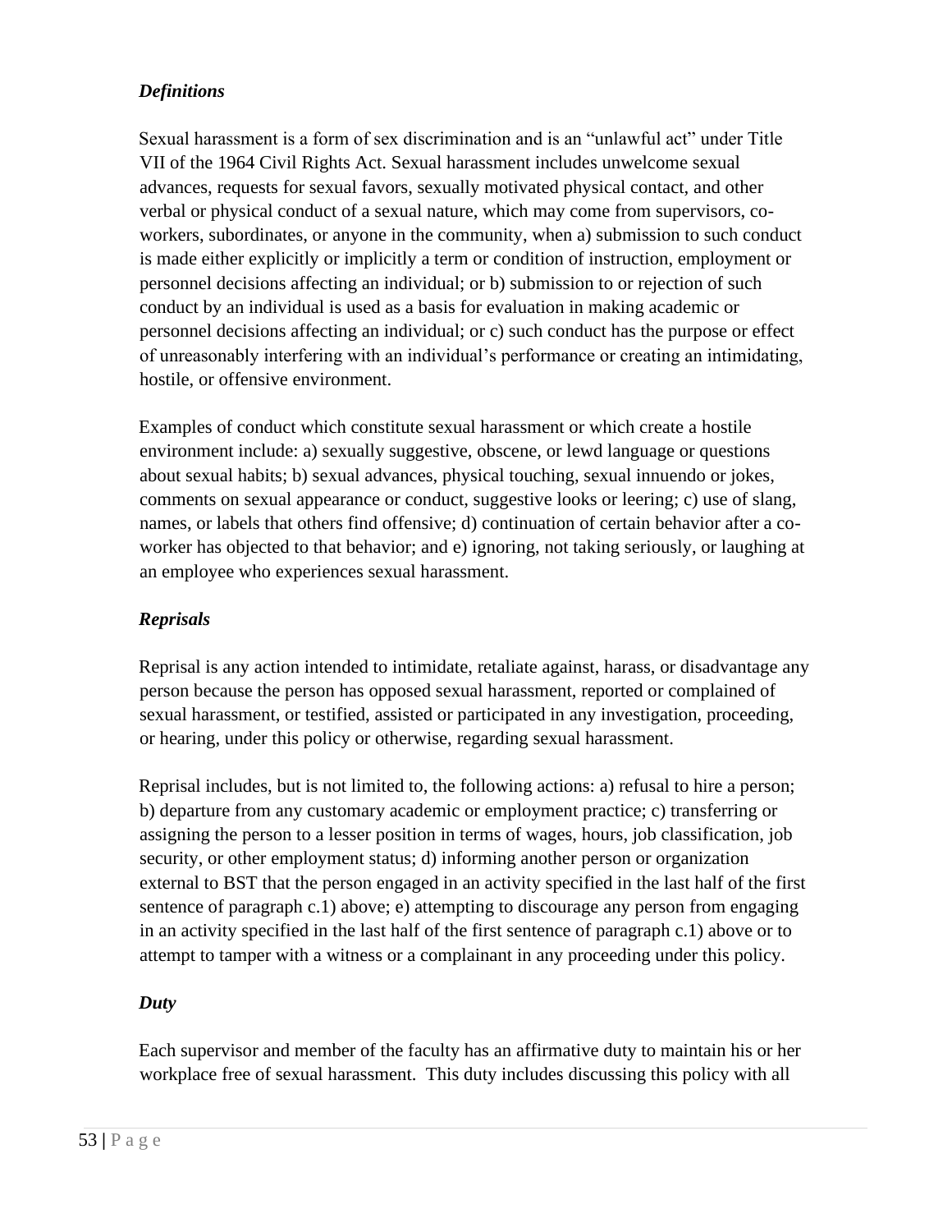### *Definitions*

Sexual harassment is a form of sex discrimination and is an "unlawful act" under Title VII of the 1964 Civil Rights Act. Sexual harassment includes unwelcome sexual advances, requests for sexual favors, sexually motivated physical contact, and other verbal or physical conduct of a sexual nature, which may come from supervisors, co-workers, subordinates, or anyone in the community, when a) submission to such conduct is made either explicitly or implicitly a term or condition of instruction, employment or personnel decisions affecting an individual; or b) submission to or rejection of such conduct by an individual is used as a basis for evaluation in making academic or personnel decisions affecting an individual; or c) such conduct has the purpose or effect of unreasonably interfering with an individual's performance or creating an intimidating, hostile, or offensive environment.

Examples of conduct which constitute sexual harassment or which create a hostile environment include: a) sexually suggestive, obscene, or lewd language or questions about sexual habits; b) sexual advances, physical touching, sexual innuendo or jokes, comments on sexual appearance or conduct, suggestive looks or leering; c) use of slang, names, or labels that others find offensive; d) continuation of certain behavior after a co-worker has objected to that behavior; and e) ignoring, not taking seriously, or laughing at an employee who experiences sexual harassment.

### *Reprisals*

Reprisal is any action intended to intimidate, retaliate against, harass, or disadvantage any person because the person has opposed sexual harassment, reported or complained of sexual harassment, or testified, assisted or participated in any investigation, proceeding, or hearing, under this policy or otherwise, regarding sexual harassment.

Reprisal includes, but is not limited to, the following actions: a) refusal to hire a person; b) departure from any customary academic or employment practice; c) transferring or assigning the person to a lesser position in terms of wages, hours, job classification, job security, or other employment status; d) informing another person or organization external to BST that the person engaged in an activity specified in the last half of the first sentence of paragraph c.1) above; e) attempting to discourage any person from engaging in an activity specified in the last half of the first sentence of paragraph c.1) above or to attempt to tamper with a witness or a complainant in any proceeding under this policy.

### *Duty*

Each supervisor and member of the faculty has an affirmative duty to maintain his or her workplace free of sexual harassment. This duty includes discussing this policy with all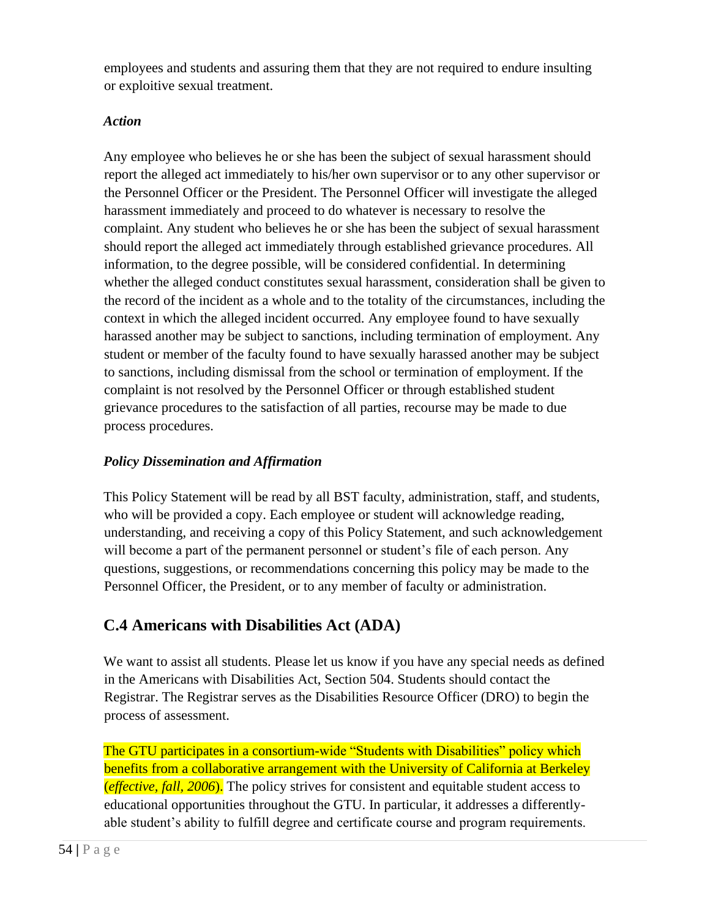employees and students and assuring them that they are not required to endure insulting or exploitive sexual treatment.

***Action***

Any employee who believes he or she has been the subject of sexual harassment should report the alleged act immediately to his/her own supervisor or to any other supervisor or the Personnel Officer or the President. The Personnel Officer will investigate the alleged harassment immediately and proceed to do whatever is necessary to resolve the complaint. Any student who believes he or she has been the subject of sexual harassment should report the alleged act immediately through established grievance procedures. All information, to the degree possible, will be considered confidential. In determining whether the alleged conduct constitutes sexual harassment, consideration shall be given to the record of the incident as a whole and to the totality of the circumstances, including the context in which the alleged incident occurred. Any employee found to have sexually harassed another may be subject to sanctions, including termination of employment. Any student or member of the faculty found to have sexually harassed another may be subject to sanctions, including dismissal from the school or termination of employment. If the complaint is not resolved by the Personnel Officer or through established student grievance procedures to the satisfaction of all parties, recourse may be made to due process procedures.

***Policy Dissemination and Affirmation***

This Policy Statement will be read by all BST faculty, administration, staff, and students, who will be provided a copy. Each employee or student will acknowledge reading, understanding, and receiving a copy of this Policy Statement, and such acknowledgement will become a part of the permanent personnel or student's file of each person. Any questions, suggestions, or recommendations concerning this policy may be made to the Personnel Officer, the President, or to any member of faculty or administration.

## C.4 Americans with Disabilities Act (ADA)

We want to assist all students. Please let us know if you have any special needs as defined in the Americans with Disabilities Act, Section 504. Students should contact the Registrar. The Registrar serves as the Disabilities Resource Officer (DRO) to begin the process of assessment.

The GTU participates in a consortium-wide "Students with Disabilities" policy which benefits from a collaborative arrangement with the University of California at Berkeley (*effective, fall, 2006*). The policy strives for consistent and equitable student access to educational opportunities throughout the GTU. In particular, it addresses a differently-able student's ability to fulfill degree and certificate course and program requirements.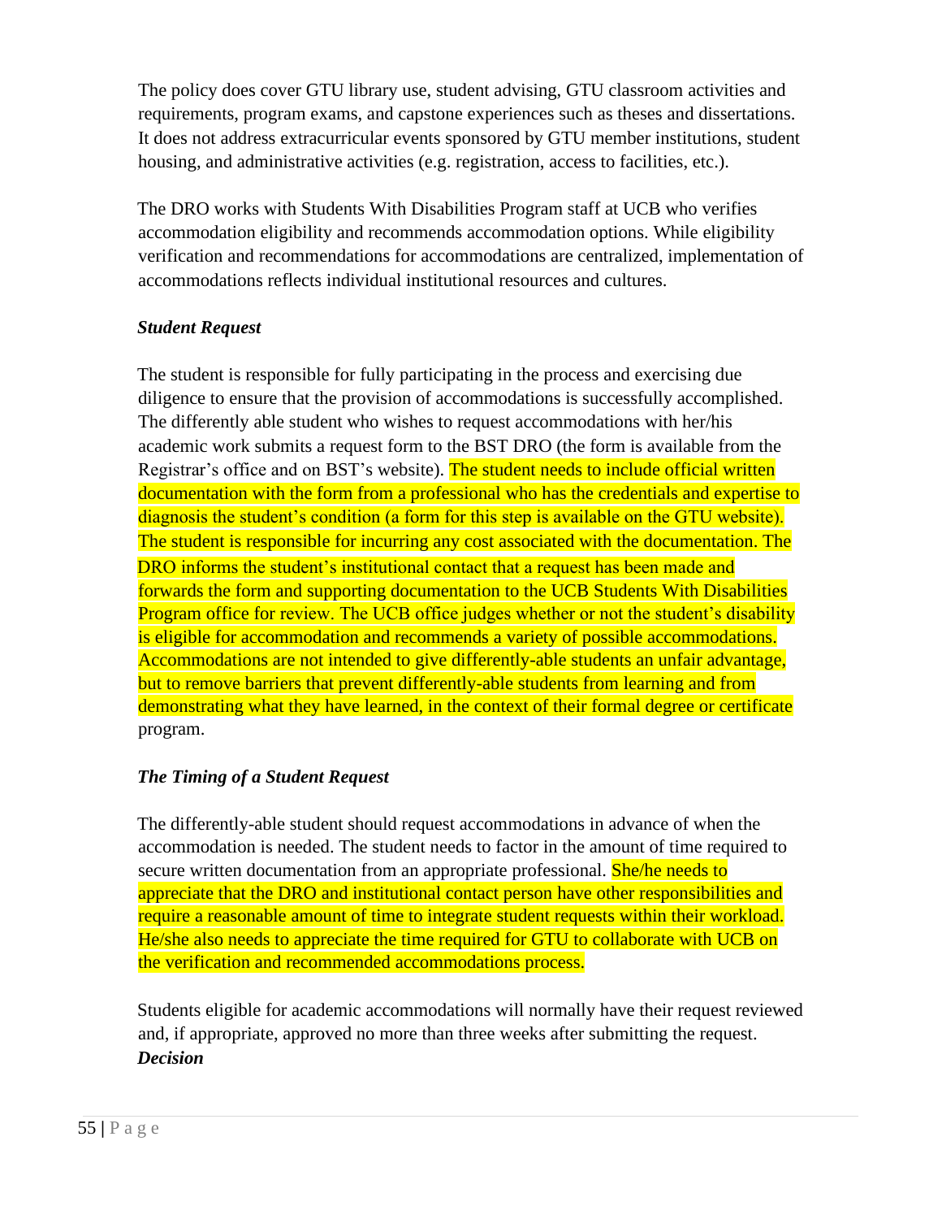The policy does cover GTU library use, student advising, GTU classroom activities and requirements, program exams, and capstone experiences such as theses and dissertations. It does not address extracurricular events sponsored by GTU member institutions, student housing, and administrative activities (e.g. registration, access to facilities, etc.).

The DRO works with Students With Disabilities Program staff at UCB who verifies accommodation eligibility and recommends accommodation options. While eligibility verification and recommendations for accommodations are centralized, implementation of accommodations reflects individual institutional resources and cultures.

### *Student Request*

The student is responsible for fully participating in the process and exercising due diligence to ensure that the provision of accommodations is successfully accomplished. The differently able student who wishes to request accommodations with her/his academic work submits a request form to the BST DRO (the form is available from the Registrar's office and on BST's website). The student needs to include official written documentation with the form from a professional who has the credentials and expertise to diagnosis the student's condition (a form for this step is available on the GTU website). The student is responsible for incurring any cost associated with the documentation. The DRO informs the student's institutional contact that a request has been made and forwards the form and supporting documentation to the UCB Students With Disabilities Program office for review. The UCB office judges whether or not the student's disability is eligible for accommodation and recommends a variety of possible accommodations. Accommodations are not intended to give differently-able students an unfair advantage, but to remove barriers that prevent differently-able students from learning and from demonstrating what they have learned, in the context of their formal degree or certificate program.

### *The Timing of a Student Request*

The differently-able student should request accommodations in advance of when the accommodation is needed. The student needs to factor in the amount of time required to secure written documentation from an appropriate professional. She/he needs to appreciate that the DRO and institutional contact person have other responsibilities and require a reasonable amount of time to integrate student requests within their workload. He/she also needs to appreciate the time required for GTU to collaborate with UCB on the verification and recommended accommodations process.

Students eligible for academic accommodations will normally have their request reviewed and, if appropriate, approved no more than three weeks after submitting the request.

### *Decision*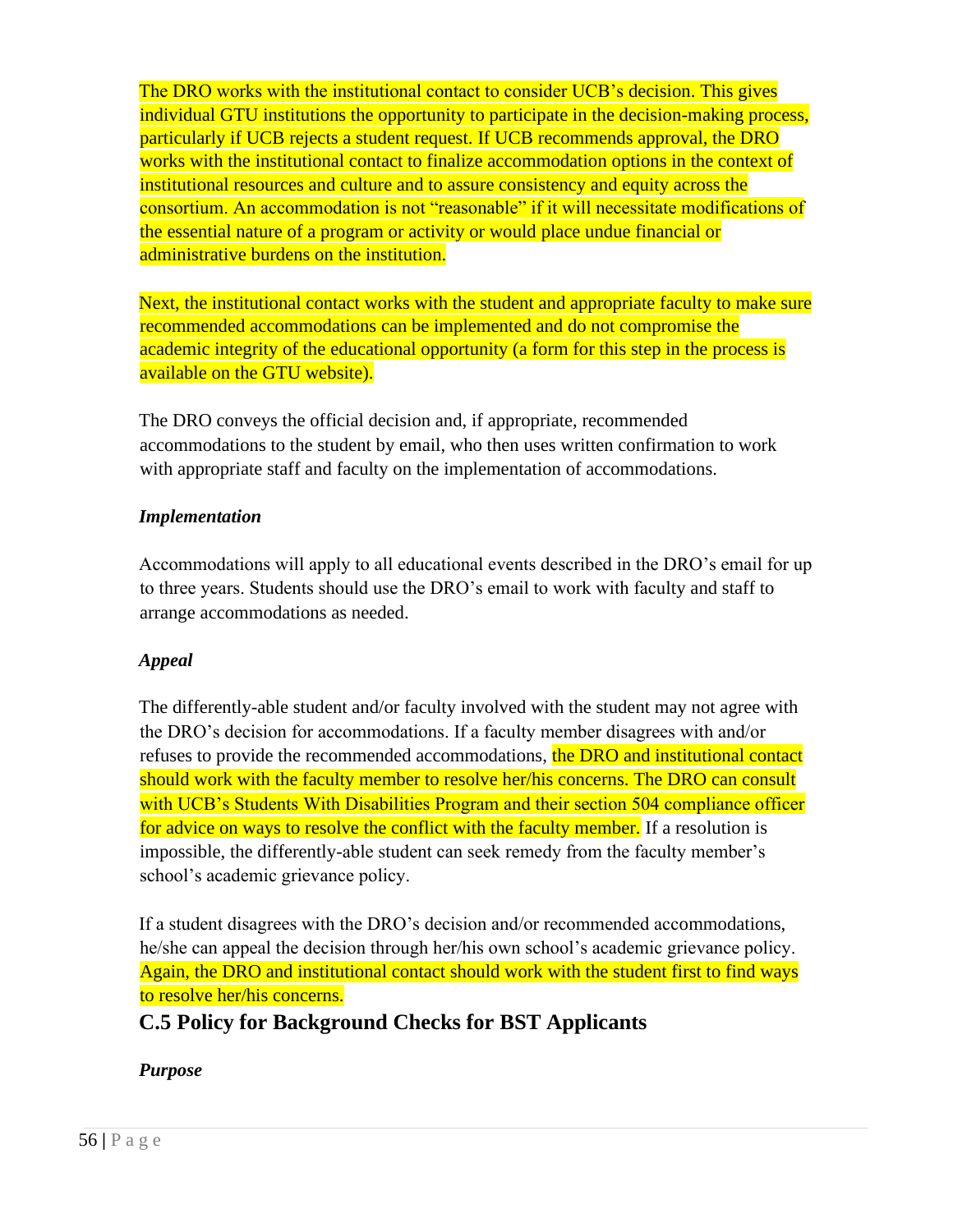The DRO works with the institutional contact to consider UCB's decision. This gives individual GTU institutions the opportunity to participate in the decision-making process, particularly if UCB rejects a student request. If UCB recommends approval, the DRO works with the institutional contact to finalize accommodation options in the context of institutional resources and culture and to assure consistency and equity across the consortium. An accommodation is not "reasonable" if it will necessitate modifications of the essential nature of a program or activity or would place undue financial or administrative burdens on the institution.

Next, the institutional contact works with the student and appropriate faculty to make sure recommended accommodations can be implemented and do not compromise the academic integrity of the educational opportunity (a form for this step in the process is available on the GTU website).

The DRO conveys the official decision and, if appropriate, recommended accommodations to the student by email, who then uses written confirmation to work with appropriate staff and faculty on the implementation of accommodations.

***Implementation***

Accommodations will apply to all educational events described in the DRO's email for up to three years. Students should use the DRO's email to work with faculty and staff to arrange accommodations as needed.

***Appeal***

The differently-able student and/or faculty involved with the student may not agree with the DRO's decision for accommodations. If a faculty member disagrees with and/or refuses to provide the recommended accommodations, the DRO and institutional contact should work with the faculty member to resolve her/his concerns. The DRO can consult with UCB's Students With Disabilities Program and their section 504 compliance officer for advice on ways to resolve the conflict with the faculty member. If a resolution is impossible, the differently-able student can seek remedy from the faculty member's school's academic grievance policy.

If a student disagrees with the DRO's decision and/or recommended accommodations, he/she can appeal the decision through her/his own school's academic grievance policy. Again, the DRO and institutional contact should work with the student first to find ways to resolve her/his concerns.

## C.5 Policy for Background Checks for BST Applicants

***Purpose***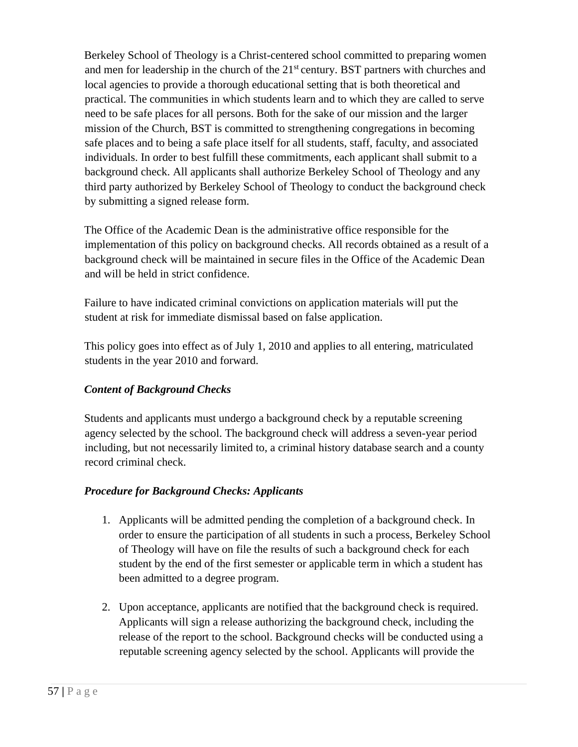Berkeley School of Theology is a Christ-centered school committed to preparing women and men for leadership in the church of the 21st century. BST partners with churches and local agencies to provide a thorough educational setting that is both theoretical and practical. The communities in which students learn and to which they are called to serve need to be safe places for all persons. Both for the sake of our mission and the larger mission of the Church, BST is committed to strengthening congregations in becoming safe places and to being a safe place itself for all students, staff, faculty, and associated individuals. In order to best fulfill these commitments, each applicant shall submit to a background check. All applicants shall authorize Berkeley School of Theology and any third party authorized by Berkeley School of Theology to conduct the background check by submitting a signed release form.

The Office of the Academic Dean is the administrative office responsible for the implementation of this policy on background checks. All records obtained as a result of a background check will be maintained in secure files in the Office of the Academic Dean and will be held in strict confidence.

Failure to have indicated criminal convictions on application materials will put the student at risk for immediate dismissal based on false application.

This policy goes into effect as of July 1, 2010 and applies to all entering, matriculated students in the year 2010 and forward.

***Content of Background Checks***

Students and applicants must undergo a background check by a reputable screening agency selected by the school. The background check will address a seven-year period including, but not necessarily limited to, a criminal history database search and a county record criminal check.

***Procedure for Background Checks: Applicants***

1. Applicants will be admitted pending the completion of a background check. In order to ensure the participation of all students in such a process, Berkeley School of Theology will have on file the results of such a background check for each student by the end of the first semester or applicable term in which a student has been admitted to a degree program.

2. Upon acceptance, applicants are notified that the background check is required. Applicants will sign a release authorizing the background check, including the release of the report to the school. Background checks will be conducted using a reputable screening agency selected by the school. Applicants will provide the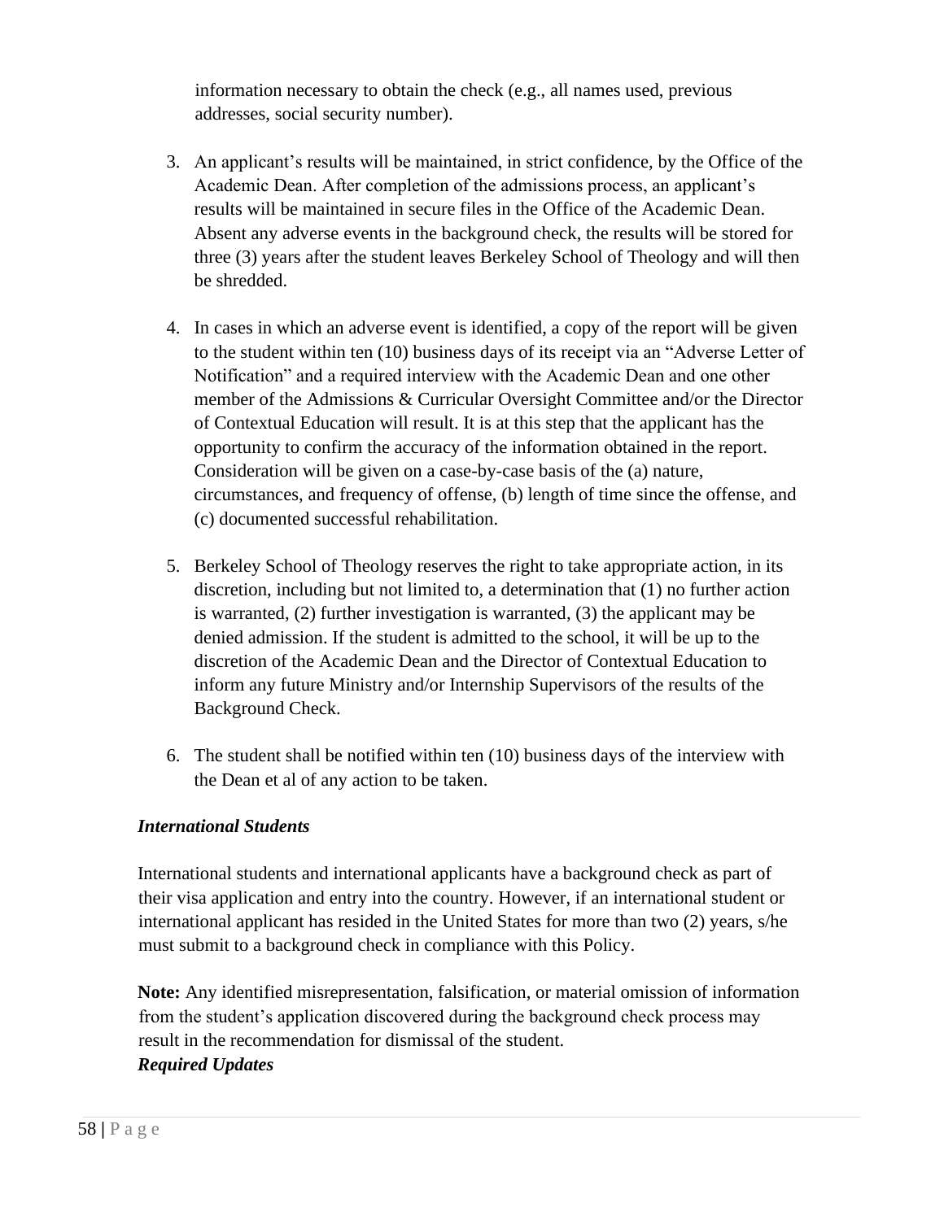information necessary to obtain the check (e.g., all names used, previous addresses, social security number).

3. An applicant's results will be maintained, in strict confidence, by the Office of the Academic Dean. After completion of the admissions process, an applicant's results will be maintained in secure files in the Office of the Academic Dean. Absent any adverse events in the background check, the results will be stored for three (3) years after the student leaves Berkeley School of Theology and will then be shredded.

4. In cases in which an adverse event is identified, a copy of the report will be given to the student within ten (10) business days of its receipt via an "Adverse Letter of Notification" and a required interview with the Academic Dean and one other member of the Admissions & Curricular Oversight Committee and/or the Director of Contextual Education will result. It is at this step that the applicant has the opportunity to confirm the accuracy of the information obtained in the report. Consideration will be given on a case-by-case basis of the (a) nature, circumstances, and frequency of offense, (b) length of time since the offense, and (c) documented successful rehabilitation.

5. Berkeley School of Theology reserves the right to take appropriate action, in its discretion, including but not limited to, a determination that (1) no further action is warranted, (2) further investigation is warranted, (3) the applicant may be denied admission. If the student is admitted to the school, it will be up to the discretion of the Academic Dean and the Director of Contextual Education to inform any future Ministry and/or Internship Supervisors of the results of the Background Check.

6. The student shall be notified within ten (10) business days of the interview with the Dean et al of any action to be taken.

***International Students***

International students and international applicants have a background check as part of their visa application and entry into the country. However, if an international student or international applicant has resided in the United States for more than two (2) years, s/he must submit to a background check in compliance with this Policy.

**Note:** Any identified misrepresentation, falsification, or material omission of information from the student's application discovered during the background check process may result in the recommendation for dismissal of the student.

***Required Updates***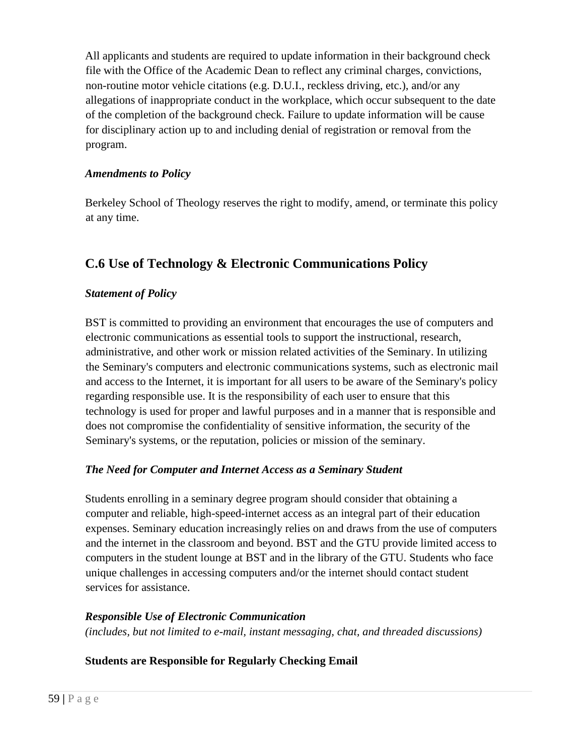All applicants and students are required to update information in their background check file with the Office of the Academic Dean to reflect any criminal charges, convictions, non-routine motor vehicle citations (e.g. D.U.I., reckless driving, etc.), and/or any allegations of inappropriate conduct in the workplace, which occur subsequent to the date of the completion of the background check. Failure to update information will be cause for disciplinary action up to and including denial of registration or removal from the program.

***Amendments to Policy***

Berkeley School of Theology reserves the right to modify, amend, or terminate this policy at any time.

## C.6 Use of Technology & Electronic Communications Policy

***Statement of Policy***

BST is committed to providing an environment that encourages the use of computers and electronic communications as essential tools to support the instructional, research, administrative, and other work or mission related activities of the Seminary. In utilizing the Seminary's computers and electronic communications systems, such as electronic mail and access to the Internet, it is important for all users to be aware of the Seminary's policy regarding responsible use. It is the responsibility of each user to ensure that this technology is used for proper and lawful purposes and in a manner that is responsible and does not compromise the confidentiality of sensitive information, the security of the Seminary's systems, or the reputation, policies or mission of the seminary.

***The Need for Computer and Internet Access as a Seminary Student***

Students enrolling in a seminary degree program should consider that obtaining a computer and reliable, high-speed-internet access as an integral part of their education expenses. Seminary education increasingly relies on and draws from the use of computers and the internet in the classroom and beyond. BST and the GTU provide limited access to computers in the student lounge at BST and in the library of the GTU. Students who face unique challenges in accessing computers and/or the internet should contact student services for assistance.

***Responsible Use of Electronic Communication***
*(includes, but not limited to e-mail, instant messaging, chat, and threaded discussions)*

**Students are Responsible for Regularly Checking Email**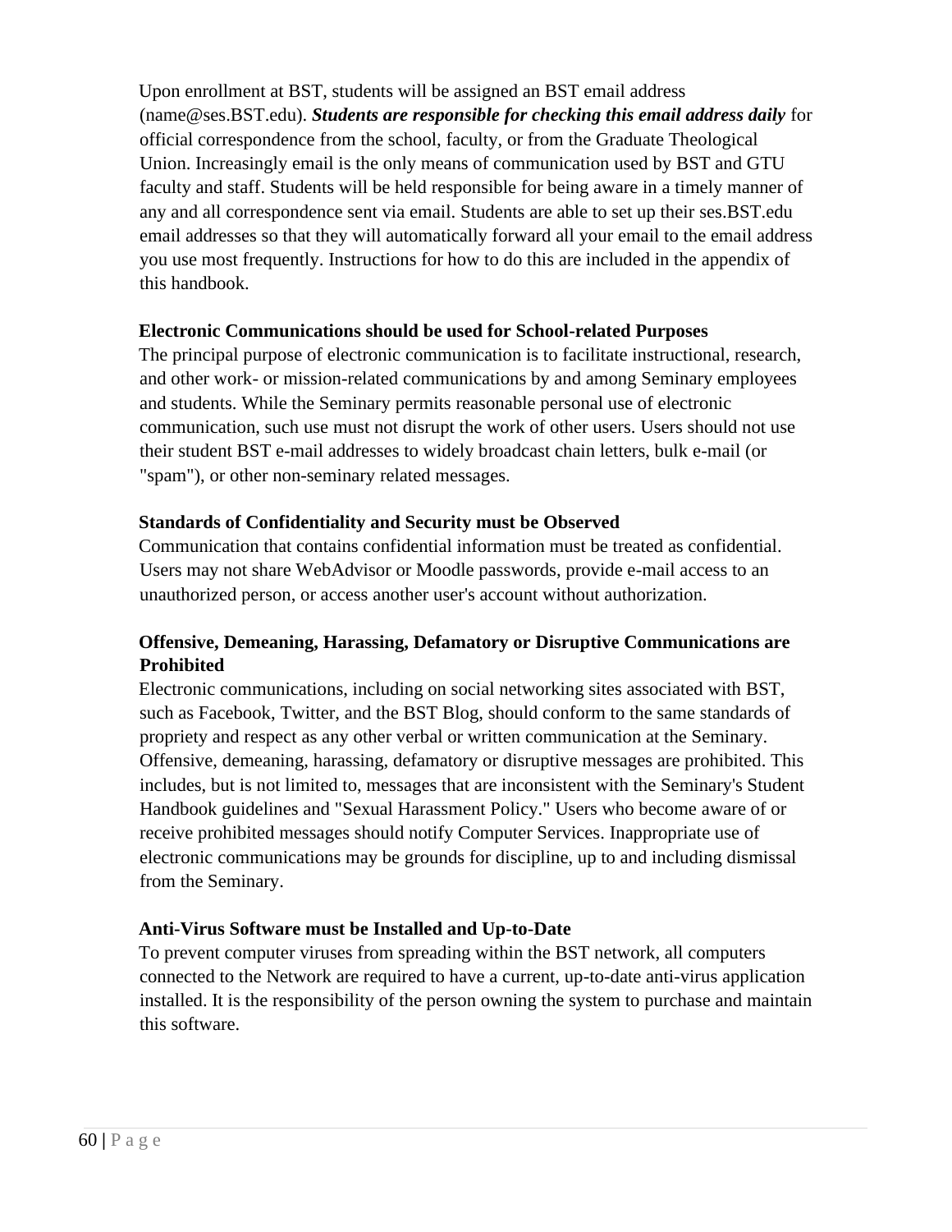Upon enrollment at BST, students will be assigned an BST email address (name@ses.BST.edu). ***Students are responsible for checking this email address daily*** for official correspondence from the school, faculty, or from the Graduate Theological Union. Increasingly email is the only means of communication used by BST and GTU faculty and staff. Students will be held responsible for being aware in a timely manner of any and all correspondence sent via email. Students are able to set up their ses.BST.edu email addresses so that they will automatically forward all your email to the email address you use most frequently. Instructions for how to do this are included in the appendix of this handbook.

**Electronic Communications should be used for School-related Purposes**

The principal purpose of electronic communication is to facilitate instructional, research, and other work- or mission-related communications by and among Seminary employees and students. While the Seminary permits reasonable personal use of electronic communication, such use must not disrupt the work of other users. Users should not use their student BST e-mail addresses to widely broadcast chain letters, bulk e-mail (or "spam"), or other non-seminary related messages.

**Standards of Confidentiality and Security must be Observed**

Communication that contains confidential information must be treated as confidential. Users may not share WebAdvisor or Moodle passwords, provide e-mail access to an unauthorized person, or access another user's account without authorization.

**Offensive, Demeaning, Harassing, Defamatory or Disruptive Communications are Prohibited**

Electronic communications, including on social networking sites associated with BST, such as Facebook, Twitter, and the BST Blog, should conform to the same standards of propriety and respect as any other verbal or written communication at the Seminary. Offensive, demeaning, harassing, defamatory or disruptive messages are prohibited. This includes, but is not limited to, messages that are inconsistent with the Seminary's Student Handbook guidelines and "Sexual Harassment Policy." Users who become aware of or receive prohibited messages should notify Computer Services. Inappropriate use of electronic communications may be grounds for discipline, up to and including dismissal from the Seminary.

**Anti-Virus Software must be Installed and Up-to-Date**

To prevent computer viruses from spreading within the BST network, all computers connected to the Network are required to have a current, up-to-date anti-virus application installed. It is the responsibility of the person owning the system to purchase and maintain this software.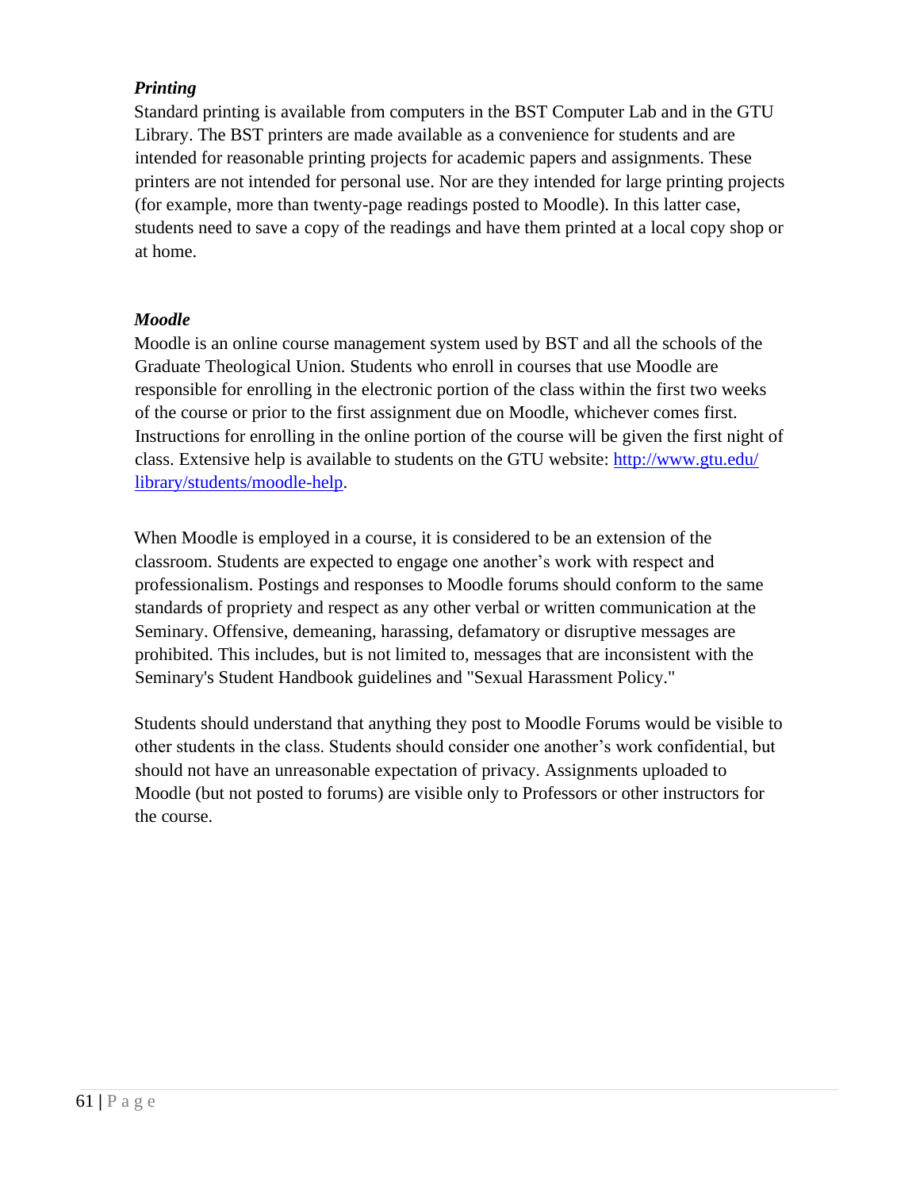### *Printing*

Standard printing is available from computers in the BST Computer Lab and in the GTU Library. The BST printers are made available as a convenience for students and are intended for reasonable printing projects for academic papers and assignments. These printers are not intended for personal use. Nor are they intended for large printing projects (for example, more than twenty-page readings posted to Moodle). In this latter case, students need to save a copy of the readings and have them printed at a local copy shop or at home.

### *Moodle*

Moodle is an online course management system used by BST and all the schools of the Graduate Theological Union. Students who enroll in courses that use Moodle are responsible for enrolling in the electronic portion of the class within the first two weeks of the course or prior to the first assignment due on Moodle, whichever comes first. Instructions for enrolling in the online portion of the course will be given the first night of class. Extensive help is available to students on the GTU website: [http://www.gtu.edu/library/students/moodle-help](http://www.gtu.edu/library/students/moodle-help).

When Moodle is employed in a course, it is considered to be an extension of the classroom. Students are expected to engage one another's work with respect and professionalism. Postings and responses to Moodle forums should conform to the same standards of propriety and respect as any other verbal or written communication at the Seminary. Offensive, demeaning, harassing, defamatory or disruptive messages are prohibited. This includes, but is not limited to, messages that are inconsistent with the Seminary's Student Handbook guidelines and "Sexual Harassment Policy."

Students should understand that anything they post to Moodle Forums would be visible to other students in the class. Students should consider one another's work confidential, but should not have an unreasonable expectation of privacy. Assignments uploaded to Moodle (but not posted to forums) are visible only to Professors or other instructors for the course.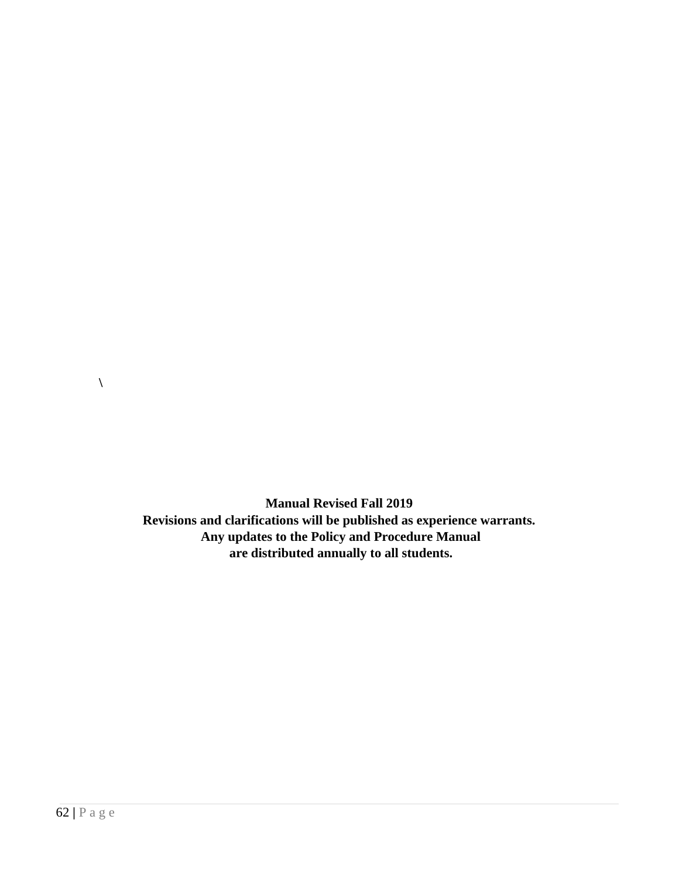\

**Manual Revised Fall 2019**
**Revisions and clarifications will be published as experience warrants.**
**Any updates to the Policy and Procedure Manual**
**are distributed annually to all students.**